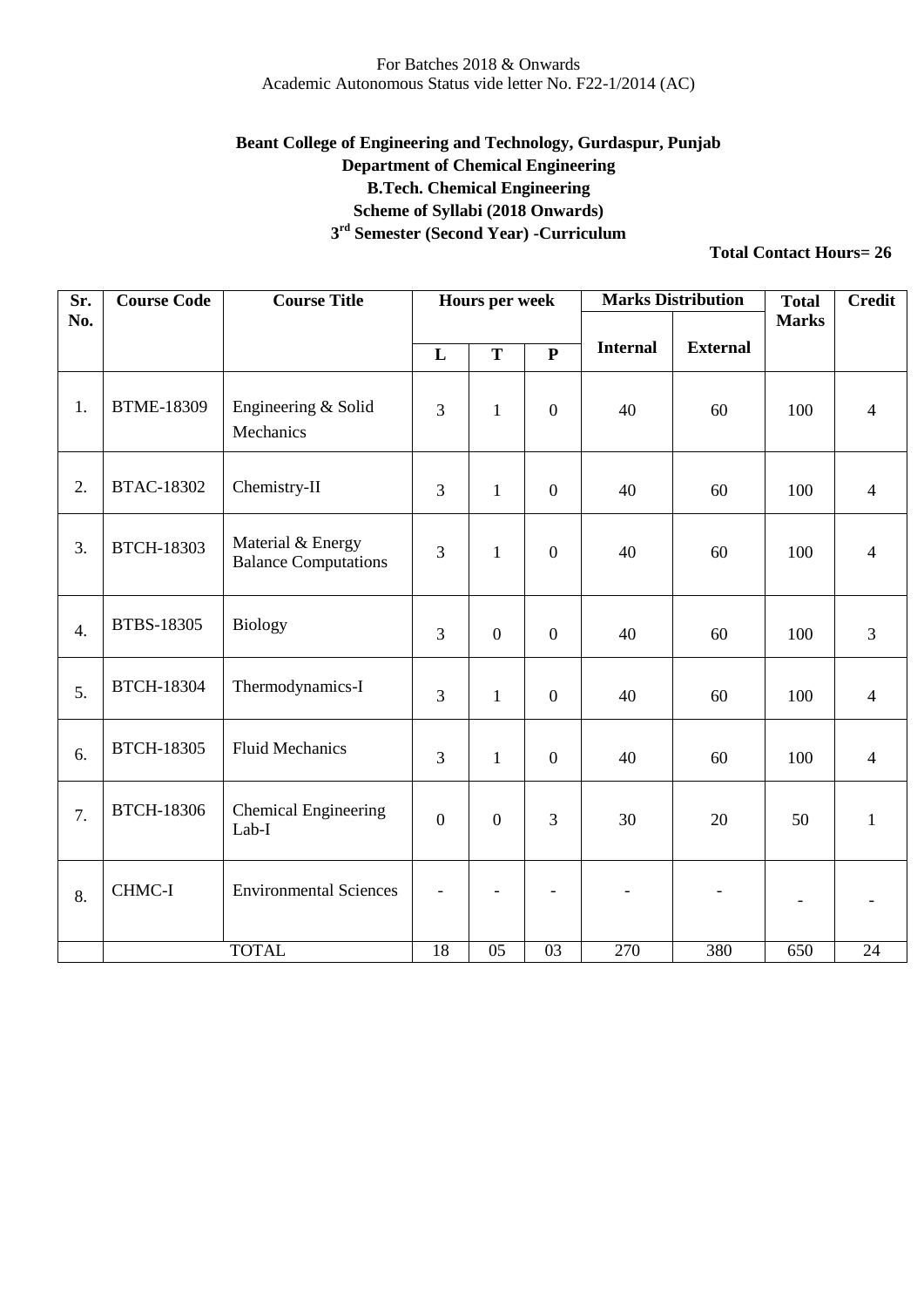For Batches 2018 & Onwards
Academic Autonomous Status vide letter No. F22-1/2014 (AC)

**Beant College of Engineering and Technology, Gurdaspur, Punjab**
**Department of Chemical Engineering**
**B.Tech. Chemical Engineering**
**Scheme of Syllabi (2018 Onwards)**
**3rd Semester (Second Year) -Curriculum**

**Total Contact Hours= 26**

| Sr. No. | Course Code | Course Title | Hours per week | | | Marks Distribution | | Total Marks | Credit |
|---|---|---|---|---|---|---|---|---|---|
| | | | L | T | P | Internal | External | | |
| 1. | BTME-18309 | Engineering & Solid Mechanics | 3 | 1 | 0 | 40 | 60 | 100 | 4 |
| 2. | BTAC-18302 | Chemistry-II | 3 | 1 | 0 | 40 | 60 | 100 | 4 |
| 3. | BTCH-18303 | Material & Energy Balance Computations | 3 | 1 | 0 | 40 | 60 | 100 | 4 |
| 4. | BTBS-18305 | Biology | 3 | 0 | 0 | 40 | 60 | 100 | 3 |
| 5. | BTCH-18304 | Thermodynamics-I | 3 | 1 | 0 | 40 | 60 | 100 | 4 |
| 6. | BTCH-18305 | Fluid Mechanics | 3 | 1 | 0 | 40 | 60 | 100 | 4 |
| 7. | BTCH-18306 | Chemical Engineering Lab-I | 0 | 0 | 3 | 30 | 20 | 50 | 1 |
| 8. | CHMC-I | Environmental Sciences | - | - | - | - | - | - | - |
| | TOTAL | | 18 | 05 | 03 | 270 | 380 | 650 | 24 |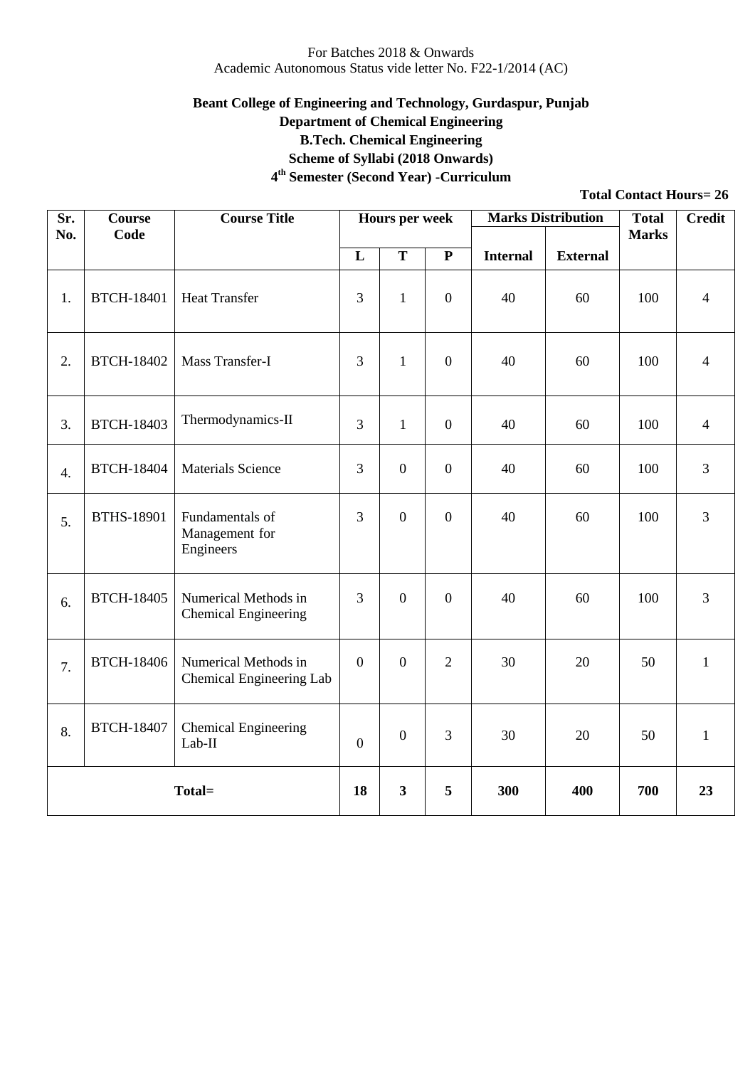For Batches 2018 & Onwards
Academic Autonomous Status vide letter No. F22-1/2014 (AC)

**Beant College of Engineering and Technology, Gurdaspur, Punjab**
**Department of Chemical Engineering**
**B.Tech. Chemical Engineering**
**Scheme of Syllabi (2018 Onwards)**
**4th Semester (Second Year) -Curriculum**

**Total Contact Hours= 26**

| Sr. No. | Course Code | Course Title | Hours per week | | | Marks Distribution | | Total Marks | Credit |
|---|---|---|---|---|---|---|---|---|---|
| | | | L | T | P | Internal | External | | |
| 1. | BTCH-18401 | Heat Transfer | 3 | 1 | 0 | 40 | 60 | 100 | 4 |
| 2. | BTCH-18402 | Mass Transfer-I | 3 | 1 | 0 | 40 | 60 | 100 | 4 |
| 3. | BTCH-18403 | Thermodynamics-II | 3 | 1 | 0 | 40 | 60 | 100 | 4 |
| 4. | BTCH-18404 | Materials Science | 3 | 0 | 0 | 40 | 60 | 100 | 3 |
| 5. | BTHS-18901 | Fundamentals of Management for Engineers | 3 | 0 | 0 | 40 | 60 | 100 | 3 |
| 6. | BTCH-18405 | Numerical Methods in Chemical Engineering | 3 | 0 | 0 | 40 | 60 | 100 | 3 |
| 7. | BTCH-18406 | Numerical Methods in Chemical Engineering Lab | 0 | 0 | 2 | 30 | 20 | 50 | 1 |
| 8. | BTCH-18407 | Chemical Engineering Lab-II | 0 | 0 | 3 | 30 | 20 | 50 | 1 |
| **Total=** | | | **18** | **3** | **5** | **300** | **400** | **700** | **23** |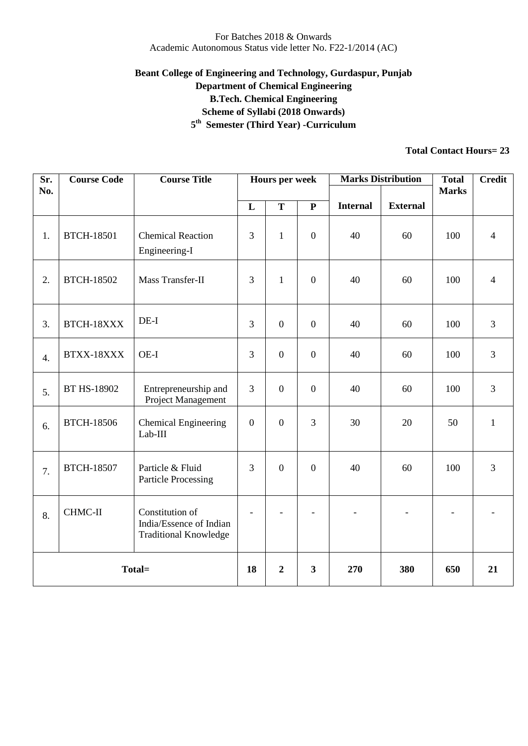For Batches 2018 & Onwards
Academic Autonomous Status vide letter No. F22-1/2014 (AC)

**Beant College of Engineering and Technology, Gurdaspur, Punjab**
**Department of Chemical Engineering**
**B.Tech. Chemical Engineering**
**Scheme of Syllabi (2018 Onwards)**
**5th Semester (Third Year) -Curriculum**

**Total Contact Hours= 23**

| Sr. No. | Course Code | Course Title | Hours per week | | | Marks Distribution | | Total Marks | Credit |
|---|---|---|---|---|---|---|---|---|---|
| | | | L | T | P | Internal | External | | |
| 1. | BTCH-18501 | Chemical Reaction Engineering-I | 3 | 1 | 0 | 40 | 60 | 100 | 4 |
| 2. | BTCH-18502 | Mass Transfer-II | 3 | 1 | 0 | 40 | 60 | 100 | 4 |
| 3. | BTCH-18XXX | DE-I | 3 | 0 | 0 | 40 | 60 | 100 | 3 |
| 4. | BTXX-18XXX | OE-I | 3 | 0 | 0 | 40 | 60 | 100 | 3 |
| 5. | BT HS-18902 | Entrepreneurship and Project Management | 3 | 0 | 0 | 40 | 60 | 100 | 3 |
| 6. | BTCH-18506 | Chemical Engineering Lab-III | 0 | 0 | 3 | 30 | 20 | 50 | 1 |
| 7. | BTCH-18507 | Particle & Fluid Particle Processing | 3 | 0 | 0 | 40 | 60 | 100 | 3 |
| 8. | CHMC-II | Constitution of India/Essence of Indian Traditional Knowledge | - | - | - | - | - | - | - |
| **Total=** | | | **18** | **2** | **3** | **270** | **380** | **650** | **21** |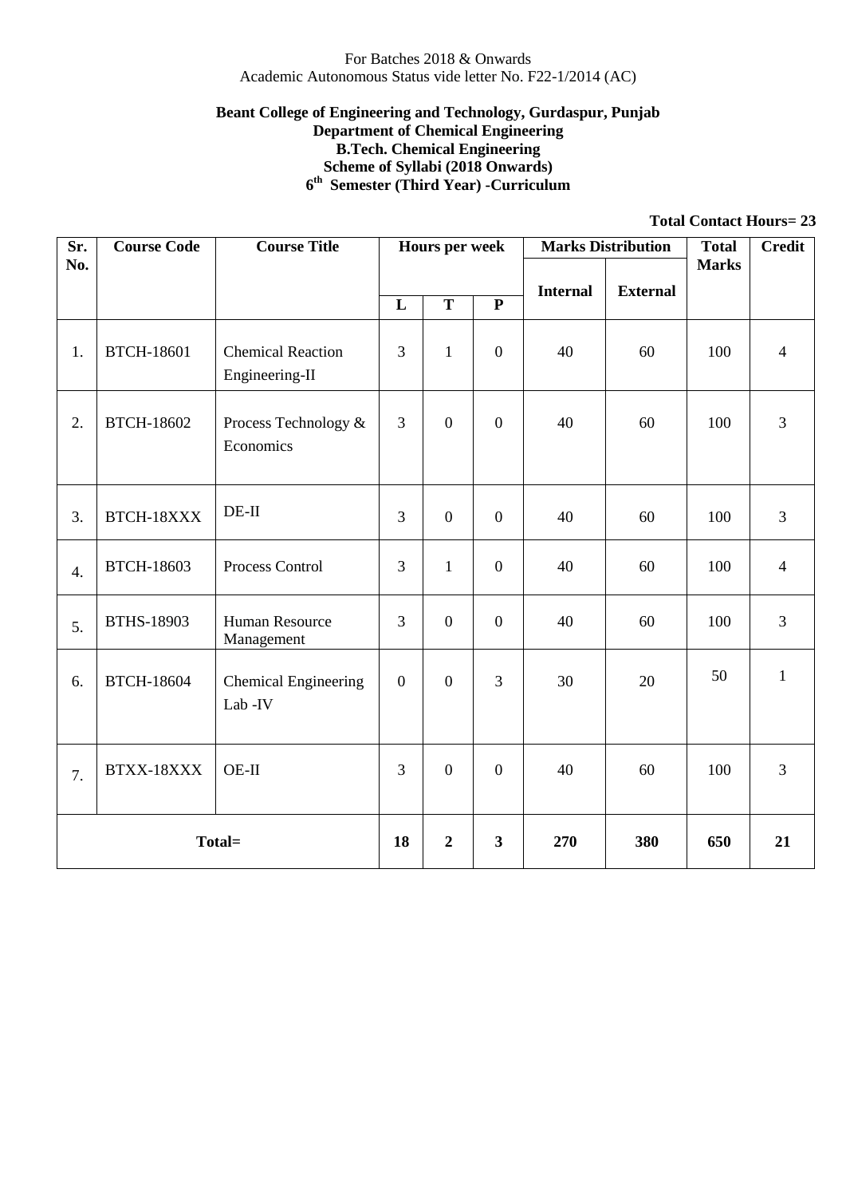For Batches 2018 & Onwards
Academic Autonomous Status vide letter No. F22-1/2014 (AC)

**Beant College of Engineering and Technology, Gurdaspur, Punjab**
**Department of Chemical Engineering**
**B.Tech. Chemical Engineering**
**Scheme of Syllabi (2018 Onwards)**
**6th Semester (Third Year) -Curriculum**

**Total Contact Hours= 23**

| Sr. No. | Course Code | Course Title | Hours per week | | | Marks Distribution | | Total Marks | Credit |
|---|---|---|---|---|---|---|---|---|---|
| | | | L | T | P | Internal | External | | |
| 1. | BTCH-18601 | Chemical Reaction Engineering-II | 3 | 1 | 0 | 40 | 60 | 100 | 4 |
| 2. | BTCH-18602 | Process Technology & Economics | 3 | 0 | 0 | 40 | 60 | 100 | 3 |
| 3. | BTCH-18XXX | DE-II | 3 | 0 | 0 | 40 | 60 | 100 | 3 |
| 4. | BTCH-18603 | Process Control | 3 | 1 | 0 | 40 | 60 | 100 | 4 |
| 5. | BTHS-18903 | Human Resource Management | 3 | 0 | 0 | 40 | 60 | 100 | 3 |
| 6. | BTCH-18604 | Chemical Engineering Lab -IV | 0 | 0 | 3 | 30 | 20 | 50 | 1 |
| 7. | BTXX-18XXX | OE-II | 3 | 0 | 0 | 40 | 60 | 100 | 3 |
| **Total=** | | | **18** | **2** | **3** | **270** | **380** | **650** | **21** |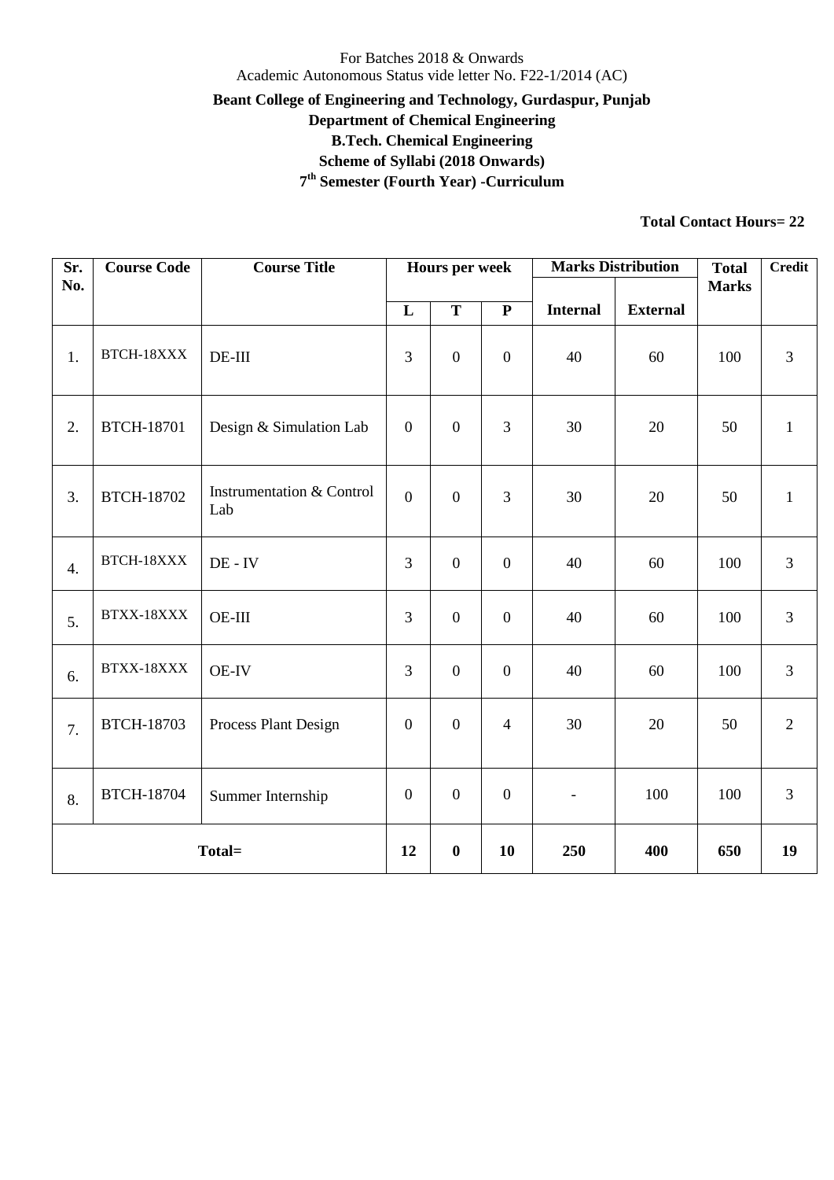For Batches 2018 & Onwards
Academic Autonomous Status vide letter No. F22-1/2014 (AC)

**Beant College of Engineering and Technology, Gurdaspur, Punjab**
**Department of Chemical Engineering**
**B.Tech. Chemical Engineering**
**Scheme of Syllabi (2018 Onwards)**
**7th Semester (Fourth Year) -Curriculum**

**Total Contact Hours= 22**

| Sr. No. | Course Code | Course Title | Hours per week | | | Marks Distribution | | Total Marks | Credit |
|---|---|---|---|---|---|---|---|---|---|
| | | | L | T | P | Internal | External | | |
| 1. | BTCH-18XXX | DE-III | 3 | 0 | 0 | 40 | 60 | 100 | 3 |
| 2. | BTCH-18701 | Design & Simulation Lab | 0 | 0 | 3 | 30 | 20 | 50 | 1 |
| 3. | BTCH-18702 | Instrumentation & Control Lab | 0 | 0 | 3 | 30 | 20 | 50 | 1 |
| 4. | BTCH-18XXX | DE - IV | 3 | 0 | 0 | 40 | 60 | 100 | 3 |
| 5. | BTXX-18XXX | OE-III | 3 | 0 | 0 | 40 | 60 | 100 | 3 |
| 6. | BTXX-18XXX | OE-IV | 3 | 0 | 0 | 40 | 60 | 100 | 3 |
| 7. | BTCH-18703 | Process Plant Design | 0 | 0 | 4 | 30 | 20 | 50 | 2 |
| 8. | BTCH-18704 | Summer Internship | 0 | 0 | 0 | - | 100 | 100 | 3 |
| **Total=** | | | **12** | **0** | **10** | **250** | **400** | **650** | **19** |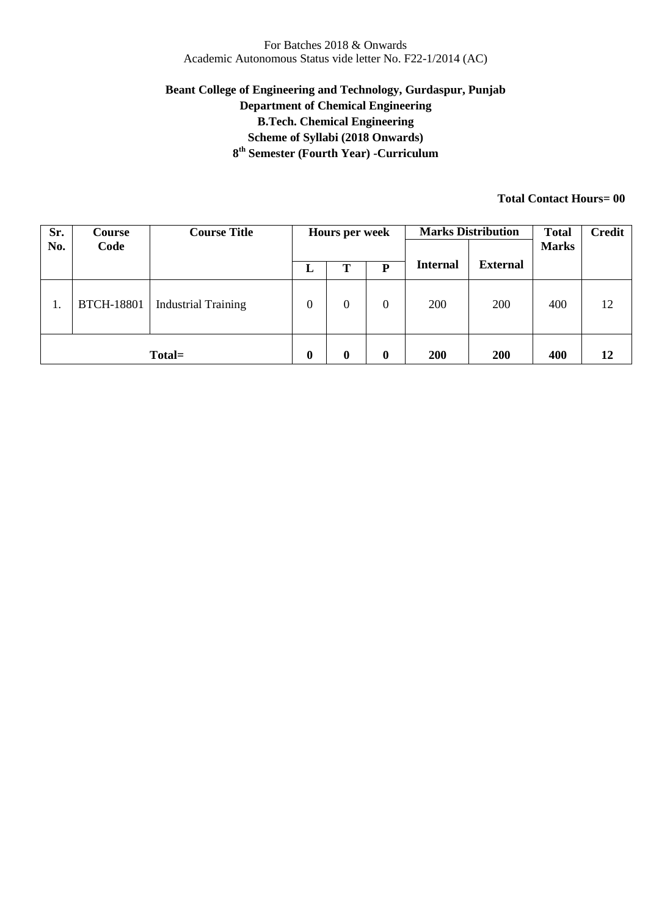For Batches 2018 & Onwards
Academic Autonomous Status vide letter No. F22-1/2014 (AC)

**Beant College of Engineering and Technology, Gurdaspur, Punjab**
**Department of Chemical Engineering**
**B.Tech. Chemical Engineering**
**Scheme of Syllabi (2018 Onwards)**
**8th Semester (Fourth Year) -Curriculum**

**Total Contact Hours= 00**

| Sr. No. | Course Code | Course Title | Hours per week | | | Marks Distribution | | Total Marks | Credit |
|---|---|---|---|---|---|---|---|---|---|
| | | | L | T | P | Internal | External | | |
| 1. | BTCH-18801 | Industrial Training | 0 | 0 | 0 | 200 | 200 | 400 | 12 |
| **Total=** | | | **0** | **0** | **0** | **200** | **200** | **400** | **12** |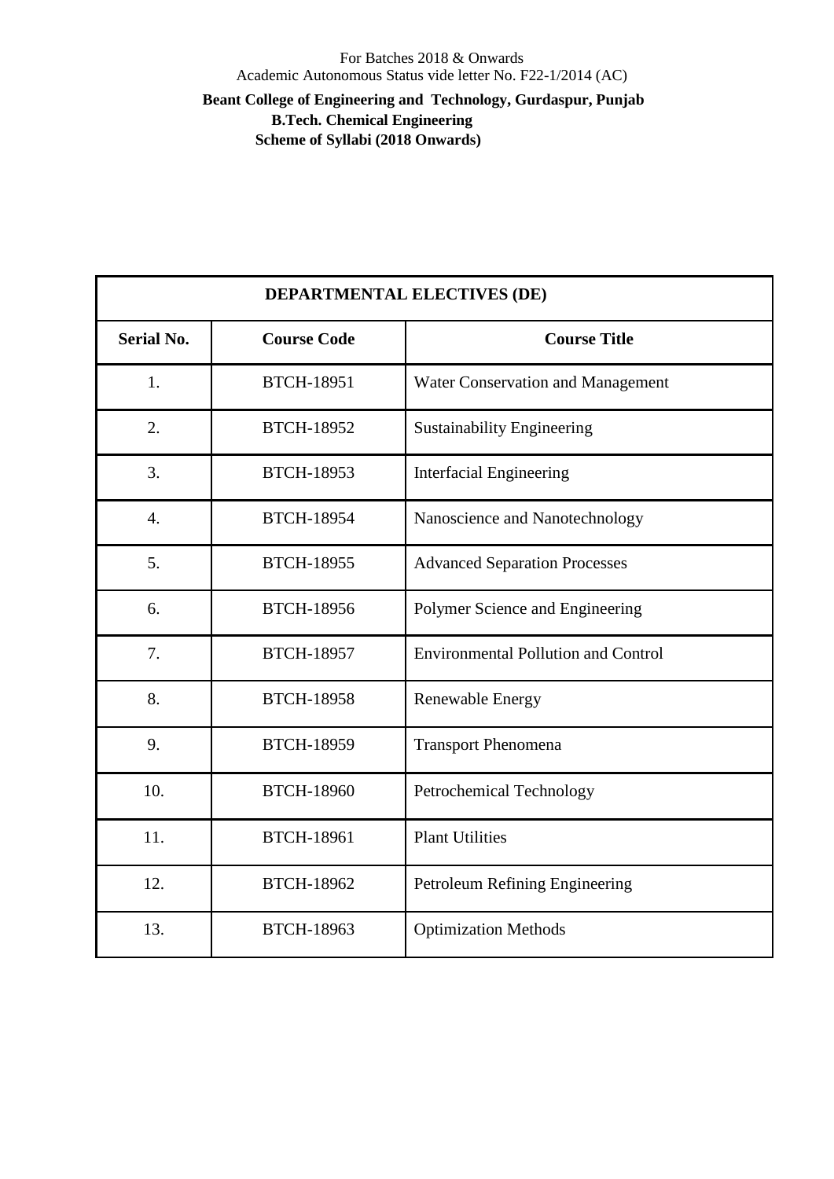For Batches 2018 & Onwards
Academic Autonomous Status vide letter No. F22-1/2014 (AC)

**Beant College of Engineering and Technology, Gurdaspur, Punjab**
**B.Tech. Chemical Engineering**
**Scheme of Syllabi (2018 Onwards)**

| DEPARTMENTAL ELECTIVES (DE) | | |
|---|---|---|
| **Serial No.** | **Course Code** | **Course Title** |
| 1. | BTCH-18951 | Water Conservation and Management |
| 2. | BTCH-18952 | Sustainability Engineering |
| 3. | BTCH-18953 | Interfacial Engineering |
| 4. | BTCH-18954 | Nanoscience and Nanotechnology |
| 5. | BTCH-18955 | Advanced Separation Processes |
| 6. | BTCH-18956 | Polymer Science and Engineering |
| 7. | BTCH-18957 | Environmental Pollution and Control |
| 8. | BTCH-18958 | Renewable Energy |
| 9. | BTCH-18959 | Transport Phenomena |
| 10. | BTCH-18960 | Petrochemical Technology |
| 11. | BTCH-18961 | Plant Utilities |
| 12. | BTCH-18962 | Petroleum Refining Engineering |
| 13. | BTCH-18963 | Optimization Methods |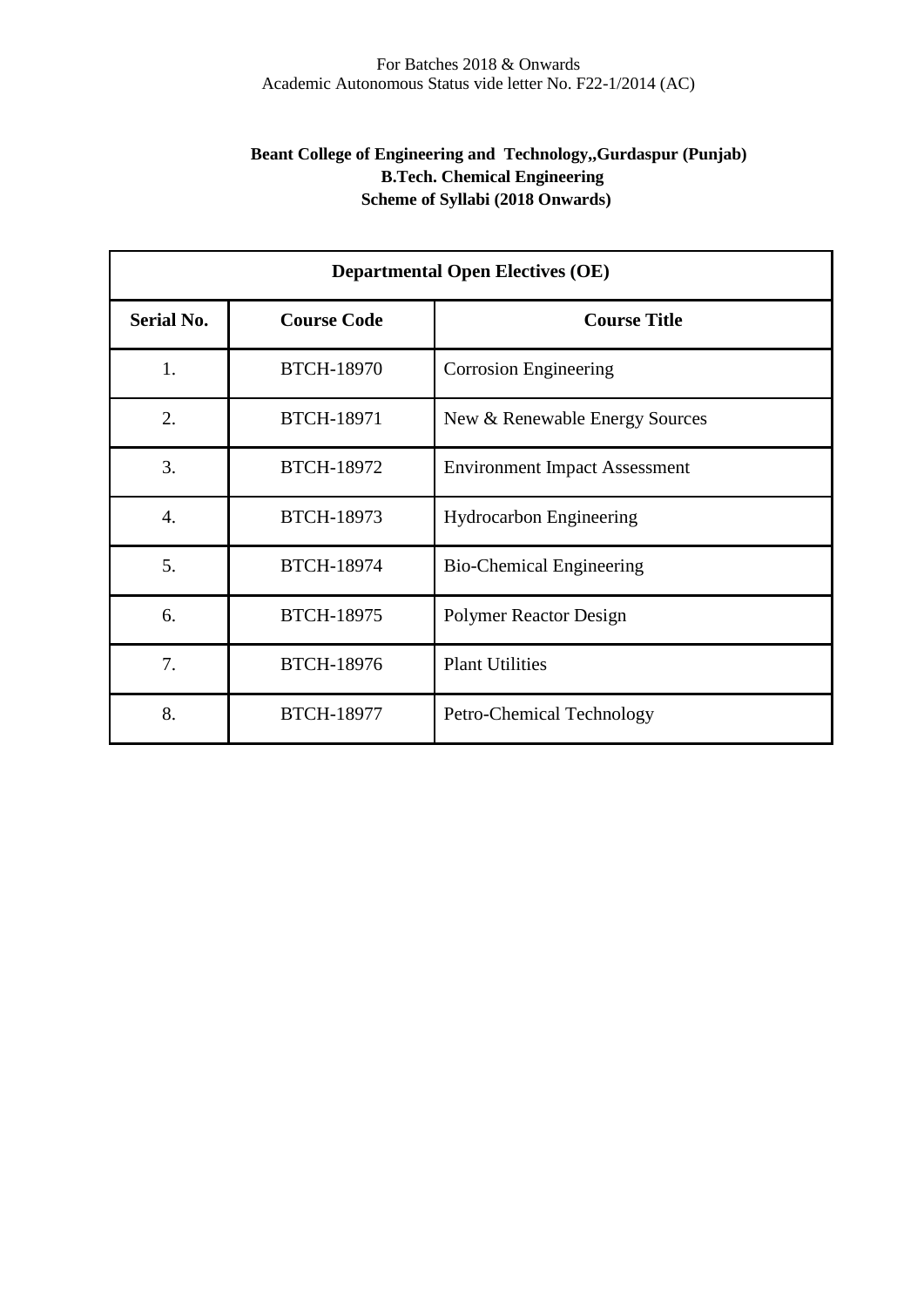For Batches 2018 & Onwards
Academic Autonomous Status vide letter No. F22-1/2014 (AC)

**Beant College of Engineering and Technology,,Gurdaspur (Punjab)**
**B.Tech. Chemical Engineering**
**Scheme of Syllabi (2018 Onwards)**

| Departmental Open Electives (OE) | | |
|---|---|---|
| **Serial No.** | **Course Code** | **Course Title** |
| 1. | BTCH-18970 | Corrosion Engineering |
| 2. | BTCH-18971 | New & Renewable Energy Sources |
| 3. | BTCH-18972 | Environment Impact Assessment |
| 4. | BTCH-18973 | Hydrocarbon Engineering |
| 5. | BTCH-18974 | Bio-Chemical Engineering |
| 6. | BTCH-18975 | Polymer Reactor Design |
| 7. | BTCH-18976 | Plant Utilities |
| 8. | BTCH-18977 | Petro-Chemical Technology |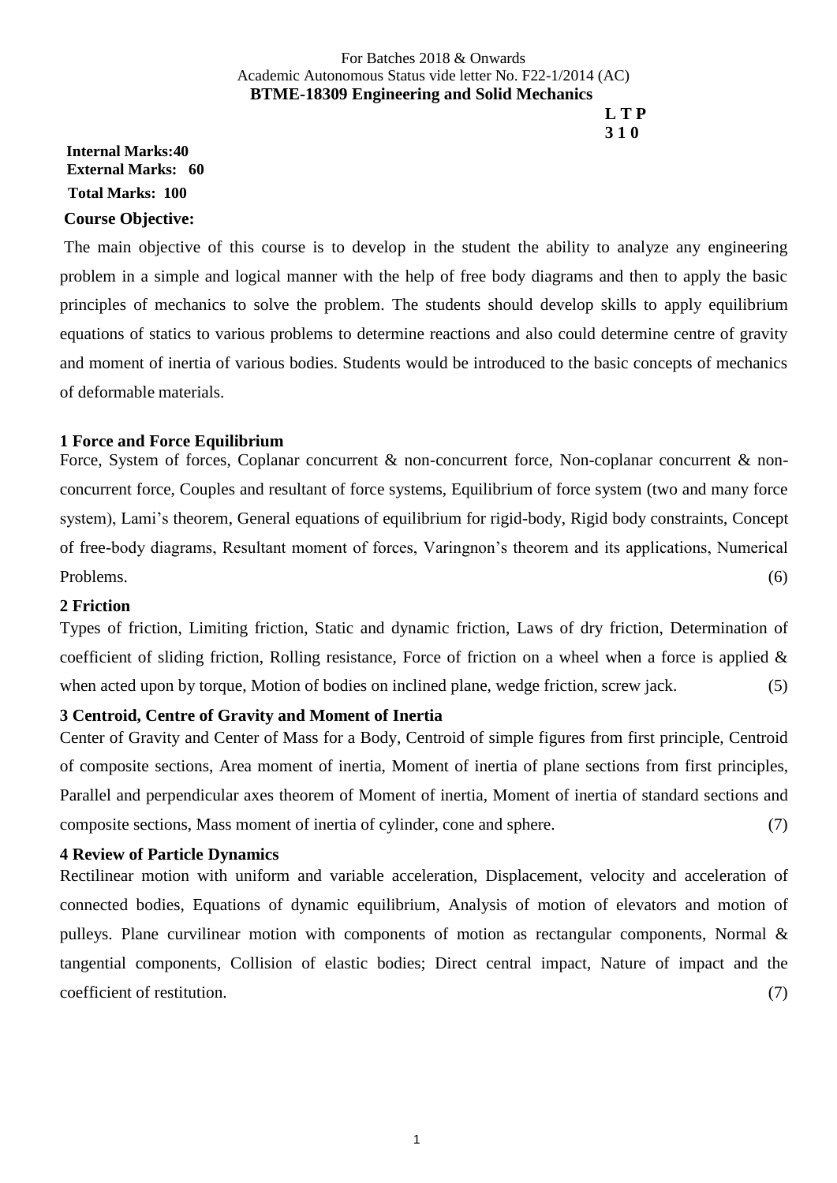For Batches 2018 & Onwards
Academic Autonomous Status vide letter No. F22-1/2014 (AC)

**BTME-18309 Engineering and Solid Mechanics**

**L T P**
**3 1 0**

**Internal Marks:40**
**External Marks: 60**
**Total Marks: 100**

**Course Objective:**

The main objective of this course is to develop in the student the ability to analyze any engineering problem in a simple and logical manner with the help of free body diagrams and then to apply the basic principles of mechanics to solve the problem. The students should develop skills to apply equilibrium equations of statics to various problems to determine reactions and also could determine centre of gravity and moment of inertia of various bodies. Students would be introduced to the basic concepts of mechanics of deformable materials.

**1 Force and Force Equilibrium**

Force, System of forces, Coplanar concurrent & non-concurrent force, Non-coplanar concurrent & non-concurrent force, Couples and resultant of force systems, Equilibrium of force system (two and many force system), Lami's theorem, General equations of equilibrium for rigid-body, Rigid body constraints, Concept of free-body diagrams, Resultant moment of forces, Varingnon's theorem and its applications, Numerical Problems. (6)

**2 Friction**

Types of friction, Limiting friction, Static and dynamic friction, Laws of dry friction, Determination of coefficient of sliding friction, Rolling resistance, Force of friction on a wheel when a force is applied & when acted upon by torque, Motion of bodies on inclined plane, wedge friction, screw jack. (5)

**3 Centroid, Centre of Gravity and Moment of Inertia**

Center of Gravity and Center of Mass for a Body, Centroid of simple figures from first principle, Centroid of composite sections, Area moment of inertia, Moment of inertia of plane sections from first principles, Parallel and perpendicular axes theorem of Moment of inertia, Moment of inertia of standard sections and composite sections, Mass moment of inertia of cylinder, cone and sphere. (7)

**4 Review of Particle Dynamics**

Rectilinear motion with uniform and variable acceleration, Displacement, velocity and acceleration of connected bodies, Equations of dynamic equilibrium, Analysis of motion of elevators and motion of pulleys. Plane curvilinear motion with components of motion as rectangular components, Normal & tangential components, Collision of elastic bodies; Direct central impact, Nature of impact and the coefficient of restitution. (7)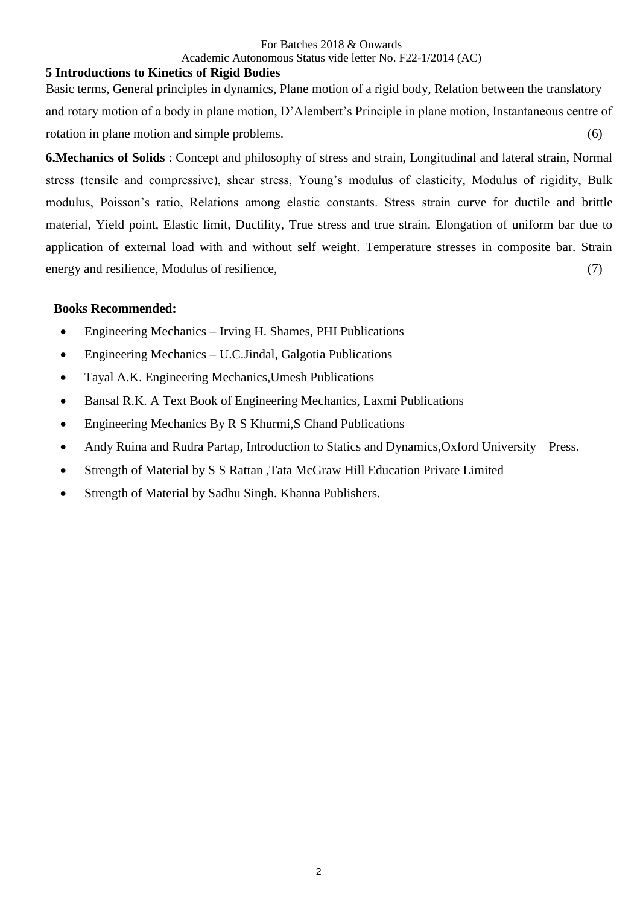**5 Introductions to Kinetics of Rigid Bodies**

Basic terms, General principles in dynamics, Plane motion of a rigid body, Relation between the translatory and rotary motion of a body in plane motion, D'Alembert's Principle in plane motion, Instantaneous centre of rotation in plane motion and simple problems. (6)

**6.Mechanics of Solids** : Concept and philosophy of stress and strain, Longitudinal and lateral strain, Normal stress (tensile and compressive), shear stress, Young's modulus of elasticity, Modulus of rigidity, Bulk modulus, Poisson's ratio, Relations among elastic constants. Stress strain curve for ductile and brittle material, Yield point, Elastic limit, Ductility, True stress and true strain. Elongation of uniform bar due to application of external load with and without self weight. Temperature stresses in composite bar. Strain energy and resilience, Modulus of resilience, (7)

**Books Recommended:**

- Engineering Mechanics – Irving H. Shames, PHI Publications
- Engineering Mechanics – U.C.Jindal, Galgotia Publications
- Tayal A.K. Engineering Mechanics,Umesh Publications
- Bansal R.K. A Text Book of Engineering Mechanics, Laxmi Publications
- Engineering Mechanics By R S Khurmi,S Chand Publications
- Andy Ruina and Rudra Partap, Introduction to Statics and Dynamics,Oxford University Press.
- Strength of Material by S S Rattan ,Tata McGraw Hill Education Private Limited
- Strength of Material by Sadhu Singh. Khanna Publishers.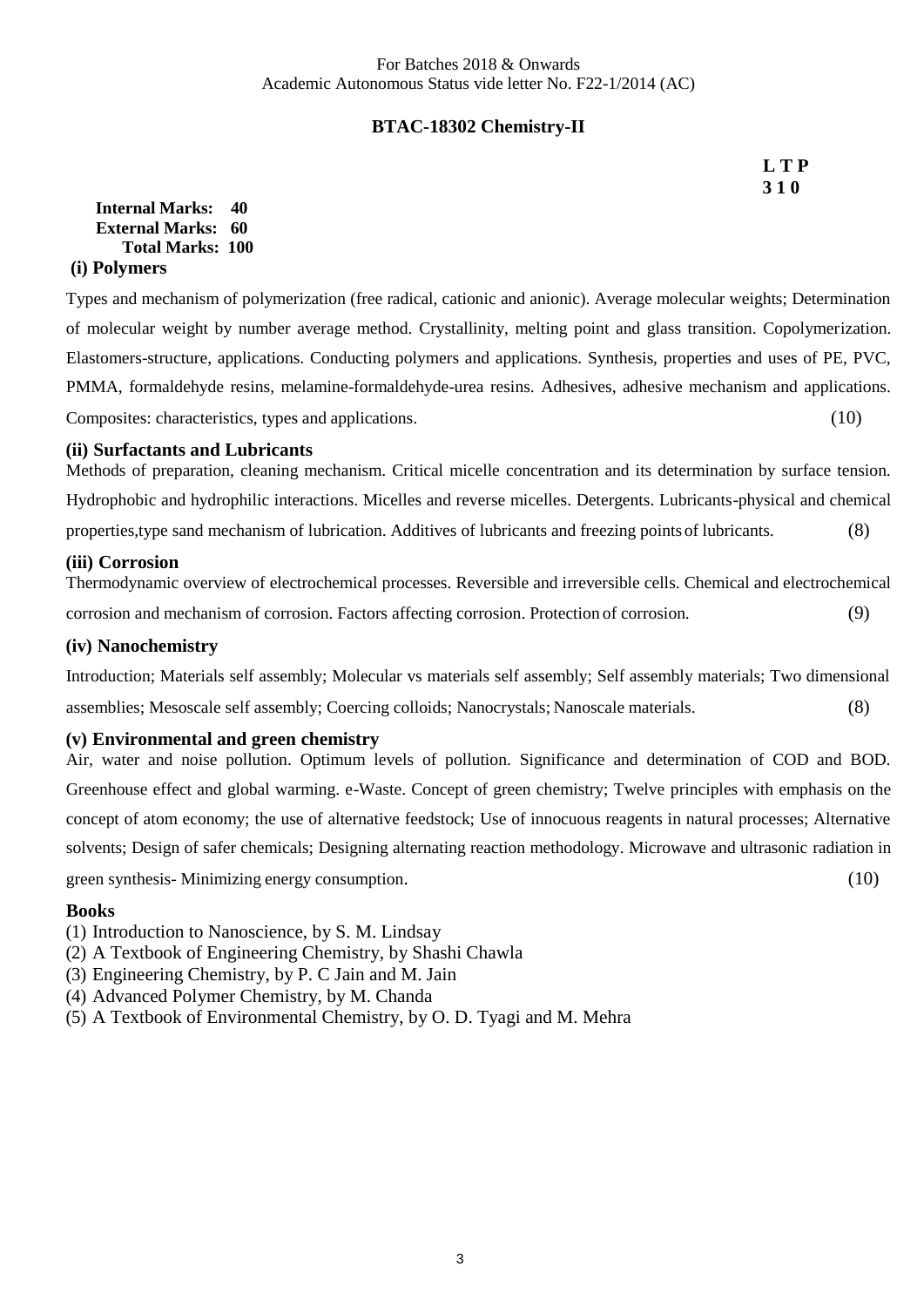For Batches 2018 & Onwards
Academic Autonomous Status vide letter No. F22-1/2014 (AC)

## BTAC-18302 Chemistry-II

**L T P**
**3 1 0**

**Internal Marks: 40**
**External Marks: 60**
**Total Marks: 100**

### (i) Polymers

Types and mechanism of polymerization (free radical, cationic and anionic). Average molecular weights; Determination of molecular weight by number average method. Crystallinity, melting point and glass transition. Copolymerization. Elastomers-structure, applications. Conducting polymers and applications. Synthesis, properties and uses of PE, PVC, PMMA, formaldehyde resins, melamine-formaldehyde-urea resins. Adhesives, adhesive mechanism and applications. Composites: characteristics, types and applications. (10)

### (ii) Surfactants and Lubricants

Methods of preparation, cleaning mechanism. Critical micelle concentration and its determination by surface tension. Hydrophobic and hydrophilic interactions. Micelles and reverse micelles. Detergents. Lubricants-physical and chemical properties,type sand mechanism of lubrication. Additives of lubricants and freezing points of lubricants. (8)

### (iii) Corrosion

Thermodynamic overview of electrochemical processes. Reversible and irreversible cells. Chemical and electrochemical corrosion and mechanism of corrosion. Factors affecting corrosion. Protection of corrosion. (9)

### (iv) Nanochemistry

Introduction; Materials self assembly; Molecular vs materials self assembly; Self assembly materials; Two dimensional assemblies; Mesoscale self assembly; Coercing colloids; Nanocrystals; Nanoscale materials. (8)

### (v) Environmental and green chemistry

Air, water and noise pollution. Optimum levels of pollution. Significance and determination of COD and BOD. Greenhouse effect and global warming. e-Waste. Concept of green chemistry; Twelve principles with emphasis on the concept of atom economy; the use of alternative feedstock; Use of innocuous reagents in natural processes; Alternative solvents; Design of safer chemicals; Designing alternating reaction methodology. Microwave and ultrasonic radiation in green synthesis- Minimizing energy consumption. (10)

### Books

(1) Introduction to Nanoscience, by S. M. Lindsay
(2) A Textbook of Engineering Chemistry, by Shashi Chawla
(3) Engineering Chemistry, by P. C Jain and M. Jain
(4) Advanced Polymer Chemistry, by M. Chanda
(5) A Textbook of Environmental Chemistry, by O. D. Tyagi and M. Mehra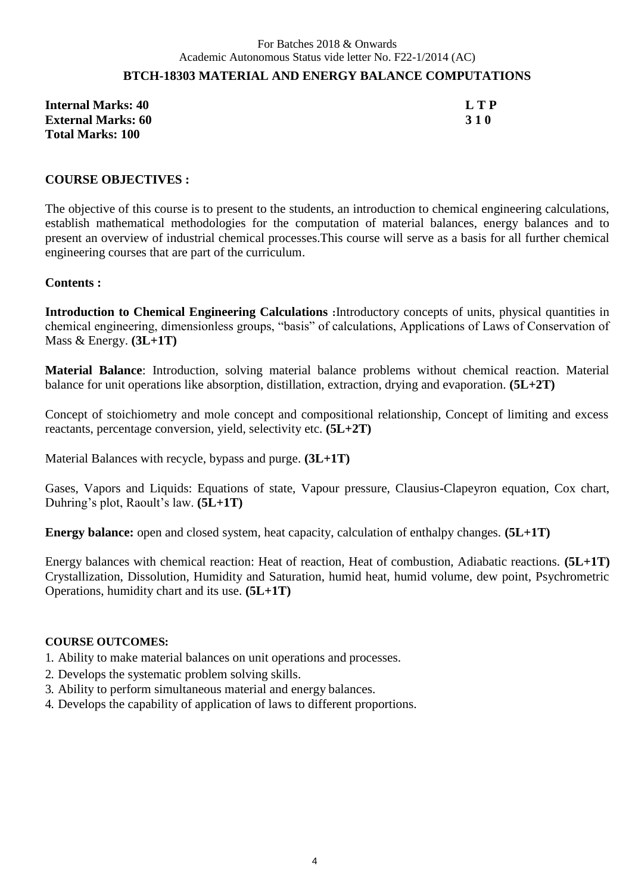For Batches 2018 & Onwards
Academic Autonomous Status vide letter No. F22-1/2014 (AC)

## BTCH-18303 MATERIAL AND ENERGY BALANCE COMPUTATIONS

| | |
|---|---|
| **Internal Marks: 40** | **L T P** |
| **External Marks: 60** | **3 1 0** |
| **Total Marks: 100** | |

### COURSE OBJECTIVES :

The objective of this course is to present to the students, an introduction to chemical engineering calculations, establish mathematical methodologies for the computation of material balances, energy balances and to present an overview of industrial chemical processes.This course will serve as a basis for all further chemical engineering courses that are part of the curriculum.

### Contents :

**Introduction to Chemical Engineering Calculations :**Introductory concepts of units, physical quantities in chemical engineering, dimensionless groups, "basis" of calculations, Applications of Laws of Conservation of Mass & Energy. **(3L+1T)**

**Material Balance**: Introduction, solving material balance problems without chemical reaction. Material balance for unit operations like absorption, distillation, extraction, drying and evaporation. **(5L+2T)**

Concept of stoichiometry and mole concept and compositional relationship, Concept of limiting and excess reactants, percentage conversion, yield, selectivity etc. **(5L+2T)**

Material Balances with recycle, bypass and purge. **(3L+1T)**

Gases, Vapors and Liquids: Equations of state, Vapour pressure, Clausius-Clapeyron equation, Cox chart, Duhring's plot, Raoult's law. **(5L+1T)**

**Energy balance:** open and closed system, heat capacity, calculation of enthalpy changes. **(5L+1T)**

Energy balances with chemical reaction: Heat of reaction, Heat of combustion, Adiabatic reactions. **(5L+1T)**
Crystallization, Dissolution, Humidity and Saturation, humid heat, humid volume, dew point, Psychrometric Operations, humidity chart and its use. **(5L+1T)**

### COURSE OUTCOMES:

1. Ability to make material balances on unit operations and processes.
2. Develops the systematic problem solving skills.
3. Ability to perform simultaneous material and energy balances.
4. Develops the capability of application of laws to different proportions.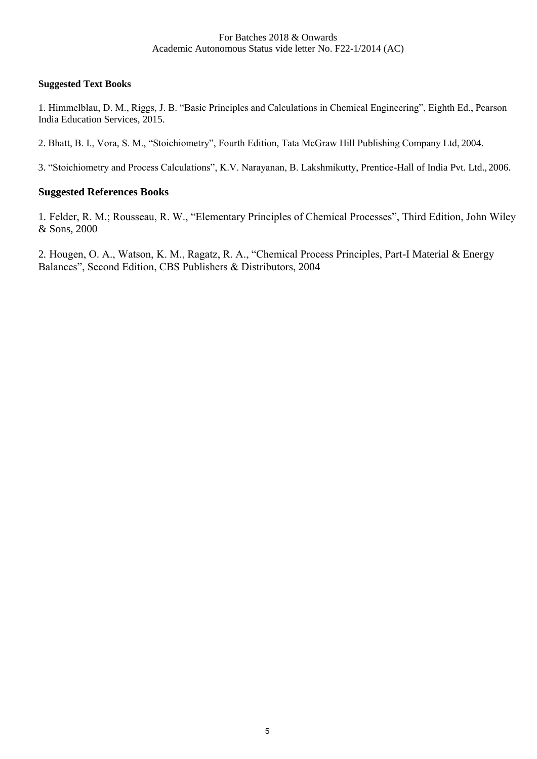### Suggested Text Books

1. Himmelblau, D. M., Riggs, J. B. "Basic Principles and Calculations in Chemical Engineering", Eighth Ed., Pearson India Education Services, 2015.

2. Bhatt, B. I., Vora, S. M., "Stoichiometry", Fourth Edition, Tata McGraw Hill Publishing Company Ltd, 2004.

3. "Stoichiometry and Process Calculations", K.V. Narayanan, B. Lakshmikutty, Prentice-Hall of India Pvt. Ltd., 2006.

### Suggested References Books

1. Felder, R. M.; Rousseau, R. W., "Elementary Principles of Chemical Processes", Third Edition, John Wiley & Sons, 2000

2. Hougen, O. A., Watson, K. M., Ragatz, R. A., "Chemical Process Principles, Part-I Material & Energy Balances", Second Edition, CBS Publishers & Distributors, 2004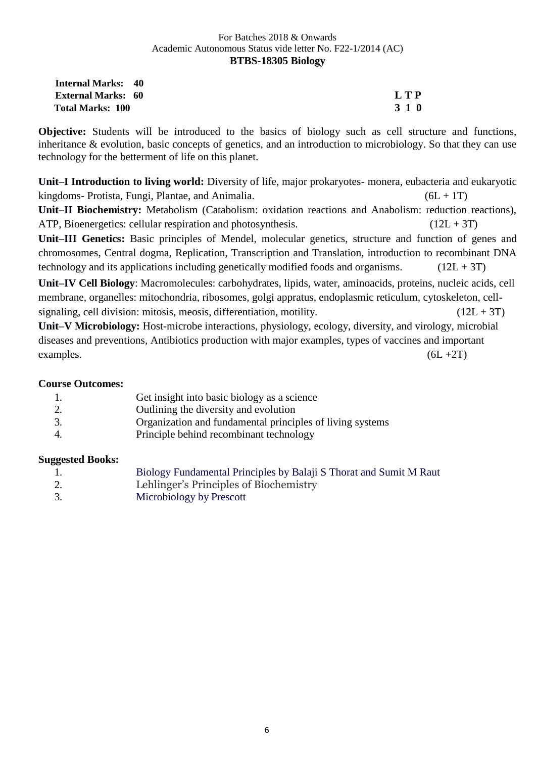For Batches 2018 & Onwards
Academic Autonomous Status vide letter No. F22-1/2014 (AC)

## BTBS-18305 Biology

**Internal Marks: 40**
**External Marks: 60**
**Total Marks: 100**

| L | T | P |
|---|---|---|
| 3 | 1 | 0 |

**Objective:** Students will be introduced to the basics of biology such as cell structure and functions, inheritance & evolution, basic concepts of genetics, and an introduction to microbiology. So that they can use technology for the betterment of life on this planet.

**Unit–I Introduction to living world:** Diversity of life, major prokaryotes- monera, eubacteria and eukaryotic kingdoms- Protista, Fungi, Plantae, and Animalia. (6L + 1T)

**Unit–II Biochemistry:** Metabolism (Catabolism: oxidation reactions and Anabolism: reduction reactions), ATP, Bioenergetics: cellular respiration and photosynthesis. (12L + 3T)

**Unit–III Genetics:** Basic principles of Mendel, molecular genetics, structure and function of genes and chromosomes, Central dogma, Replication, Transcription and Translation, introduction to recombinant DNA technology and its applications including genetically modified foods and organisms. (12L + 3T)

**Unit–IV Cell Biology**: Macromolecules: carbohydrates, lipids, water, aminoacids, proteins, nucleic acids, cell membrane, organelles: mitochondria, ribosomes, golgi appratus, endoplasmic reticulum, cytoskeleton, cell-signaling, cell division: mitosis, meosis, differentiation, motility. (12L + 3T)

**Unit–V Microbiology:** Host-microbe interactions, physiology, ecology, diversity, and virology, microbial diseases and preventions, Antibiotics production with major examples, types of vaccines and important examples. (6L +2T)

**Course Outcomes:**

1. Get insight into basic biology as a science
2. Outlining the diversity and evolution
3. Organization and fundamental principles of living systems
4. Principle behind recombinant technology

**Suggested Books:**

1. Biology Fundamental Principles by Balaji S Thorat and Sumit M Raut
2. Lehlinger's Principles of Biochemistry
3. Microbiology by Prescott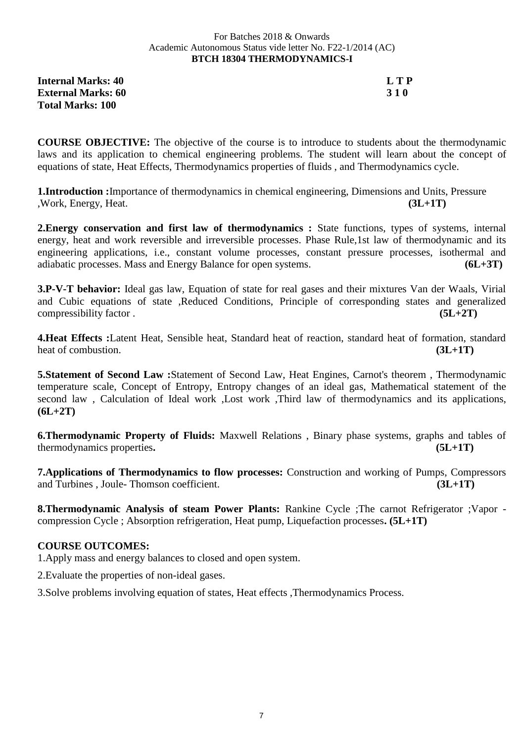For Batches 2018 & Onwards
Academic Autonomous Status vide letter No. F22-1/2014 (AC)

## BTCH 18304 THERMODYNAMICS-I

**Internal Marks: 40**
**External Marks: 60**
**Total Marks: 100**

**L T P**
**3 1 0**

**COURSE OBJECTIVE:** The objective of the course is to introduce to students about the thermodynamic laws and its application to chemical engineering problems. The student will learn about the concept of equations of state, Heat Effects, Thermodynamics properties of fluids , and Thermodynamics cycle.

**1.Introduction :**Importance of thermodynamics in chemical engineering, Dimensions and Units, Pressure ,Work, Energy, Heat. **(3L+1T)**

**2.Energy conservation and first law of thermodynamics :** State functions, types of systems, internal energy, heat and work reversible and irreversible processes. Phase Rule,1st law of thermodynamic and its engineering applications, i.e., constant volume processes, constant pressure processes, isothermal and adiabatic processes. Mass and Energy Balance for open systems. **(6L+3T)**

**3.P-V-T behavior:** Ideal gas law, Equation of state for real gases and their mixtures Van der Waals, Virial and Cubic equations of state ,Reduced Conditions, Principle of corresponding states and generalized compressibility factor . **(5L+2T)**

**4.Heat Effects :**Latent Heat, Sensible heat, Standard heat of reaction, standard heat of formation, standard heat of combustion. **(3L+1T)**

**5.Statement of Second Law :**Statement of Second Law, Heat Engines, Carnot's theorem , Thermodynamic temperature scale, Concept of Entropy, Entropy changes of an ideal gas, Mathematical statement of the second law , Calculation of Ideal work ,Lost work ,Third law of thermodynamics and its applications, **(6L+2T)**

**6.Thermodynamic Property of Fluids:** Maxwell Relations , Binary phase systems, graphs and tables of thermodynamics properties**.** **(5L+1T)**

**7.Applications of Thermodynamics to flow processes:** Construction and working of Pumps, Compressors and Turbines , Joule- Thomson coefficient. **(3L+1T)**

**8.Thermodynamic Analysis of steam Power Plants:** Rankine Cycle ;The carnot Refrigerator ;Vapor -compression Cycle ; Absorption refrigeration, Heat pump, Liquefaction processes**. (5L+1T)**

**COURSE OUTCOMES:**

1.Apply mass and energy balances to closed and open system.

2.Evaluate the properties of non-ideal gases.

3.Solve problems involving equation of states, Heat effects ,Thermodynamics Process.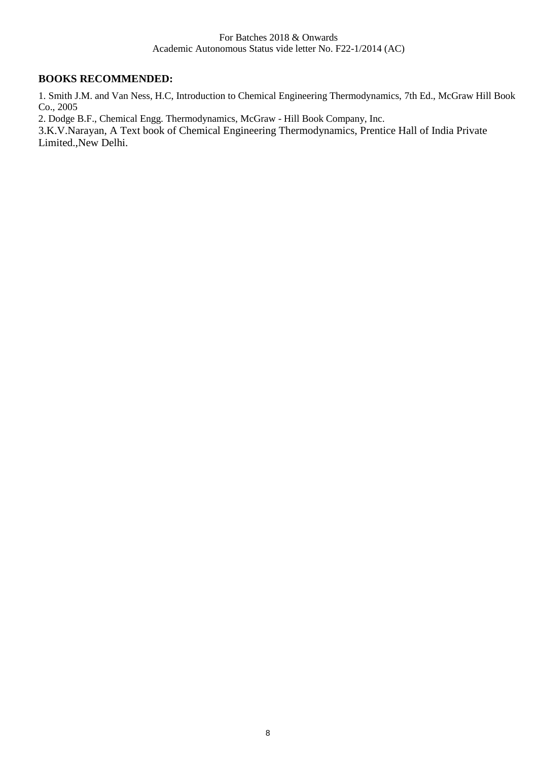## BOOKS RECOMMENDED:

1. Smith J.M. and Van Ness, H.C, Introduction to Chemical Engineering Thermodynamics, 7th Ed., McGraw Hill Book Co., 2005
2. Dodge B.F., Chemical Engg. Thermodynamics, McGraw - Hill Book Company, Inc.
3. K.V.Narayan, A Text book of Chemical Engineering Thermodynamics, Prentice Hall of India Private Limited.,New Delhi.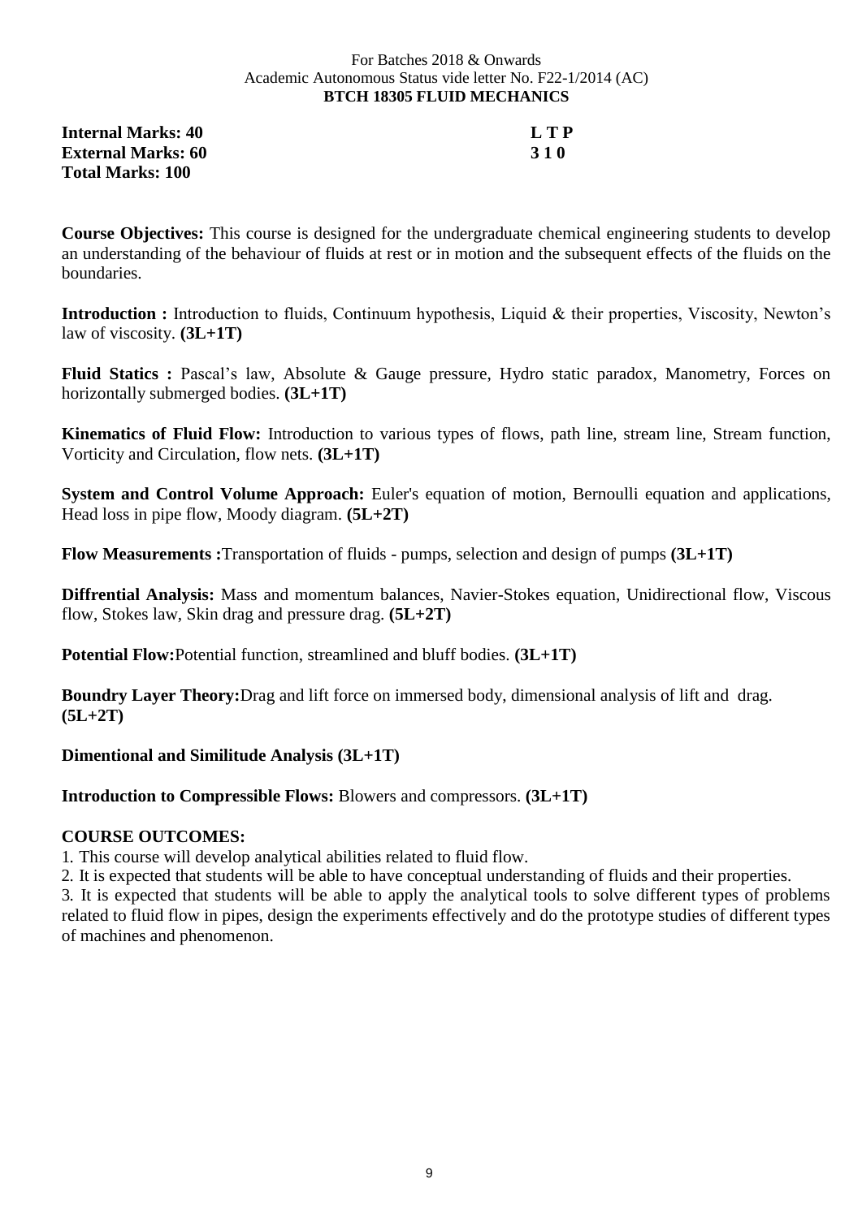For Batches 2018 & Onwards
Academic Autonomous Status vide letter No. F22-1/2014 (AC)

**BTCH 18305 FLUID MECHANICS**

| | |
|---|---|
| **Internal Marks: 40** | **L T P** |
| **External Marks: 60** | **3 1 0** |
| **Total Marks: 100** | |

**Course Objectives:** This course is designed for the undergraduate chemical engineering students to develop an understanding of the behaviour of fluids at rest or in motion and the subsequent effects of the fluids on the boundaries.

**Introduction :** Introduction to fluids, Continuum hypothesis, Liquid & their properties, Viscosity, Newton's law of viscosity. **(3L+1T)**

**Fluid Statics :** Pascal's law, Absolute & Gauge pressure, Hydro static paradox, Manometry, Forces on horizontally submerged bodies. **(3L+1T)**

**Kinematics of Fluid Flow:** Introduction to various types of flows, path line, stream line, Stream function, Vorticity and Circulation, flow nets. **(3L+1T)**

**System and Control Volume Approach:** Euler's equation of motion, Bernoulli equation and applications, Head loss in pipe flow, Moody diagram. **(5L+2T)**

**Flow Measurements :**Transportation of fluids - pumps, selection and design of pumps **(3L+1T)**

**Diffrential Analysis:** Mass and momentum balances, Navier-Stokes equation, Unidirectional flow, Viscous flow, Stokes law, Skin drag and pressure drag. **(5L+2T)**

**Potential Flow:**Potential function, streamlined and bluff bodies. **(3L+1T)**

**Boundry Layer Theory:**Drag and lift force on immersed body, dimensional analysis of lift and drag. **(5L+2T)**

**Dimentional and Similitude Analysis (3L+1T)**

**Introduction to Compressible Flows:** Blowers and compressors. **(3L+1T)**

**COURSE OUTCOMES:**

1. This course will develop analytical abilities related to fluid flow.
2. It is expected that students will be able to have conceptual understanding of fluids and their properties.
3. It is expected that students will be able to apply the analytical tools to solve different types of problems related to fluid flow in pipes, design the experiments effectively and do the prototype studies of different types of machines and phenomenon.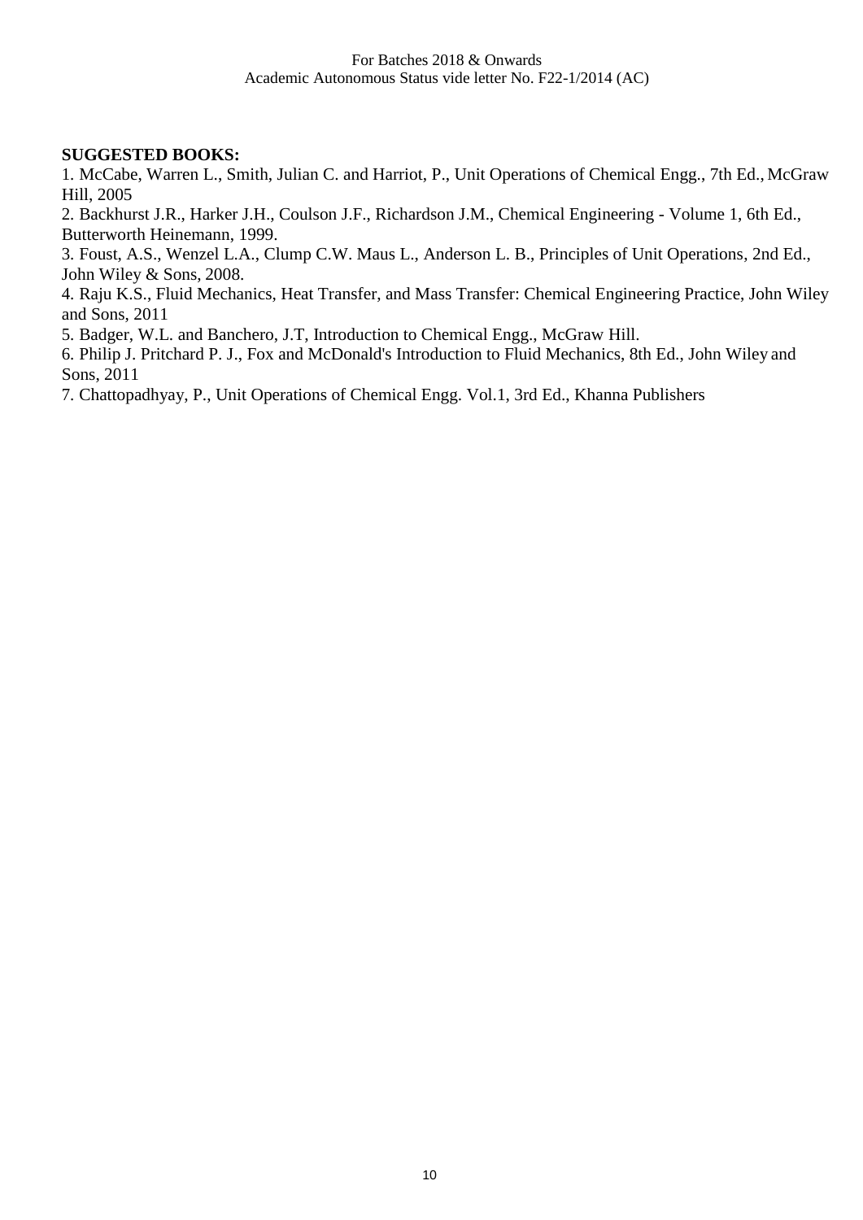**SUGGESTED BOOKS:**

1. McCabe, Warren L., Smith, Julian C. and Harriot, P., Unit Operations of Chemical Engg., 7th Ed., McGraw Hill, 2005
2. Backhurst J.R., Harker J.H., Coulson J.F., Richardson J.M., Chemical Engineering - Volume 1, 6th Ed., Butterworth Heinemann, 1999.
3. Foust, A.S., Wenzel L.A., Clump C.W. Maus L., Anderson L. B., Principles of Unit Operations, 2nd Ed., John Wiley & Sons, 2008.
4. Raju K.S., Fluid Mechanics, Heat Transfer, and Mass Transfer: Chemical Engineering Practice, John Wiley and Sons, 2011
5. Badger, W.L. and Banchero, J.T, Introduction to Chemical Engg., McGraw Hill.
6. Philip J. Pritchard P. J., Fox and McDonald's Introduction to Fluid Mechanics, 8th Ed., John Wiley and Sons, 2011
7. Chattopadhyay, P., Unit Operations of Chemical Engg. Vol.1, 3rd Ed., Khanna Publishers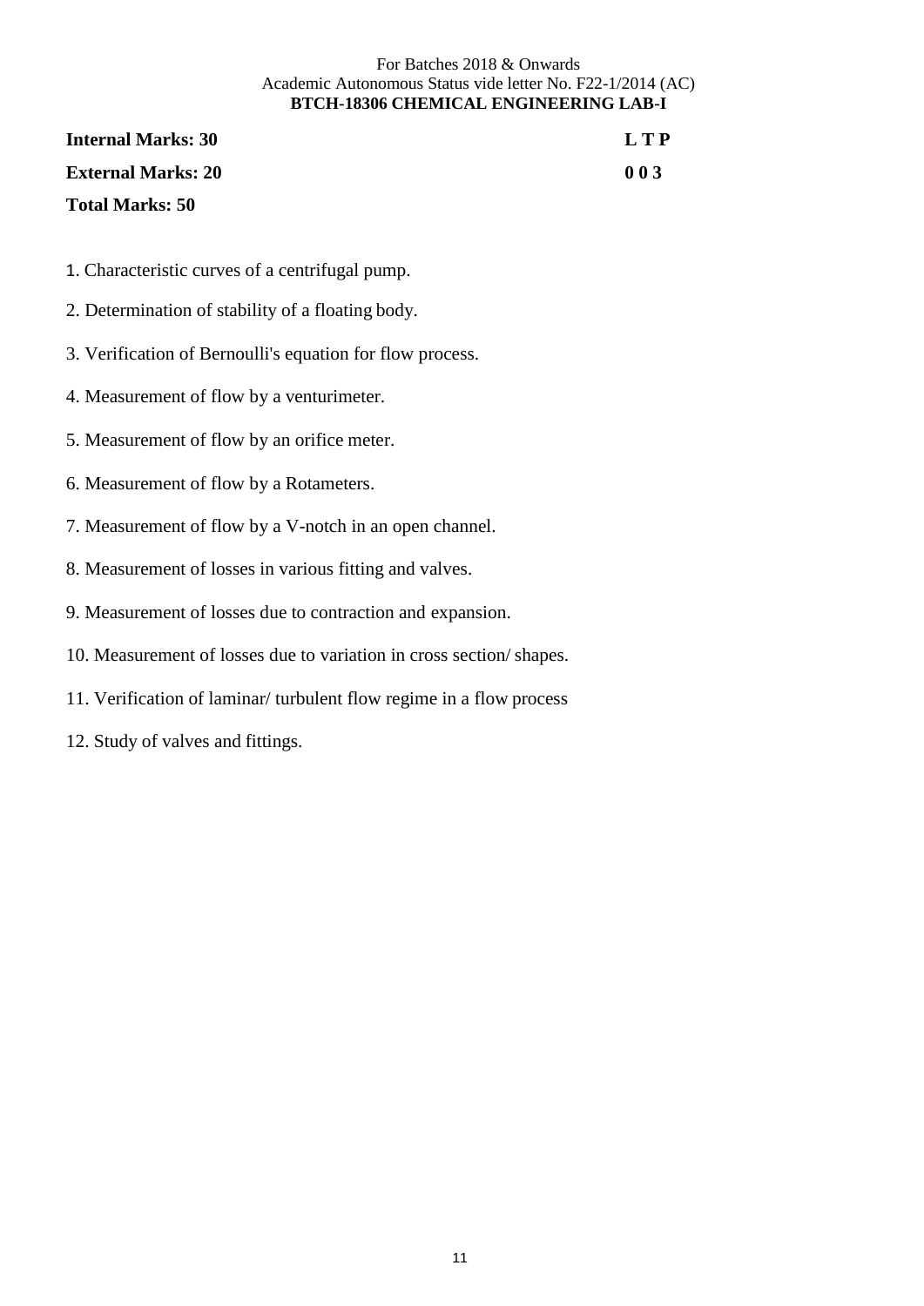For Batches 2018 & Onwards
Academic Autonomous Status vide letter No. F22-1/2014 (AC)

**BTCH-18306 CHEMICAL ENGINEERING LAB-I**

| | |
|---|---|
| **Internal Marks: 30** | **L T P** |
| **External Marks: 20** | **0 0 3** |
| **Total Marks: 50** | |

1. Characteristic curves of a centrifugal pump.
2. Determination of stability of a floating body.
3. Verification of Bernoulli's equation for flow process.
4. Measurement of flow by a venturimeter.
5. Measurement of flow by an orifice meter.
6. Measurement of flow by a Rotameters.
7. Measurement of flow by a V-notch in an open channel.
8. Measurement of losses in various fitting and valves.
9. Measurement of losses due to contraction and expansion.
10. Measurement of losses due to variation in cross section/ shapes.
11. Verification of laminar/ turbulent flow regime in a flow process
12. Study of valves and fittings.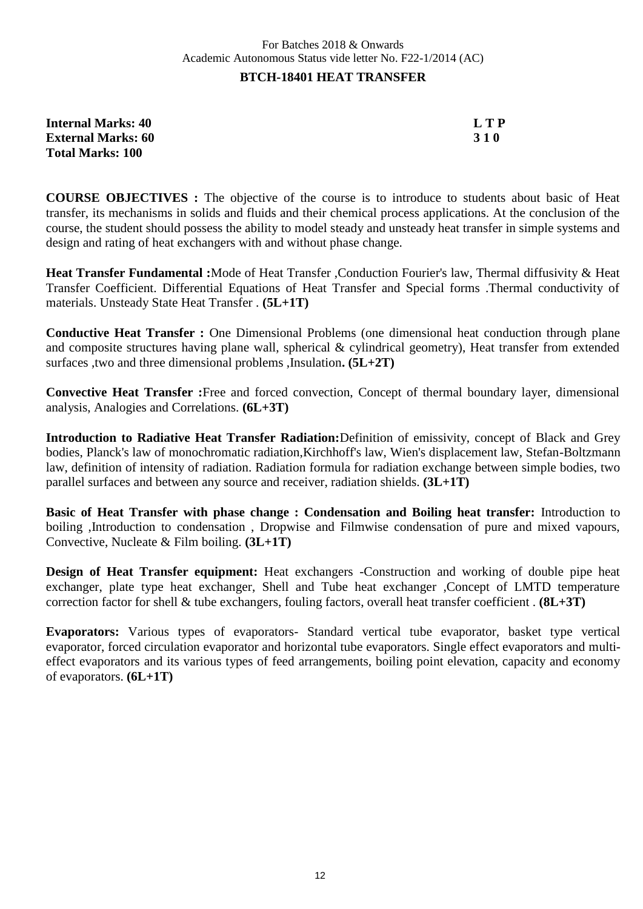For Batches 2018 & Onwards
Academic Autonomous Status vide letter No. F22-1/2014 (AC)

## BTCH-18401 HEAT TRANSFER

**Internal Marks: 40**
**External Marks: 60**
**Total Marks: 100**

**L T P**
**3 1 0**

**COURSE OBJECTIVES :** The objective of the course is to introduce to students about basic of Heat transfer, its mechanisms in solids and fluids and their chemical process applications. At the conclusion of the course, the student should possess the ability to model steady and unsteady heat transfer in simple systems and design and rating of heat exchangers with and without phase change.

**Heat Transfer Fundamental :**Mode of Heat Transfer ,Conduction Fourier's law, Thermal diffusivity & Heat Transfer Coefficient. Differential Equations of Heat Transfer and Special forms .Thermal conductivity of materials. Unsteady State Heat Transfer . **(5L+1T)**

**Conductive Heat Transfer :** One Dimensional Problems (one dimensional heat conduction through plane and composite structures having plane wall, spherical & cylindrical geometry), Heat transfer from extended surfaces ,two and three dimensional problems ,Insulation**. (5L+2T)**

**Convective Heat Transfer :**Free and forced convection, Concept of thermal boundary layer, dimensional analysis, Analogies and Correlations. **(6L+3T)**

**Introduction to Radiative Heat Transfer Radiation:**Definition of emissivity, concept of Black and Grey bodies, Planck's law of monochromatic radiation,Kirchhoff's law, Wien's displacement law, Stefan-Boltzmann law, definition of intensity of radiation. Radiation formula for radiation exchange between simple bodies, two parallel surfaces and between any source and receiver, radiation shields. **(3L+1T)**

**Basic of Heat Transfer with phase change : Condensation and Boiling heat transfer:** Introduction to boiling ,Introduction to condensation , Dropwise and Filmwise condensation of pure and mixed vapours, Convective, Nucleate & Film boiling. **(3L+1T)**

**Design of Heat Transfer equipment:** Heat exchangers -Construction and working of double pipe heat exchanger, plate type heat exchanger, Shell and Tube heat exchanger ,Concept of LMTD temperature correction factor for shell & tube exchangers, fouling factors, overall heat transfer coefficient . **(8L+3T)**

**Evaporators:** Various types of evaporators- Standard vertical tube evaporator, basket type vertical evaporator, forced circulation evaporator and horizontal tube evaporators. Single effect evaporators and multi-effect evaporators and its various types of feed arrangements, boiling point elevation, capacity and economy of evaporators. **(6L+1T)**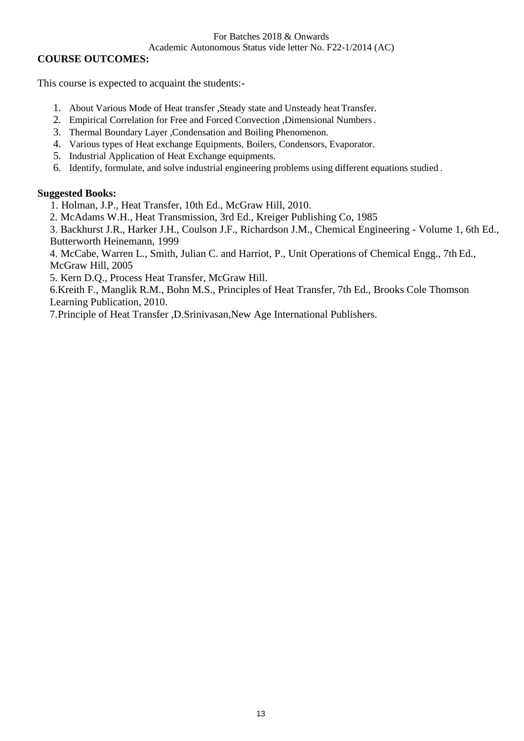## COURSE OUTCOMES:

This course is expected to acquaint the students:-

1. About Various Mode of Heat transfer ,Steady state and Unsteady heat Transfer.
2. Empirical Correlation for Free and Forced Convection ,Dimensional Numbers .
3. Thermal Boundary Layer ,Condensation and Boiling Phenomenon.
4. Various types of Heat exchange Equipments, Boilers, Condensors, Evaporator.
5. Industrial Application of Heat Exchange equipments.
6. Identify, formulate, and solve industrial engineering problems using different equations studied .

## Suggested Books:

1. Holman, J.P., Heat Transfer, 10th Ed., McGraw Hill, 2010.
2. McAdams W.H., Heat Transmission, 3rd Ed., Kreiger Publishing Co, 1985
3. Backhurst J.R., Harker J.H., Coulson J.F., Richardson J.M., Chemical Engineering - Volume 1, 6th Ed., Butterworth Heinemann, 1999
4. McCabe, Warren L., Smith, Julian C. and Harriot, P., Unit Operations of Chemical Engg., 7th Ed., McGraw Hill, 2005
5. Kern D.Q., Process Heat Transfer, McGraw Hill.
6. Kreith F., Manglik R.M., Bohn M.S., Principles of Heat Transfer, 7th Ed., Brooks Cole Thomson Learning Publication, 2010.
7. Principle of Heat Transfer ,D.Srinivasan,New Age International Publishers.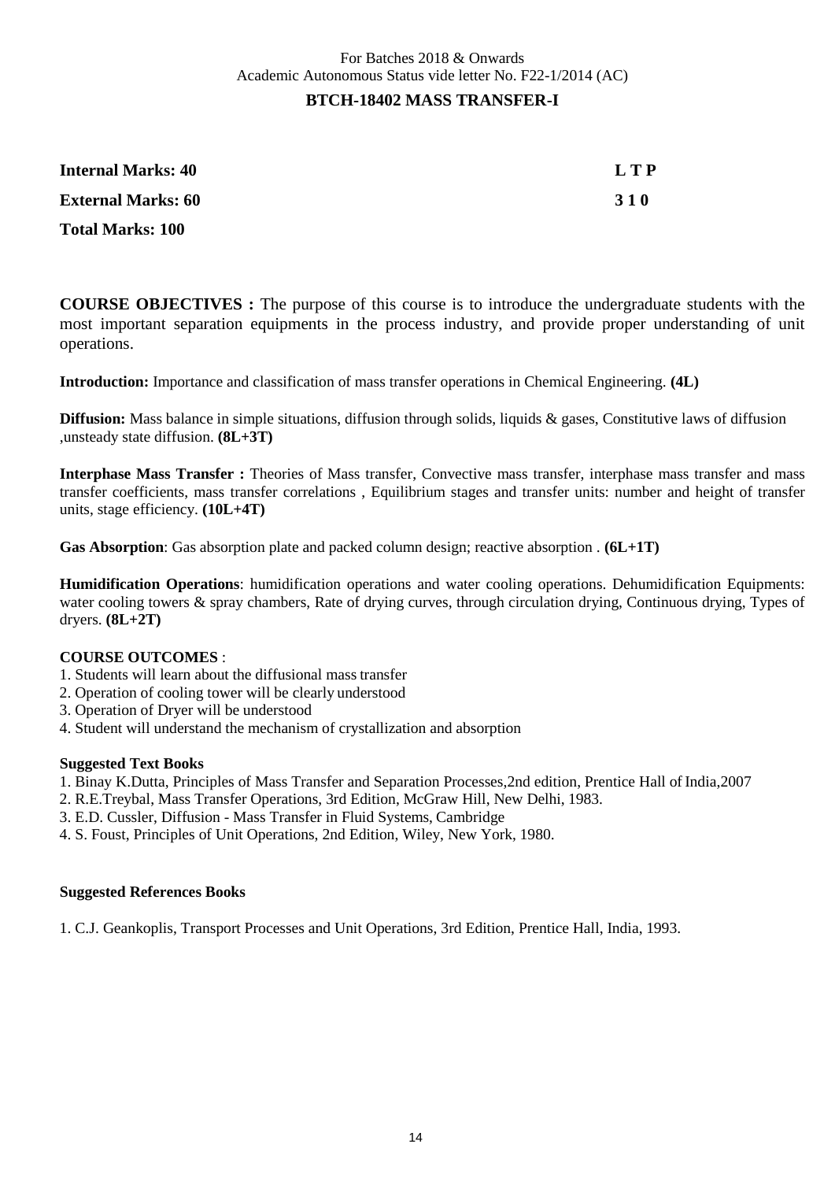For Batches 2018 & Onwards
Academic Autonomous Status vide letter No. F22-1/2014 (AC)

## BTCH-18402 MASS TRANSFER-I

| | |
|---|---|
| **Internal Marks: 40** | **L T P** |
| **External Marks: 60** | **3 1 0** |
| **Total Marks: 100** | |

**COURSE OBJECTIVES :** The purpose of this course is to introduce the undergraduate students with the most important separation equipments in the process industry, and provide proper understanding of unit operations.

**Introduction:** Importance and classification of mass transfer operations in Chemical Engineering. **(4L)**

**Diffusion:** Mass balance in simple situations, diffusion through solids, liquids & gases, Constitutive laws of diffusion ,unsteady state diffusion. **(8L+3T)**

**Interphase Mass Transfer :** Theories of Mass transfer, Convective mass transfer, interphase mass transfer and mass transfer coefficients, mass transfer correlations , Equilibrium stages and transfer units: number and height of transfer units, stage efficiency. **(10L+4T)**

**Gas Absorption**: Gas absorption plate and packed column design; reactive absorption . **(6L+1T)**

**Humidification Operations**: humidification operations and water cooling operations. Dehumidification Equipments: water cooling towers & spray chambers, Rate of drying curves, through circulation drying, Continuous drying, Types of dryers. **(8L+2T)**

**COURSE OUTCOMES** :

1. Students will learn about the diffusional mass transfer
2. Operation of cooling tower will be clearly understood
3. Operation of Dryer will be understood
4. Student will understand the mechanism of crystallization and absorption

**Suggested Text Books**

1. Binay K.Dutta, Principles of Mass Transfer and Separation Processes,2nd edition, Prentice Hall of India,2007
2. R.E.Treybal, Mass Transfer Operations, 3rd Edition, McGraw Hill, New Delhi, 1983.
3. E.D. Cussler, Diffusion - Mass Transfer in Fluid Systems, Cambridge
4. S. Foust, Principles of Unit Operations, 2nd Edition, Wiley, New York, 1980.

**Suggested References Books**

1. C.J. Geankoplis, Transport Processes and Unit Operations, 3rd Edition, Prentice Hall, India, 1993.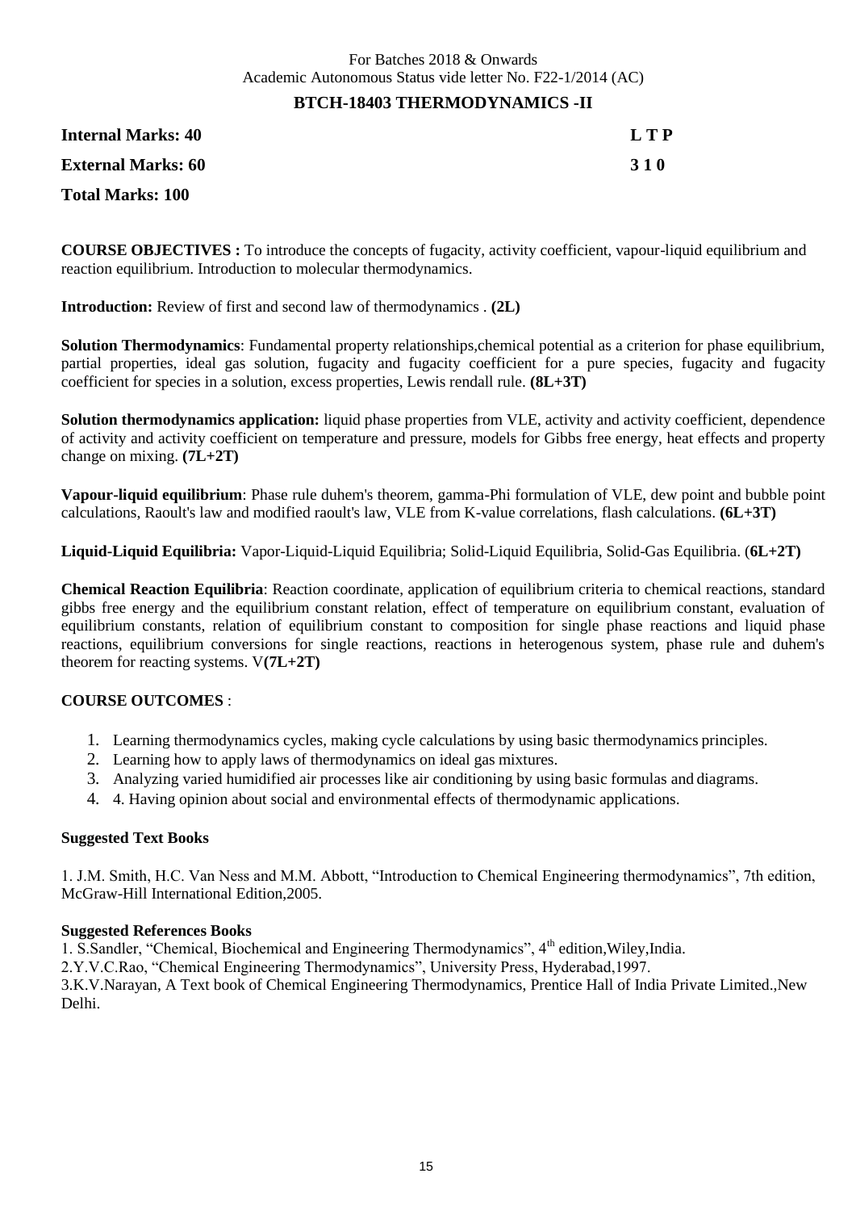For Batches 2018 & Onwards
Academic Autonomous Status vide letter No. F22-1/2014 (AC)

## BTCH-18403 THERMODYNAMICS -II

**Internal Marks: 40** **L T P**

**External Marks: 60** **3 1 0**

**Total Marks: 100**

**COURSE OBJECTIVES :** To introduce the concepts of fugacity, activity coefficient, vapour-liquid equilibrium and reaction equilibrium. Introduction to molecular thermodynamics.

**Introduction:** Review of first and second law of thermodynamics . **(2L)**

**Solution Thermodynamics**: Fundamental property relationships,chemical potential as a criterion for phase equilibrium, partial properties, ideal gas solution, fugacity and fugacity coefficient for a pure species, fugacity and fugacity coefficient for species in a solution, excess properties, Lewis rendall rule. **(8L+3T)**

**Solution thermodynamics application:** liquid phase properties from VLE, activity and activity coefficient, dependence of activity and activity coefficient on temperature and pressure, models for Gibbs free energy, heat effects and property change on mixing. **(7L+2T)**

**Vapour-liquid equilibrium**: Phase rule duhem's theorem, gamma-Phi formulation of VLE, dew point and bubble point calculations, Raoult's law and modified raoult's law, VLE from K-value correlations, flash calculations. **(6L+3T)**

**Liquid-Liquid Equilibria:** Vapor-Liquid-Liquid Equilibria; Solid-Liquid Equilibria, Solid-Gas Equilibria. (**6L+2T)**

**Chemical Reaction Equilibria**: Reaction coordinate, application of equilibrium criteria to chemical reactions, standard gibbs free energy and the equilibrium constant relation, effect of temperature on equilibrium constant, evaluation of equilibrium constants, relation of equilibrium constant to composition for single phase reactions and liquid phase reactions, equilibrium conversions for single reactions, reactions in heterogenous system, phase rule and duhem's theorem for reacting systems. V**(7L+2T)**

**COURSE OUTCOMES** :

1. Learning thermodynamics cycles, making cycle calculations by using basic thermodynamics principles.
2. Learning how to apply laws of thermodynamics on ideal gas mixtures.
3. Analyzing varied humidified air processes like air conditioning by using basic formulas and diagrams.
4. 4. Having opinion about social and environmental effects of thermodynamic applications.

**Suggested Text Books**

1. J.M. Smith, H.C. Van Ness and M.M. Abbott, "Introduction to Chemical Engineering thermodynamics", 7th edition, McGraw-Hill International Edition,2005.

**Suggested References Books**

1. S.Sandler, "Chemical, Biochemical and Engineering Thermodynamics", 4th edition,Wiley,India.
2. Y.V.C.Rao, "Chemical Engineering Thermodynamics", University Press, Hyderabad,1997.
3. K.V.Narayan, A Text book of Chemical Engineering Thermodynamics, Prentice Hall of India Private Limited.,New Delhi.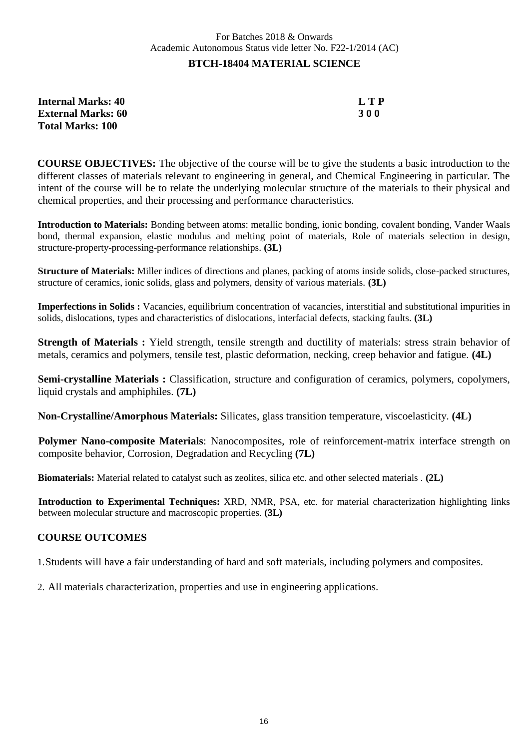For Batches 2018 & Onwards
Academic Autonomous Status vide letter No. F22-1/2014 (AC)

## BTCH-18404 MATERIAL SCIENCE

**Internal Marks: 40**
**External Marks: 60**
**Total Marks: 100**

**L T P**
**3 0 0**

**COURSE OBJECTIVES:** The objective of the course will be to give the students a basic introduction to the different classes of materials relevant to engineering in general, and Chemical Engineering in particular. The intent of the course will be to relate the underlying molecular structure of the materials to their physical and chemical properties, and their processing and performance characteristics.

**Introduction to Materials:** Bonding between atoms: metallic bonding, ionic bonding, covalent bonding, Vander Waals bond, thermal expansion, elastic modulus and melting point of materials, Role of materials selection in design, structure-property-processing-performance relationships. **(3L)**

**Structure of Materials:** Miller indices of directions and planes, packing of atoms inside solids, close-packed structures, structure of ceramics, ionic solids, glass and polymers, density of various materials. **(3L)**

**Imperfections in Solids :** Vacancies, equilibrium concentration of vacancies, interstitial and substitutional impurities in solids, dislocations, types and characteristics of dislocations, interfacial defects, stacking faults. **(3L)**

**Strength of Materials :** Yield strength, tensile strength and ductility of materials: stress strain behavior of metals, ceramics and polymers, tensile test, plastic deformation, necking, creep behavior and fatigue. **(4L)**

**Semi-crystalline Materials :** Classification, structure and configuration of ceramics, polymers, copolymers, liquid crystals and amphiphiles. **(7L)**

**Non-Crystalline/Amorphous Materials:** Silicates, glass transition temperature, viscoelasticity. **(4L)**

**Polymer Nano-composite Materials**: Nanocomposites, role of reinforcement-matrix interface strength on composite behavior, Corrosion, Degradation and Recycling **(7L)**

**Biomaterials:** Material related to catalyst such as zeolites, silica etc. and other selected materials . **(2L)**

**Introduction to Experimental Techniques:** XRD, NMR, PSA, etc. for material characterization highlighting links between molecular structure and macroscopic properties. **(3L)**

### COURSE OUTCOMES

1. Students will have a fair understanding of hard and soft materials, including polymers and composites.
2. All materials characterization, properties and use in engineering applications.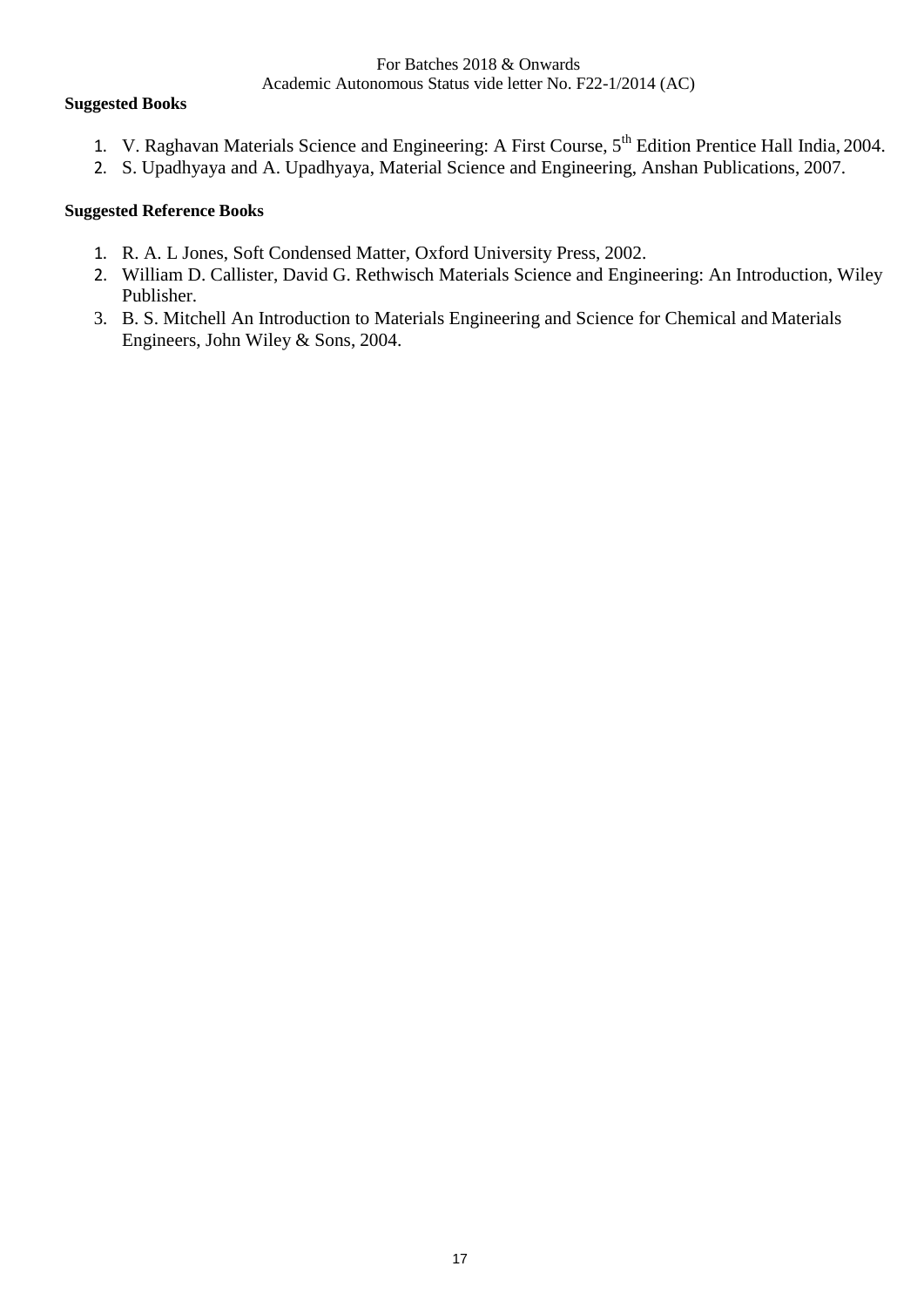**Suggested Books**

1. V. Raghavan Materials Science and Engineering: A First Course, $5^{th}$ Edition Prentice Hall India, 2004.
2. S. Upadhyaya and A. Upadhyaya, Material Science and Engineering, Anshan Publications, 2007.

**Suggested Reference Books**

1. R. A. L Jones, Soft Condensed Matter, Oxford University Press, 2002.
2. William D. Callister, David G. Rethwisch Materials Science and Engineering: An Introduction, Wiley Publisher.
3. B. S. Mitchell An Introduction to Materials Engineering and Science for Chemical and Materials Engineers, John Wiley & Sons, 2004.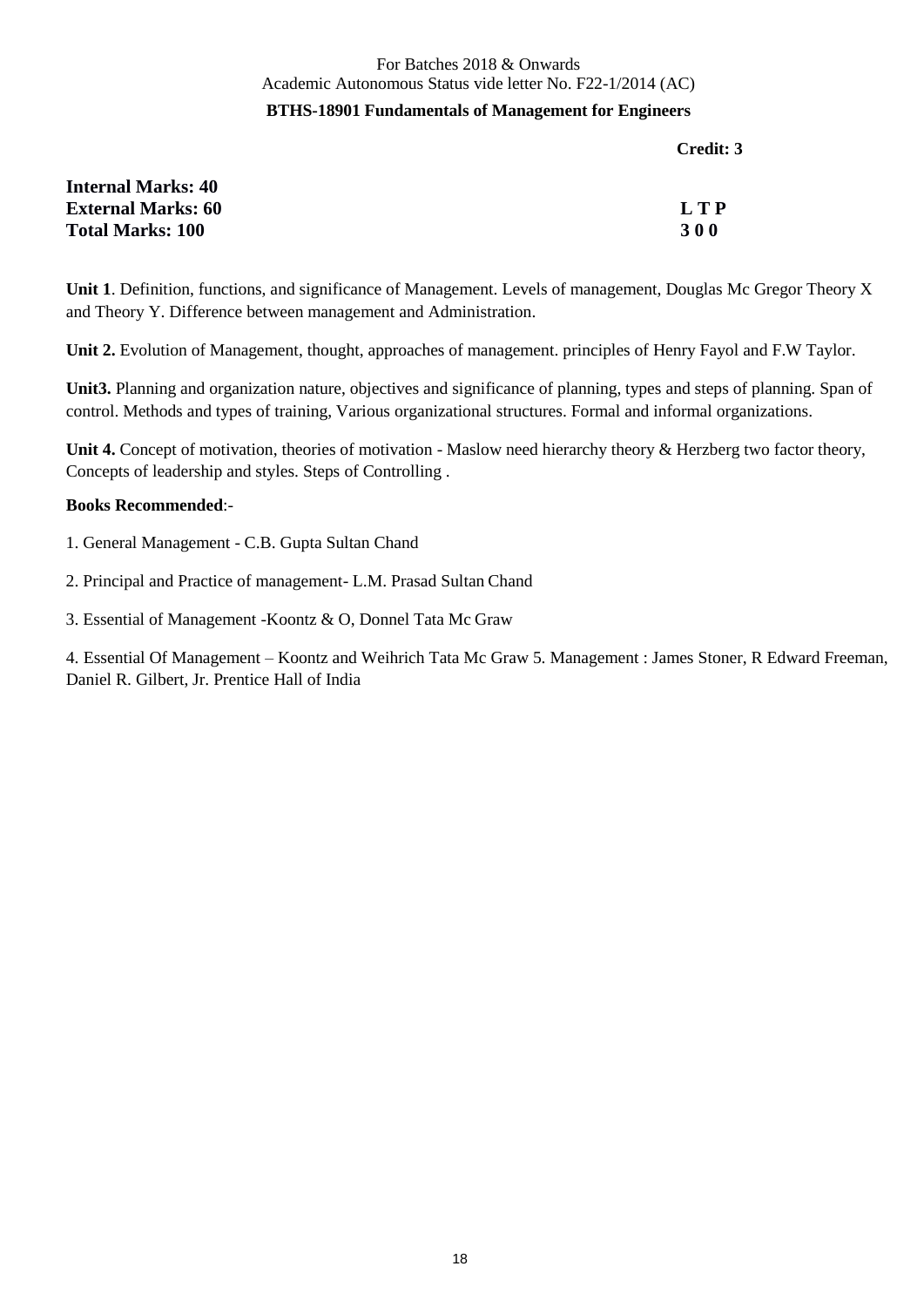For Batches 2018 & Onwards
Academic Autonomous Status vide letter No. F22-1/2014 (AC)

**BTHS-18901 Fundamentals of Management for Engineers**

**Credit: 3**

**Internal Marks: 40**
**External Marks: 60**
**Total Marks: 100**

**L T P**
**3 0 0**

**Unit 1**. Definition, functions, and significance of Management. Levels of management, Douglas Mc Gregor Theory X and Theory Y. Difference between management and Administration.

**Unit 2.** Evolution of Management, thought, approaches of management. principles of Henry Fayol and F.W Taylor.

**Unit3.** Planning and organization nature, objectives and significance of planning, types and steps of planning. Span of control. Methods and types of training, Various organizational structures. Formal and informal organizations.

**Unit 4.** Concept of motivation, theories of motivation - Maslow need hierarchy theory & Herzberg two factor theory, Concepts of leadership and styles. Steps of Controlling .

**Books Recommended**:-

1. General Management - C.B. Gupta Sultan Chand

2. Principal and Practice of management- L.M. Prasad Sultan Chand

3. Essential of Management -Koontz & O, Donnel Tata Mc Graw

4. Essential Of Management – Koontz and Weihrich Tata Mc Graw 5. Management : James Stoner, R Edward Freeman, Daniel R. Gilbert, Jr. Prentice Hall of India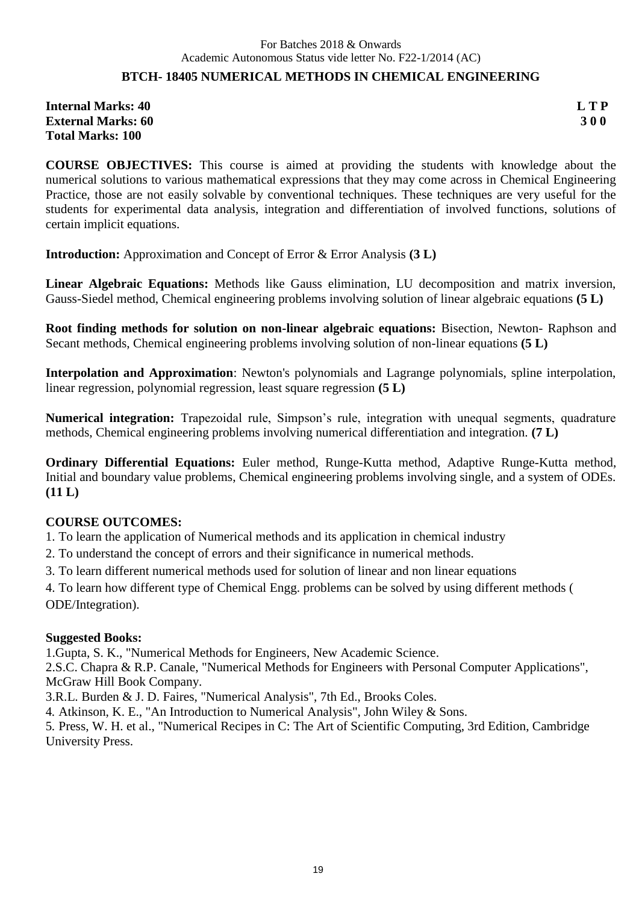For Batches 2018 & Onwards
Academic Autonomous Status vide letter No. F22-1/2014 (AC)

## BTCH- 18405 NUMERICAL METHODS IN CHEMICAL ENGINEERING

| | L T P |
|---|---|
| **Internal Marks: 40** | **L T P** |
| **External Marks: 60** | **3 0 0** |
| **Total Marks: 100** | |

**COURSE OBJECTIVES:** This course is aimed at providing the students with knowledge about the numerical solutions to various mathematical expressions that they may come across in Chemical Engineering Practice, those are not easily solvable by conventional techniques. These techniques are very useful for the students for experimental data analysis, integration and differentiation of involved functions, solutions of certain implicit equations.

**Introduction:** Approximation and Concept of Error & Error Analysis **(3 L)**

**Linear Algebraic Equations:** Methods like Gauss elimination, LU decomposition and matrix inversion, Gauss-Siedel method, Chemical engineering problems involving solution of linear algebraic equations **(5 L)**

**Root finding methods for solution on non-linear algebraic equations:** Bisection, Newton- Raphson and Secant methods, Chemical engineering problems involving solution of non-linear equations **(5 L)**

**Interpolation and Approximation**: Newton's polynomials and Lagrange polynomials, spline interpolation, linear regression, polynomial regression, least square regression **(5 L)**

**Numerical integration:** Trapezoidal rule, Simpson's rule, integration with unequal segments, quadrature methods, Chemical engineering problems involving numerical differentiation and integration. **(7 L)**

**Ordinary Differential Equations:** Euler method, Runge-Kutta method, Adaptive Runge-Kutta method, Initial and boundary value problems, Chemical engineering problems involving single, and a system of ODEs. **(11 L)**

**COURSE OUTCOMES:**

1. To learn the application of Numerical methods and its application in chemical industry
2. To understand the concept of errors and their significance in numerical methods.
3. To learn different numerical methods used for solution of linear and non linear equations
4. To learn how different type of Chemical Engg. problems can be solved by using different methods ( ODE/Integration).

**Suggested Books:**

1. Gupta, S. K., "Numerical Methods for Engineers, New Academic Science.
2. S.C. Chapra & R.P. Canale, "Numerical Methods for Engineers with Personal Computer Applications", McGraw Hill Book Company.
3. R.L. Burden & J. D. Faires, "Numerical Analysis", 7th Ed., Brooks Coles.
4. Atkinson, K. E., "An Introduction to Numerical Analysis", John Wiley & Sons.
5. Press, W. H. et al., "Numerical Recipes in C: The Art of Scientific Computing, 3rd Edition, Cambridge University Press.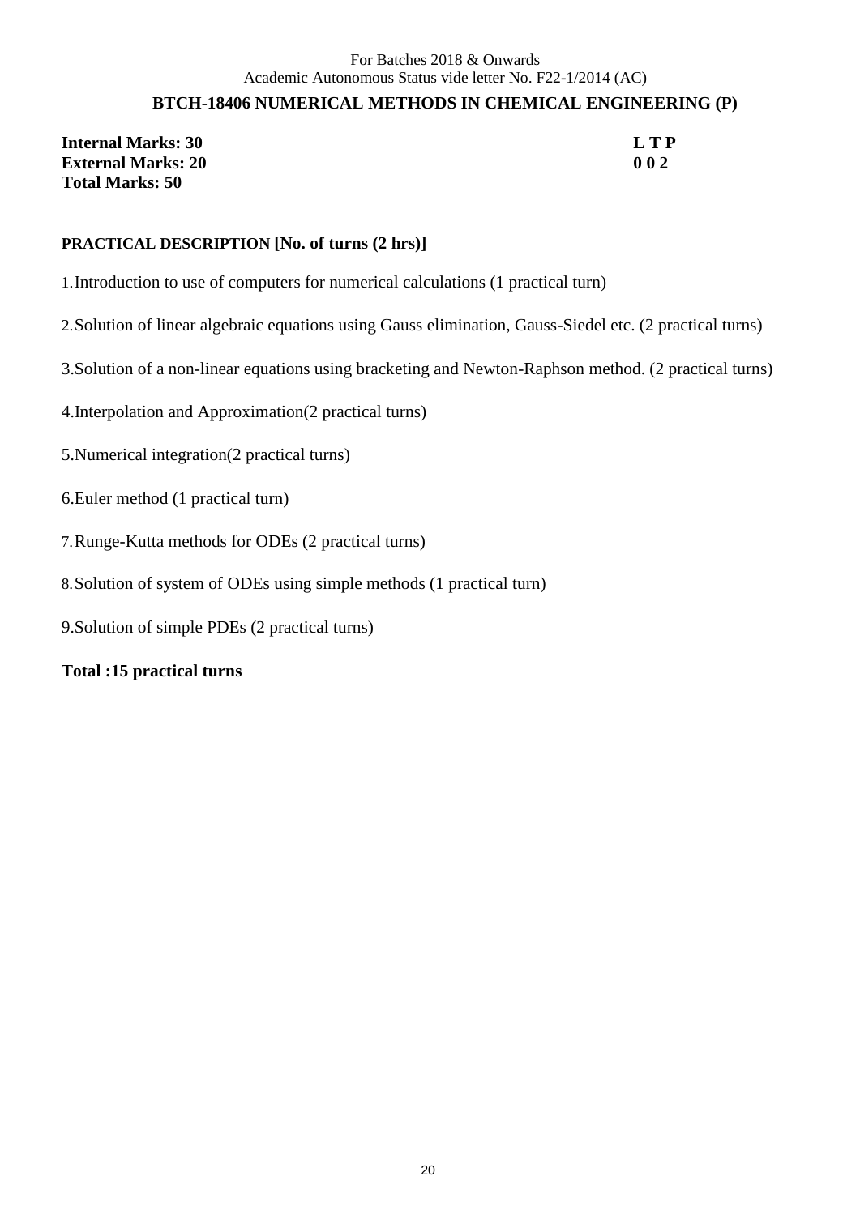For Batches 2018 & Onwards
Academic Autonomous Status vide letter No. F22-1/2014 (AC)

## BTCH-18406 NUMERICAL METHODS IN CHEMICAL ENGINEERING (P)

| | |
|---|---|
| **Internal Marks: 30** | **L T P** |
| **External Marks: 20** | **0 0 2** |
| **Total Marks: 50** | |

**PRACTICAL DESCRIPTION [No. of turns (2 hrs)]**

1. Introduction to use of computers for numerical calculations (1 practical turn)

2. Solution of linear algebraic equations using Gauss elimination, Gauss-Siedel etc. (2 practical turns)

3. Solution of a non-linear equations using bracketing and Newton-Raphson method. (2 practical turns)

4. Interpolation and Approximation(2 practical turns)

5. Numerical integration(2 practical turns)

6. Euler method (1 practical turn)

7. Runge-Kutta methods for ODEs (2 practical turns)

8. Solution of system of ODEs using simple methods (1 practical turn)

9. Solution of simple PDEs (2 practical turns)

**Total :15 practical turns**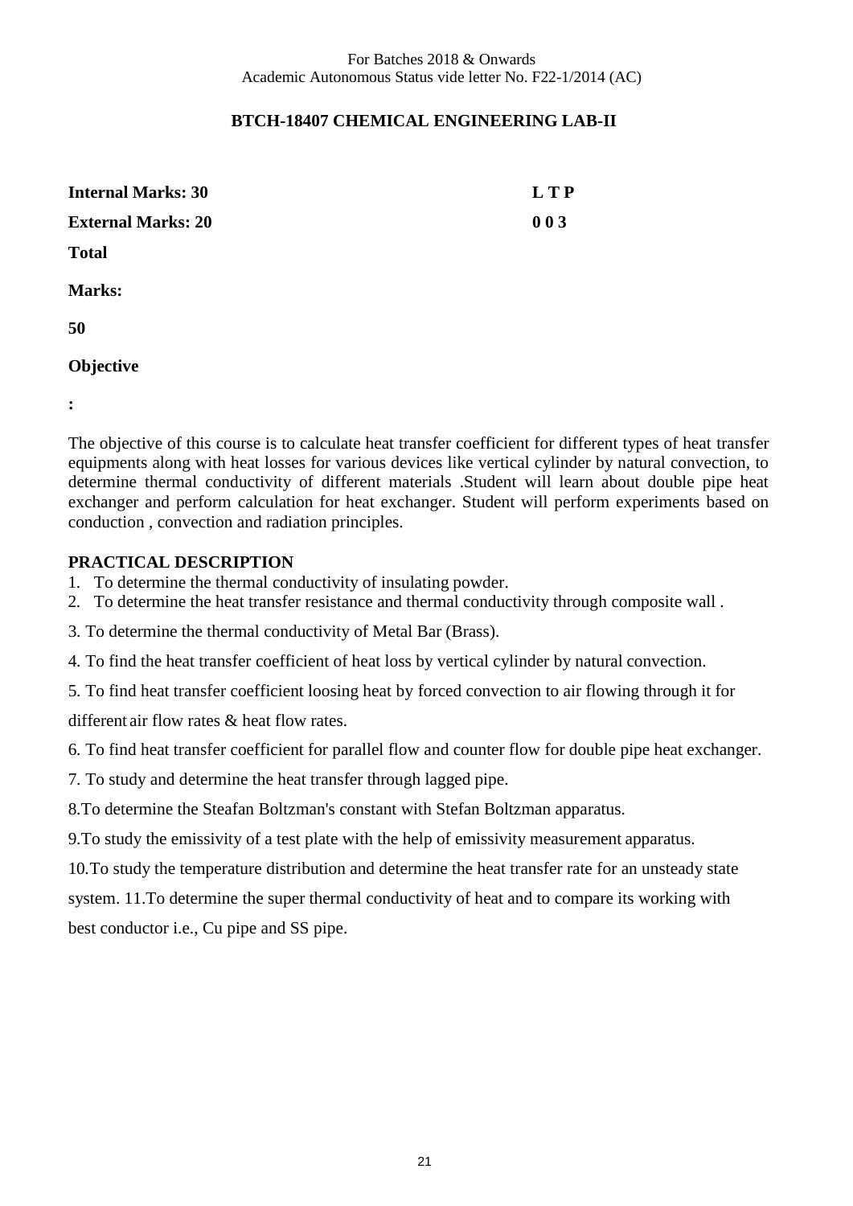For Batches 2018 & Onwards
Academic Autonomous Status vide letter No. F22-1/2014 (AC)

## BTCH-18407 CHEMICAL ENGINEERING LAB-II

**Internal Marks: 30** **L T P**

**External Marks: 20** **0 0 3**

**Total Marks: 50**

**Objective:**

The objective of this course is to calculate heat transfer coefficient for different types of heat transfer equipments along with heat losses for various devices like vertical cylinder by natural convection, to determine thermal conductivity of different materials .Student will learn about double pipe heat exchanger and perform calculation for heat exchanger. Student will perform experiments based on conduction , convection and radiation principles.

**PRACTICAL DESCRIPTION**

1. To determine the thermal conductivity of insulating powder.
2. To determine the heat transfer resistance and thermal conductivity through composite wall .
3. To determine the thermal conductivity of Metal Bar (Brass).
4. To find the heat transfer coefficient of heat loss by vertical cylinder by natural convection.
5. To find heat transfer coefficient loosing heat by forced convection to air flowing through it for different air flow rates & heat flow rates.
6. To find heat transfer coefficient for parallel flow and counter flow for double pipe heat exchanger.
7. To study and determine the heat transfer through lagged pipe.
8. To determine the Steafan Boltzman's constant with Stefan Boltzman apparatus.
9. To study the emissivity of a test plate with the help of emissivity measurement apparatus.
10. To study the temperature distribution and determine the heat transfer rate for an unsteady state system.
11. To determine the super thermal conductivity of heat and to compare its working with best conductor i.e., Cu pipe and SS pipe.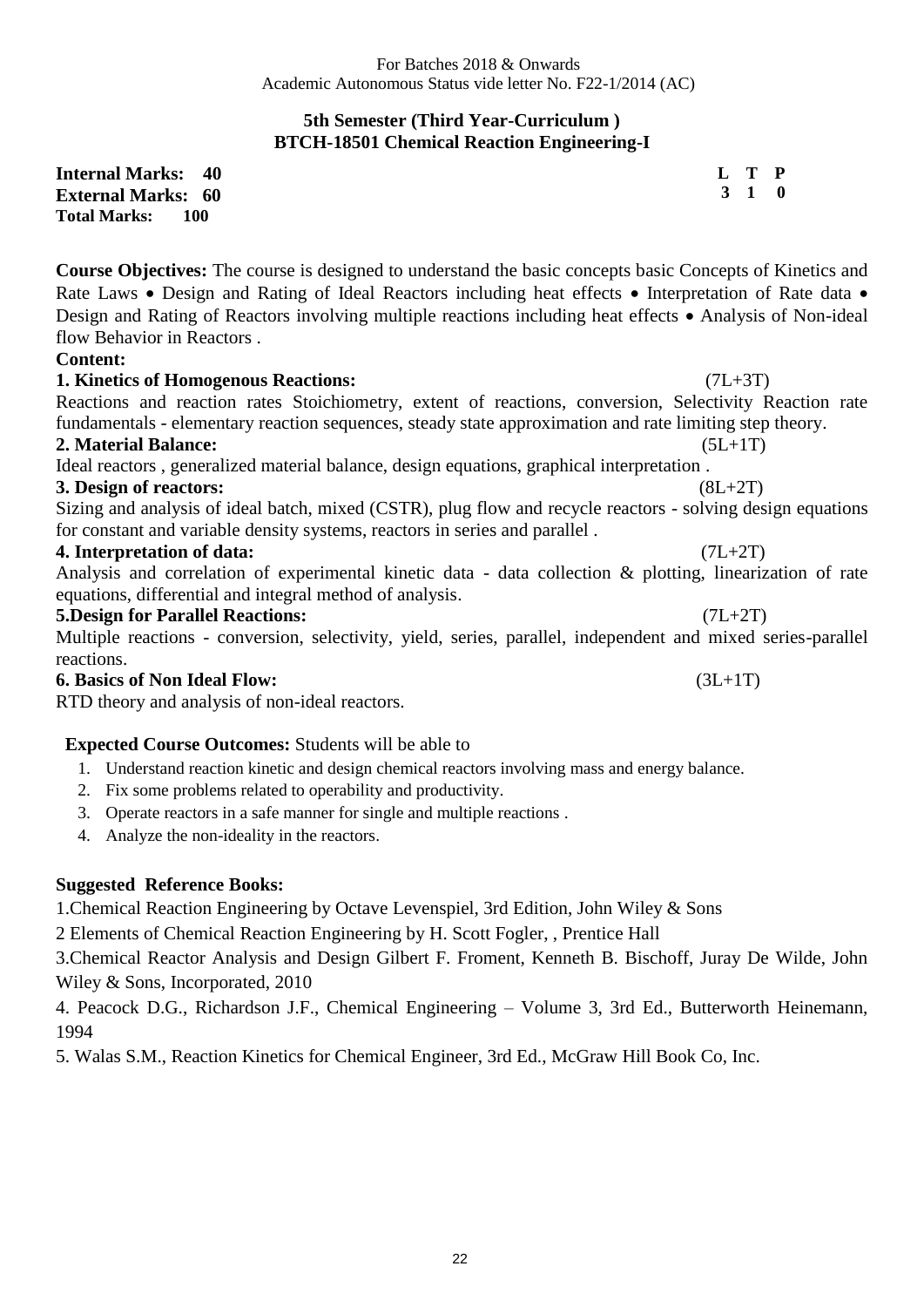For Batches 2018 & Onwards
Academic Autonomous Status vide letter No. F22-1/2014 (AC)

## 5th Semester (Third Year-Curriculum )
## BTCH-18501 Chemical Reaction Engineering-I

**Internal Marks: 40**
**External Marks: 60**
**Total Marks: 100**

| L | T | P |
|---|---|---|
| 3 | 1 | 0 |

**Course Objectives:** The course is designed to understand the basic concepts basic Concepts of Kinetics and Rate Laws • Design and Rating of Ideal Reactors including heat effects • Interpretation of Rate data • Design and Rating of Reactors involving multiple reactions including heat effects • Analysis of Non-ideal flow Behavior in Reactors .

**Content:**

**1. Kinetics of Homogenous Reactions:** (7L+3T)
Reactions and reaction rates Stoichiometry, extent of reactions, conversion, Selectivity Reaction rate fundamentals - elementary reaction sequences, steady state approximation and rate limiting step theory.

**2. Material Balance:** (5L+1T)
Ideal reactors , generalized material balance, design equations, graphical interpretation .

**3. Design of reactors:** (8L+2T)
Sizing and analysis of ideal batch, mixed (CSTR), plug flow and recycle reactors - solving design equations for constant and variable density systems, reactors in series and parallel .

**4. Interpretation of data:** (7L+2T)
Analysis and correlation of experimental kinetic data - data collection & plotting, linearization of rate equations, differential and integral method of analysis.

**5.Design for Parallel Reactions:** (7L+2T)
Multiple reactions - conversion, selectivity, yield, series, parallel, independent and mixed series-parallel reactions.

**6. Basics of Non Ideal Flow:** (3L+1T)
RTD theory and analysis of non-ideal reactors.

**Expected Course Outcomes:** Students will be able to

1. Understand reaction kinetic and design chemical reactors involving mass and energy balance.
2. Fix some problems related to operability and productivity.
3. Operate reactors in a safe manner for single and multiple reactions .
4. Analyze the non-ideality in the reactors.

**Suggested Reference Books:**

1.Chemical Reaction Engineering by Octave Levenspiel, 3rd Edition, John Wiley & Sons

2 Elements of Chemical Reaction Engineering by H. Scott Fogler, , Prentice Hall

3.Chemical Reactor Analysis and Design Gilbert F. Froment, Kenneth B. Bischoff, Juray De Wilde, John Wiley & Sons, Incorporated, 2010

4. Peacock D.G., Richardson J.F., Chemical Engineering – Volume 3, 3rd Ed., Butterworth Heinemann, 1994

5. Walas S.M., Reaction Kinetics for Chemical Engineer, 3rd Ed., McGraw Hill Book Co, Inc.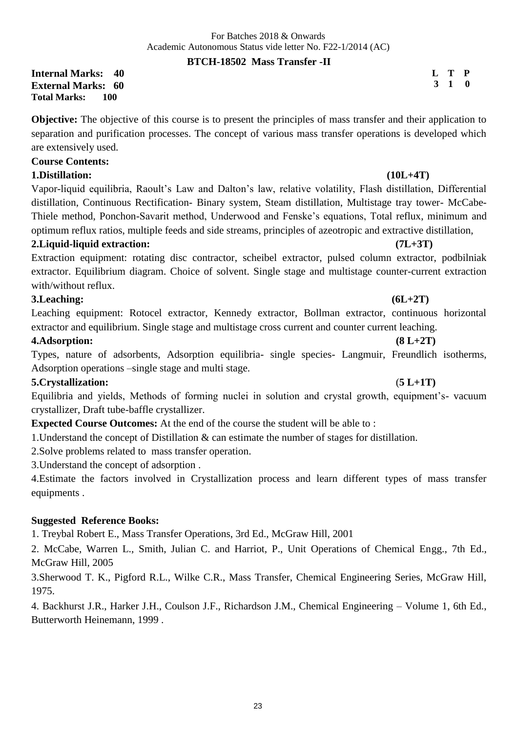For Batches 2018 & Onwards
Academic Autonomous Status vide letter No. F22-1/2014 (AC)

## BTCH-18502 Mass Transfer -II

**Internal Marks: 40**
**External Marks: 60**
**Total Marks: 100**

| L | T | P |
|---|---|---|
| 3 | 1 | 0 |

**Objective:** The objective of this course is to present the principles of mass transfer and their application to separation and purification processes. The concept of various mass transfer operations is developed which are extensively used.

**Course Contents:**

**1.Distillation: (10L+4T)**

Vapor-liquid equilibria, Raoult's Law and Dalton's law, relative volatility, Flash distillation, Differential distillation, Continuous Rectification- Binary system, Steam distillation, Multistage tray tower- McCabe-Thiele method, Ponchon-Savarit method, Underwood and Fenske's equations, Total reflux, minimum and optimum reflux ratios, multiple feeds and side streams, principles of azeotropic and extractive distillation,

**2.Liquid-liquid extraction: (7L+3T)**

Extraction equipment: rotating disc contractor, scheibel extractor, pulsed column extractor, podbilniak extractor. Equilibrium diagram. Choice of solvent. Single stage and multistage counter-current extraction with/without reflux.

**3.Leaching: (6L+2T)**

Leaching equipment: Rotocel extractor, Kennedy extractor, Bollman extractor, continuous horizontal extractor and equilibrium. Single stage and multistage cross current and counter current leaching.

**4.Adsorption: (8 L+2T)**

Types, nature of adsorbents, Adsorption equilibria- single species- Langmuir, Freundlich isotherms, Adsorption operations –single stage and multi stage.

**5.Crystallization: (5 L+1T)**

Equilibria and yields, Methods of forming nuclei in solution and crystal growth, equipment's- vacuum crystallizer, Draft tube-baffle crystallizer.

**Expected Course Outcomes:** At the end of the course the student will be able to :

1.Understand the concept of Distillation & can estimate the number of stages for distillation.

2.Solve problems related to mass transfer operation.

3.Understand the concept of adsorption .

4.Estimate the factors involved in Crystallization process and learn different types of mass transfer equipments .

**Suggested Reference Books:**

1. Treybal Robert E., Mass Transfer Operations, 3rd Ed., McGraw Hill, 2001

2. McCabe, Warren L., Smith, Julian C. and Harriot, P., Unit Operations of Chemical Engg., 7th Ed., McGraw Hill, 2005

3.Sherwood T. K., Pigford R.L., Wilke C.R., Mass Transfer, Chemical Engineering Series, McGraw Hill, 1975.

4. Backhurst J.R., Harker J.H., Coulson J.F., Richardson J.M., Chemical Engineering – Volume 1, 6th Ed., Butterworth Heinemann, 1999 .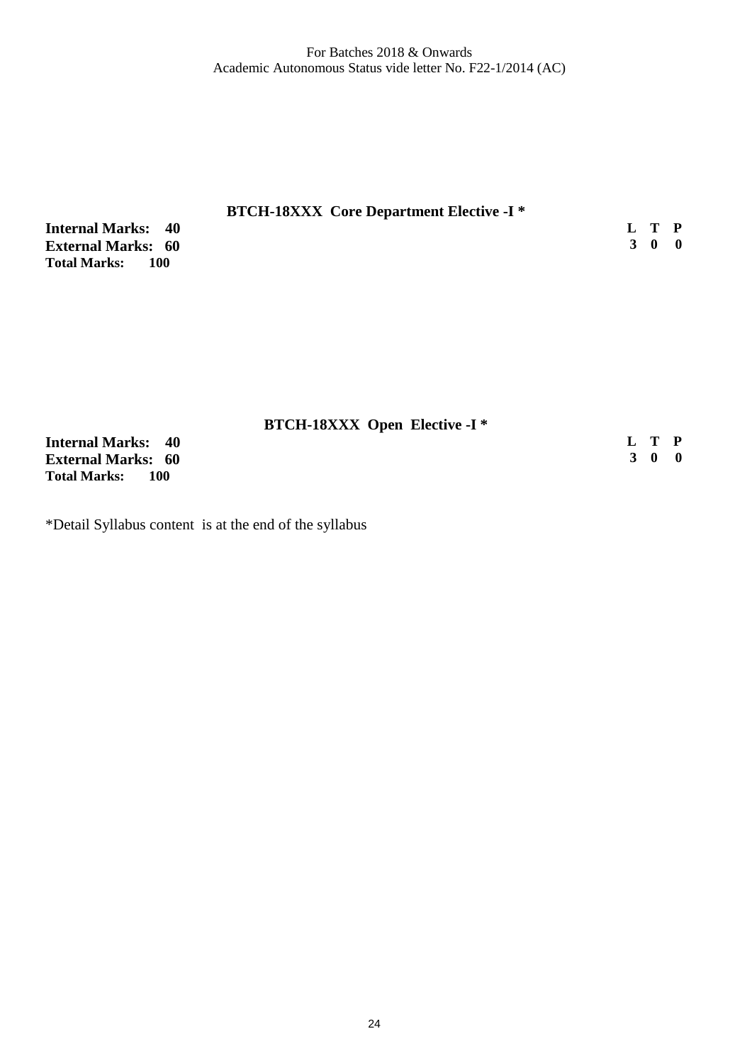## BTCH-18XXX Core Department Elective -I *

**Internal Marks: 40**
**External Marks: 60**
**Total Marks: 100**

| L | T | P |
|---|---|---|
| 3 | 0 | 0 |

## BTCH-18XXX Open Elective -I *

**Internal Marks: 40**
**External Marks: 60**
**Total Marks: 100**

| L | T | P |
|---|---|---|
| 3 | 0 | 0 |

*Detail Syllabus content is at the end of the syllabus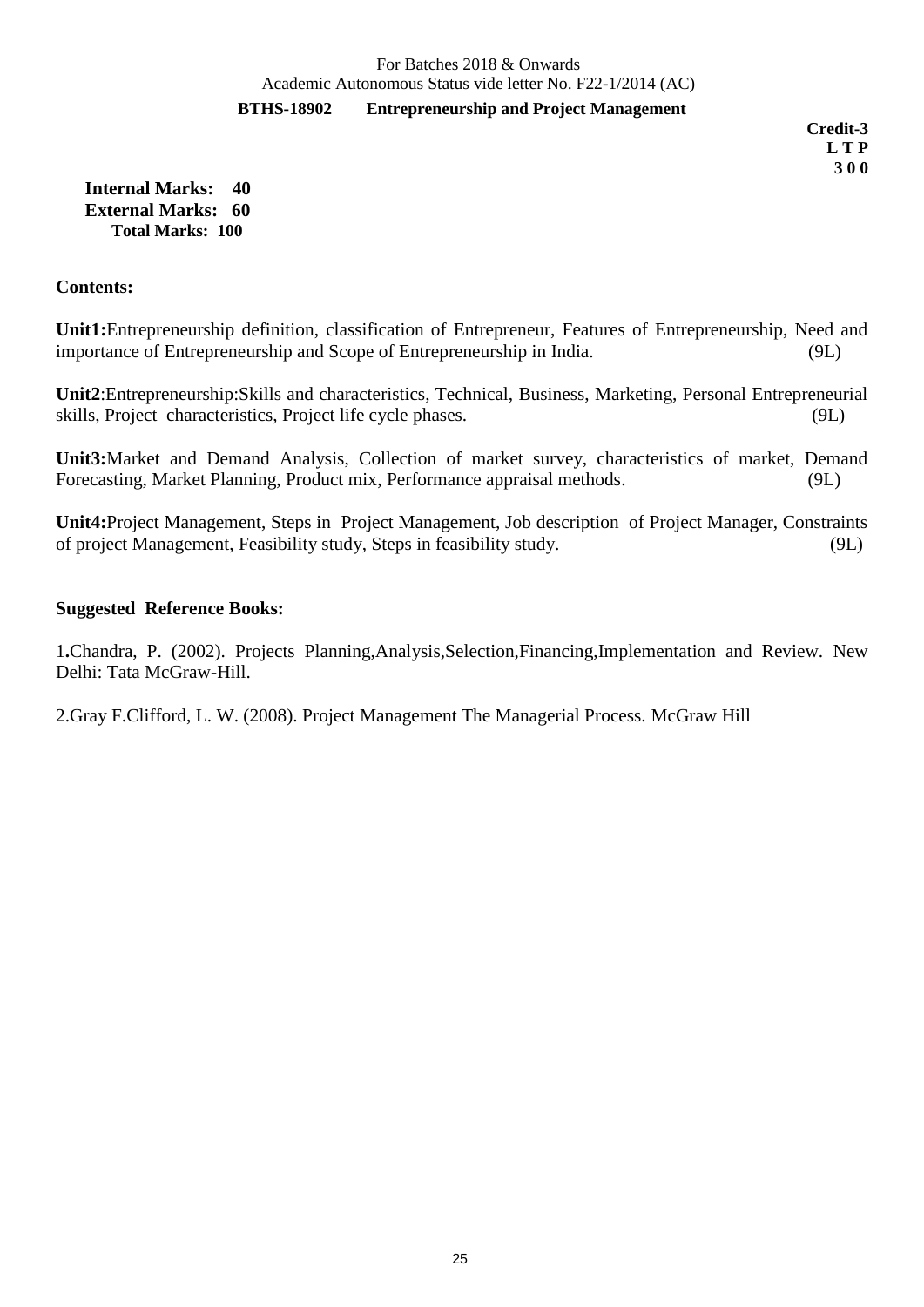For Batches 2018 & Onwards
Academic Autonomous Status vide letter No. F22-1/2014 (AC)

**BTHS-18902 Entrepreneurship and Project Management**

**Credit-3**
**L T P**
**3 0 0**

**Internal Marks: 40**
**External Marks: 60**
**Total Marks: 100**

**Contents:**

**Unit1:**Entrepreneurship definition, classification of Entrepreneur, Features of Entrepreneurship, Need and importance of Entrepreneurship and Scope of Entrepreneurship in India. (9L)

**Unit2**:Entrepreneurship:Skills and characteristics, Technical, Business, Marketing, Personal Entrepreneurial skills, Project characteristics, Project life cycle phases. (9L)

**Unit3:**Market and Demand Analysis, Collection of market survey, characteristics of market, Demand Forecasting, Market Planning, Product mix, Performance appraisal methods. (9L)

**Unit4:**Project Management, Steps in Project Management, Job description of Project Manager, Constraints of project Management, Feasibility study, Steps in feasibility study. (9L)

**Suggested Reference Books:**

1**.**Chandra, P. (2002). Projects Planning,Analysis,Selection,Financing,Implementation and Review. New Delhi: Tata McGraw-Hill.

2.Gray F.Clifford, L. W. (2008). Project Management The Managerial Process. McGraw Hill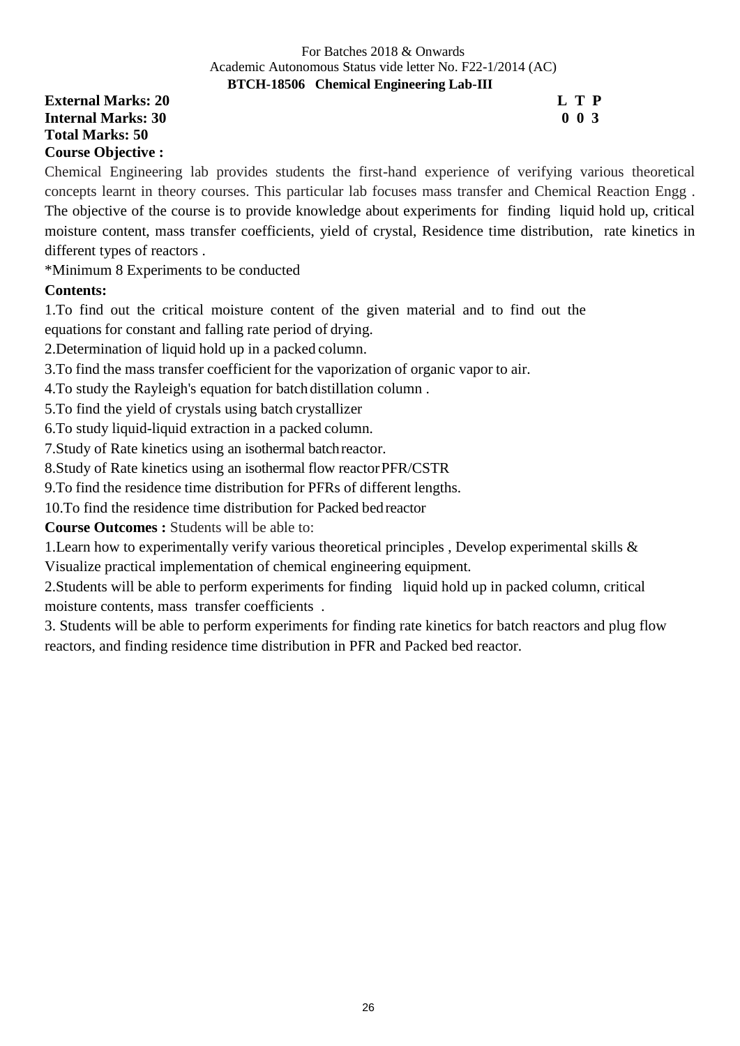For Batches 2018 & Onwards
Academic Autonomous Status vide letter No. F22-1/2014 (AC)

**BTCH-18506 Chemical Engineering Lab-III**

**External Marks: 20** **L T P**
**Internal Marks: 30** **0 0 3**
**Total Marks: 50**

**Course Objective :**

Chemical Engineering lab provides students the first-hand experience of verifying various theoretical concepts learnt in theory courses. This particular lab focuses mass transfer and Chemical Reaction Engg . The objective of the course is to provide knowledge about experiments for finding liquid hold up, critical moisture content, mass transfer coefficients, yield of crystal, Residence time distribution, rate kinetics in different types of reactors .

*Minimum 8 Experiments to be conducted

**Contents:**

1.To find out the critical moisture content of the given material and to find out the equations for constant and falling rate period of drying.

2.Determination of liquid hold up in a packed column.

3.To find the mass transfer coefficient for the vaporization of organic vapor to air.

4.To study the Rayleigh's equation for batch distillation column .

5.To find the yield of crystals using batch crystallizer

6.To study liquid-liquid extraction in a packed column.

7.Study of Rate kinetics using an isothermal batch reactor.

8.Study of Rate kinetics using an isothermal flow reactor PFR/CSTR

9.To find the residence time distribution for PFRs of different lengths.

10.To find the residence time distribution for Packed bed reactor

**Course Outcomes :** Students will be able to:

1.Learn how to experimentally verify various theoretical principles , Develop experimental skills & Visualize practical implementation of chemical engineering equipment.

2.Students will be able to perform experiments for finding liquid hold up in packed column, critical moisture contents, mass transfer coefficients .

3. Students will be able to perform experiments for finding rate kinetics for batch reactors and plug flow reactors, and finding residence time distribution in PFR and Packed bed reactor.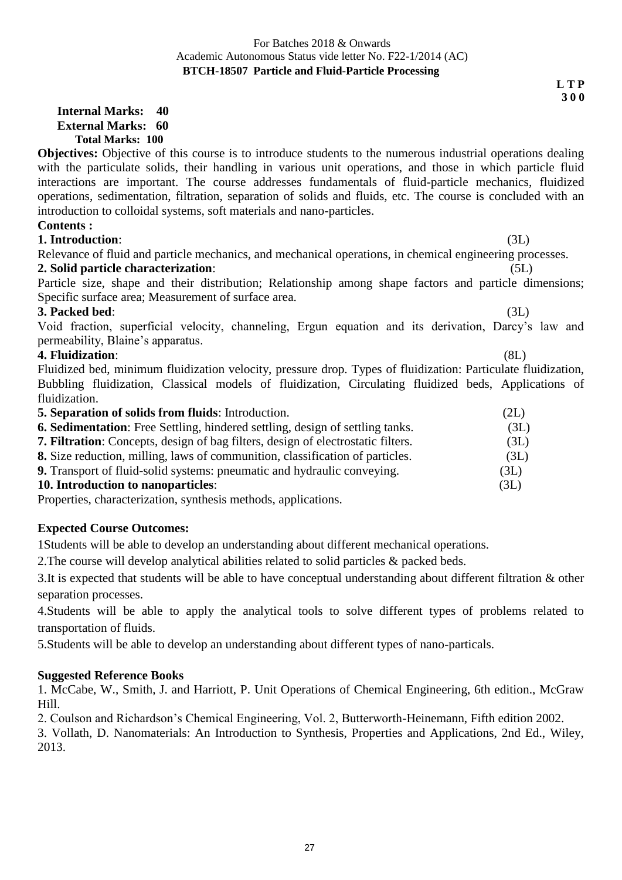For Batches 2018 & Onwards
Academic Autonomous Status vide letter No. F22-1/2014 (AC)

**BTCH-18507 Particle and Fluid-Particle Processing**

**L T P**
**3 0 0**

**Internal Marks: 40**
**External Marks: 60**
**Total Marks: 100**

**Objectives:** Objective of this course is to introduce students to the numerous industrial operations dealing with the particulate solids, their handling in various unit operations, and those in which particle fluid interactions are important. The course addresses fundamentals of fluid-particle mechanics, fluidized operations, sedimentation, filtration, separation of solids and fluids, etc. The course is concluded with an introduction to colloidal systems, soft materials and nano-particles.

**Contents :**

**1. Introduction**: (3L)

Relevance of fluid and particle mechanics, and mechanical operations, in chemical engineering processes.

**2. Solid particle characterization**: (5L)

Particle size, shape and their distribution; Relationship among shape factors and particle dimensions; Specific surface area; Measurement of surface area.

**3. Packed bed**: (3L)

Void fraction, superficial velocity, channeling, Ergun equation and its derivation, Darcy's law and permeability, Blaine's apparatus.

**4. Fluidization**: (8L)

Fluidized bed, minimum fluidization velocity, pressure drop. Types of fluidization: Particulate fluidization, Bubbling fluidization, Classical models of fluidization, Circulating fluidized beds, Applications of fluidization.

**5. Separation of solids from fluids**: Introduction. (2L)

**6. Sedimentation**: Free Settling, hindered settling, design of settling tanks. (3L)

**7. Filtration**: Concepts, design of bag filters, design of electrostatic filters. (3L)

**8.** Size reduction, milling, laws of communition, classification of particles. (3L)

**9.** Transport of fluid-solid systems: pneumatic and hydraulic conveying. (3L)

**10. Introduction to nanoparticles**: (3L)

Properties, characterization, synthesis methods, applications.

**Expected Course Outcomes:**

1Students will be able to develop an understanding about different mechanical operations.

2.The course will develop analytical abilities related to solid particles & packed beds.

3.It is expected that students will be able to have conceptual understanding about different filtration & other separation processes.

4.Students will be able to apply the analytical tools to solve different types of problems related to transportation of fluids.

5.Students will be able to develop an understanding about different types of nano-particals.

**Suggested Reference Books**

1. McCabe, W., Smith, J. and Harriott, P. Unit Operations of Chemical Engineering, 6th edition., McGraw Hill.
2. Coulson and Richardson's Chemical Engineering, Vol. 2, Butterworth-Heinemann, Fifth edition 2002.
3. Vollath, D. Nanomaterials: An Introduction to Synthesis, Properties and Applications, 2nd Ed., Wiley, 2013.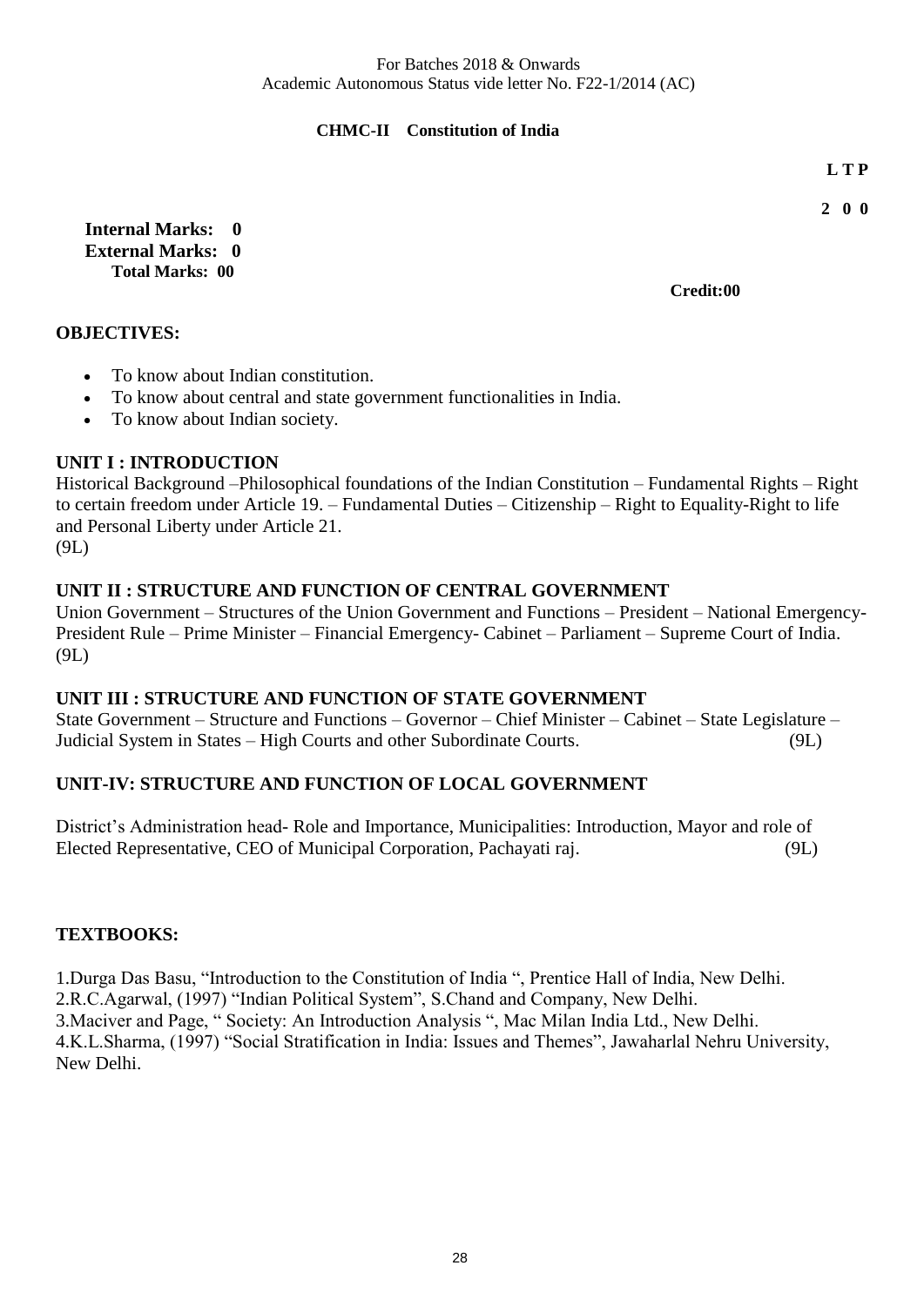For Batches 2018 & Onwards
Academic Autonomous Status vide letter No. F22-1/2014 (AC)

## CHMC-II Constitution of India

**L T P**

**2 0 0**

**Internal Marks: 0**
**External Marks: 0**
**Total Marks: 00**

**Credit:00**

### OBJECTIVES:

- To know about Indian constitution.
- To know about central and state government functionalities in India.
- To know about Indian society.

### UNIT I : INTRODUCTION

Historical Background –Philosophical foundations of the Indian Constitution – Fundamental Rights – Right to certain freedom under Article 19. – Fundamental Duties – Citizenship – Right to Equality-Right to life and Personal Liberty under Article 21.
(9L)

### UNIT II : STRUCTURE AND FUNCTION OF CENTRAL GOVERNMENT

Union Government – Structures of the Union Government and Functions – President – National Emergency-President Rule – Prime Minister – Financial Emergency- Cabinet – Parliament – Supreme Court of India.
(9L)

### UNIT III : STRUCTURE AND FUNCTION OF STATE GOVERNMENT

State Government – Structure and Functions – Governor – Chief Minister – Cabinet – State Legislature – Judicial System in States – High Courts and other Subordinate Courts. (9L)

### UNIT-IV: STRUCTURE AND FUNCTION OF LOCAL GOVERNMENT

District's Administration head- Role and Importance, Municipalities: Introduction, Mayor and role of Elected Representative, CEO of Municipal Corporation, Pachayati raj. (9L)

### TEXTBOOKS:

1.Durga Das Basu, "Introduction to the Constitution of India ", Prentice Hall of India, New Delhi.
2.R.C.Agarwal, (1997) "Indian Political System", S.Chand and Company, New Delhi.
3.Maciver and Page, " Society: An Introduction Analysis ", Mac Milan India Ltd., New Delhi.
4.K.L.Sharma, (1997) "Social Stratification in India: Issues and Themes", Jawaharlal Nehru University, New Delhi.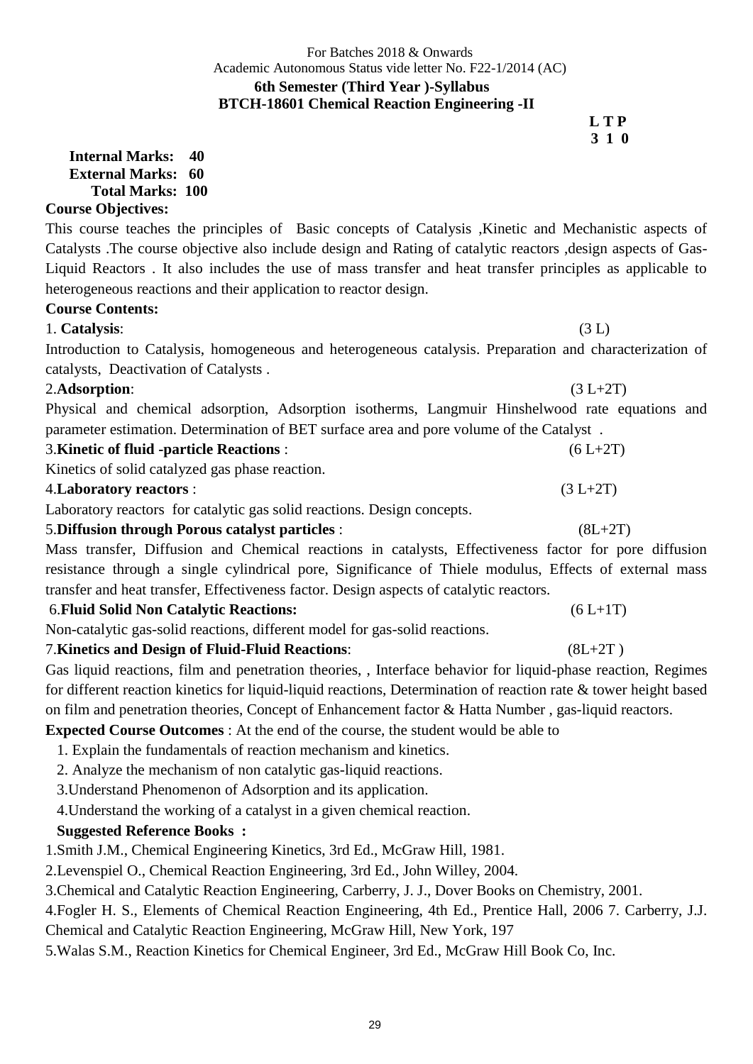For Batches 2018 & Onwards
Academic Autonomous Status vide letter No. F22-1/2014 (AC)

**6th Semester (Third Year )-Syllabus**

**BTCH-18601 Chemical Reaction Engineering -II**

**L T P**
**3 1 0**

**Internal Marks: 40**
**External Marks: 60**
**Total Marks: 100**

**Course Objectives:**

This course teaches the principles of Basic concepts of Catalysis ,Kinetic and Mechanistic aspects of Catalysts .The course objective also include design and Rating of catalytic reactors ,design aspects of Gas-Liquid Reactors . It also includes the use of mass transfer and heat transfer principles as applicable to heterogeneous reactions and their application to reactor design.

**Course Contents:**

1. **Catalysis**: (3 L)

Introduction to Catalysis, homogeneous and heterogeneous catalysis. Preparation and characterization of catalysts, Deactivation of Catalysts .

2. **Adsorption**: (3 L+2T)

Physical and chemical adsorption, Adsorption isotherms, Langmuir Hinshelwood rate equations and parameter estimation. Determination of BET surface area and pore volume of the Catalyst .

3. **Kinetic of fluid -particle Reactions** : (6 L+2T)

Kinetics of solid catalyzed gas phase reaction.

4. **Laboratory reactors** : (3 L+2T)

Laboratory reactors for catalytic gas solid reactions. Design concepts.

5. **Diffusion through Porous catalyst particles** : (8L+2T)

Mass transfer, Diffusion and Chemical reactions in catalysts, Effectiveness factor for pore diffusion resistance through a single cylindrical pore, Significance of Thiele modulus, Effects of external mass transfer and heat transfer, Effectiveness factor. Design aspects of catalytic reactors.

6. **Fluid Solid Non Catalytic Reactions:** (6 L+1T)

Non-catalytic gas-solid reactions, different model for gas-solid reactions.

7. **Kinetics and Design of Fluid-Fluid Reactions**: (8L+2T )

Gas liquid reactions, film and penetration theories, , Interface behavior for liquid-phase reaction, Regimes for different reaction kinetics for liquid-liquid reactions, Determination of reaction rate & tower height based on film and penetration theories, Concept of Enhancement factor & Hatta Number , gas-liquid reactors.

**Expected Course Outcomes** : At the end of the course, the student would be able to

1. Explain the fundamentals of reaction mechanism and kinetics.
2. Analyze the mechanism of non catalytic gas-liquid reactions.
3. Understand Phenomenon of Adsorption and its application.
4. Understand the working of a catalyst in a given chemical reaction.

**Suggested Reference Books :**

1. Smith J.M., Chemical Engineering Kinetics, 3rd Ed., McGraw Hill, 1981.
2. Levenspiel O., Chemical Reaction Engineering, 3rd Ed., John Willey, 2004.
3. Chemical and Catalytic Reaction Engineering, Carberry, J. J., Dover Books on Chemistry, 2001.
4. Fogler H. S., Elements of Chemical Reaction Engineering, 4th Ed., Prentice Hall, 2006 7. Carberry, J.J. Chemical and Catalytic Reaction Engineering, McGraw Hill, New York, 197
5. Walas S.M., Reaction Kinetics for Chemical Engineer, 3rd Ed., McGraw Hill Book Co, Inc.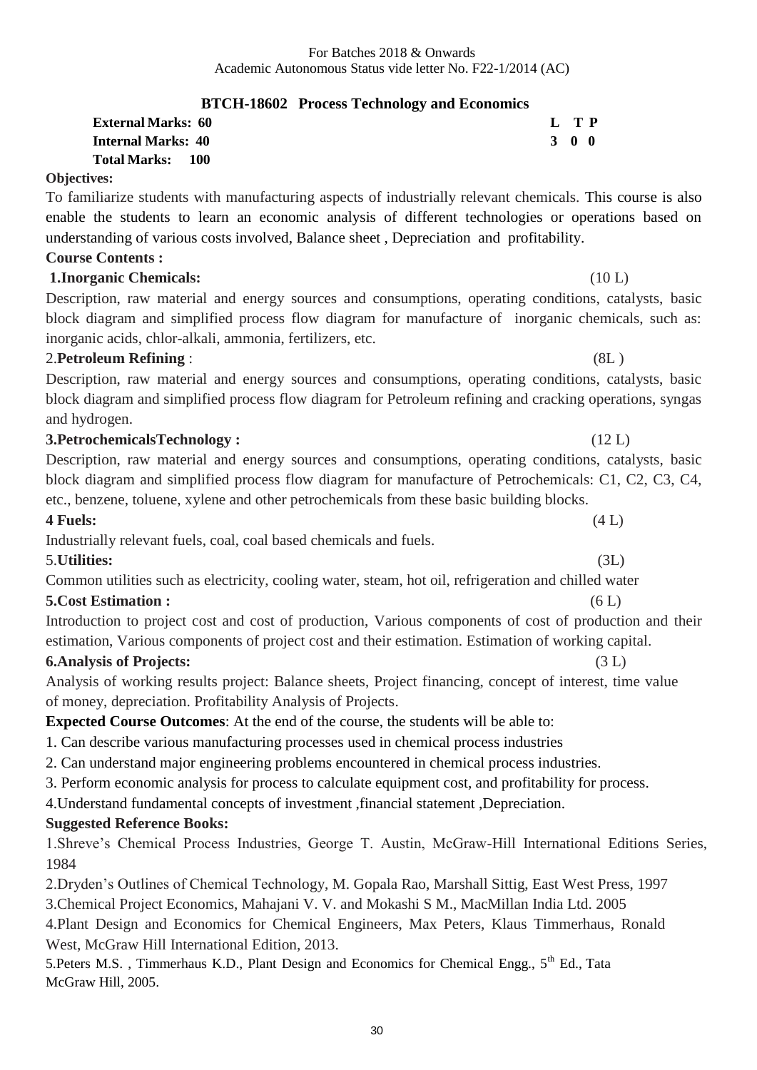For Batches 2018 & Onwards
Academic Autonomous Status vide letter No. F22-1/2014 (AC)

## BTCH-18602 Process Technology and Economics

**External Marks: 60**
**Internal Marks: 40**
**Total Marks: 100**

| L | T | P |
|---|---|---|
| 3 | 0 | 0 |

**Objectives:**

To familiarize students with manufacturing aspects of industrially relevant chemicals. This course is also enable the students to learn an economic analysis of different technologies or operations based on understanding of various costs involved, Balance sheet , Depreciation and profitability.

**Course Contents :**

**1.Inorganic Chemicals:** (10 L)

Description, raw material and energy sources and consumptions, operating conditions, catalysts, basic block diagram and simplified process flow diagram for manufacture of inorganic chemicals, such as: inorganic acids, chlor-alkali, ammonia, fertilizers, etc.

2.**Petroleum Refining** : (8L )

Description, raw material and energy sources and consumptions, operating conditions, catalysts, basic block diagram and simplified process flow diagram for Petroleum refining and cracking operations, syngas and hydrogen.

**3.PetrochemicalsTechnology :** (12 L)

Description, raw material and energy sources and consumptions, operating conditions, catalysts, basic block diagram and simplified process flow diagram for manufacture of Petrochemicals: C1, C2, C3, C4, etc., benzene, toluene, xylene and other petrochemicals from these basic building blocks.

**4 Fuels:** (4 L)

Industrially relevant fuels, coal, coal based chemicals and fuels.

5.**Utilities:** (3L)

Common utilities such as electricity, cooling water, steam, hot oil, refrigeration and chilled water

**5.Cost Estimation :** (6 L)

Introduction to project cost and cost of production, Various components of cost of production and their estimation, Various components of project cost and their estimation. Estimation of working capital.

**6.Analysis of Projects:** (3 L)

Analysis of working results project: Balance sheets, Project financing, concept of interest, time value of money, depreciation. Profitability Analysis of Projects.

**Expected Course Outcomes**: At the end of the course, the students will be able to:

1. Can describe various manufacturing processes used in chemical process industries
2. Can understand major engineering problems encountered in chemical process industries.
3. Perform economic analysis for process to calculate equipment cost, and profitability for process.
4. Understand fundamental concepts of investment ,financial statement ,Depreciation.

**Suggested Reference Books:**

1.Shreve's Chemical Process Industries, George T. Austin, McGraw-Hill International Editions Series, 1984

2.Dryden's Outlines of Chemical Technology, M. Gopala Rao, Marshall Sittig, East West Press, 1997

3.Chemical Project Economics, Mahajani V. V. and Mokashi S M., MacMillan India Ltd. 2005

4.Plant Design and Economics for Chemical Engineers, Max Peters, Klaus Timmerhaus, Ronald West, McGraw Hill International Edition, 2013.

5.Peters M.S. , Timmerhaus K.D., Plant Design and Economics for Chemical Engg., 5th Ed., Tata McGraw Hill, 2005.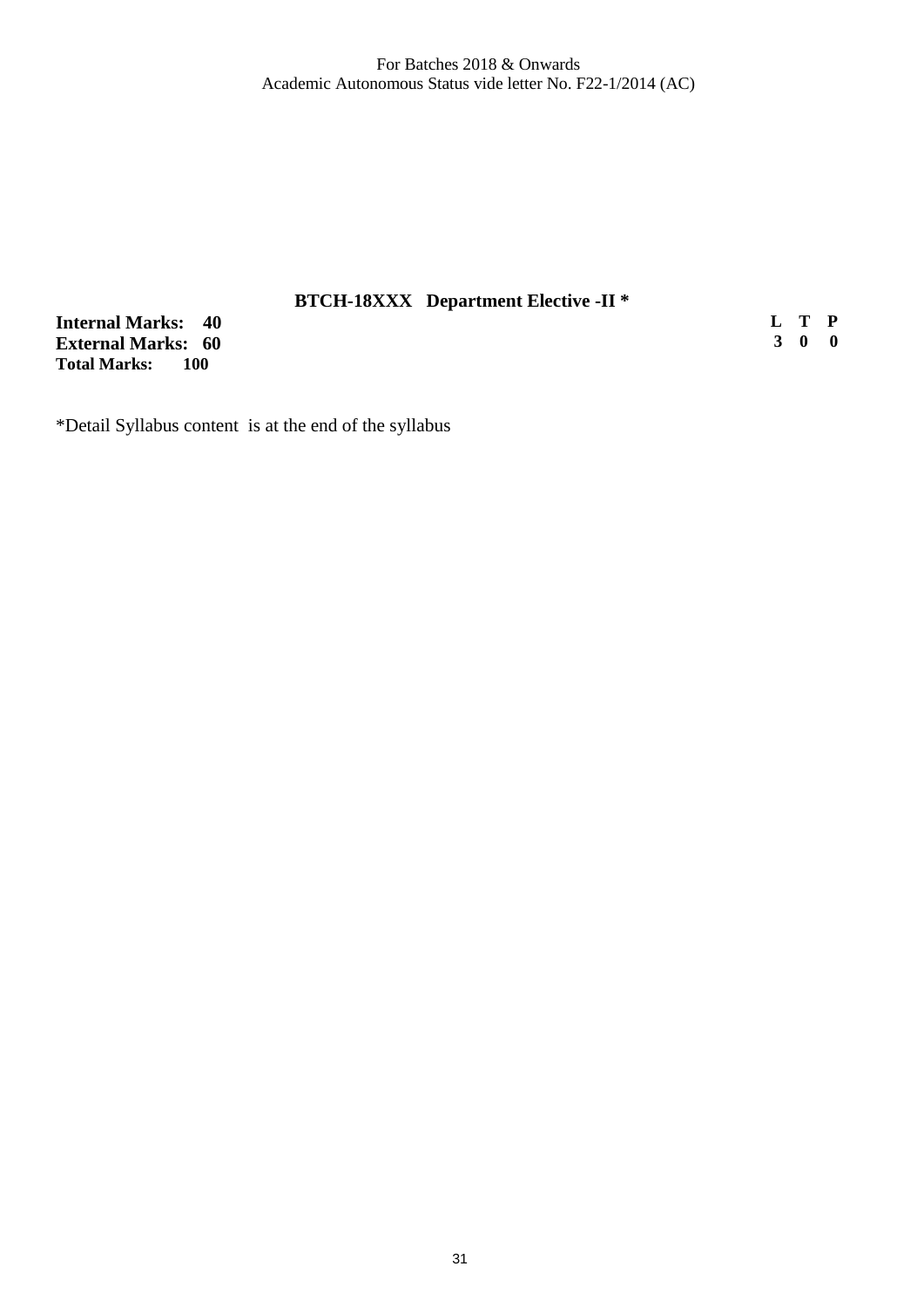## BTCH-18XXX Department Elective -II *

**Internal Marks: 40**
**External Marks: 60**
**Total Marks: 100**

| L | T | P |
|---|---|---|
| 3 | 0 | 0 |

*Detail Syllabus content is at the end of the syllabus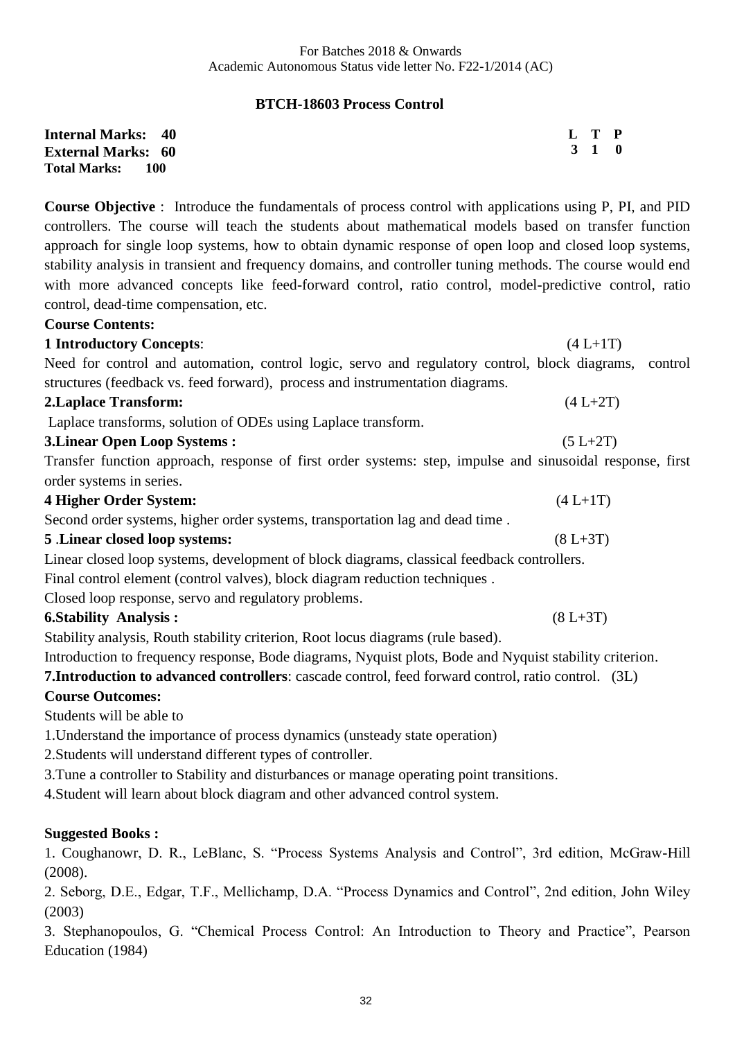For Batches 2018 & Onwards
Academic Autonomous Status vide letter No. F22-1/2014 (AC)

## BTCH-18603 Process Control

**Internal Marks: 40**
**External Marks: 60**
**Total Marks: 100**

| L | T | P |
|---|---|---|
| 3 | 1 | 0 |

**Course Objective** : Introduce the fundamentals of process control with applications using P, PI, and PID controllers. The course will teach the students about mathematical models based on transfer function approach for single loop systems, how to obtain dynamic response of open loop and closed loop systems, stability analysis in transient and frequency domains, and controller tuning methods. The course would end with more advanced concepts like feed-forward control, ratio control, model-predictive control, ratio control, dead-time compensation, etc.

**Course Contents:**

**1 Introductory Concepts**: (4 L+1T)

Need for control and automation, control logic, servo and regulatory control, block diagrams, control structures (feedback vs. feed forward), process and instrumentation diagrams.

**2.Laplace Transform:** (4 L+2T)

Laplace transforms, solution of ODEs using Laplace transform.

**3.Linear Open Loop Systems :** (5 L+2T)

Transfer function approach, response of first order systems: step, impulse and sinusoidal response, first order systems in series.

**4 Higher Order System:** (4 L+1T)

Second order systems, higher order systems, transportation lag and dead time .

**5 .Linear closed loop systems:** (8 L+3T)

Linear closed loop systems, development of block diagrams, classical feedback controllers.
Final control element (control valves), block diagram reduction techniques .
Closed loop response, servo and regulatory problems.

**6.Stability Analysis :** (8 L+3T)

Stability analysis, Routh stability criterion, Root locus diagrams (rule based).
Introduction to frequency response, Bode diagrams, Nyquist plots, Bode and Nyquist stability criterion.

**7.Introduction to advanced controllers**: cascade control, feed forward control, ratio control. (3L)

**Course Outcomes:**

Students will be able to

1.Understand the importance of process dynamics (unsteady state operation)
2.Students will understand different types of controller.
3.Tune a controller to Stability and disturbances or manage operating point transitions.
4.Student will learn about block diagram and other advanced control system.

**Suggested Books :**

1. Coughanowr, D. R., LeBlanc, S. "Process Systems Analysis and Control", 3rd edition, McGraw-Hill (2008).
2. Seborg, D.E., Edgar, T.F., Mellichamp, D.A. "Process Dynamics and Control", 2nd edition, John Wiley (2003)
3. Stephanopoulos, G. "Chemical Process Control: An Introduction to Theory and Practice", Pearson Education (1984)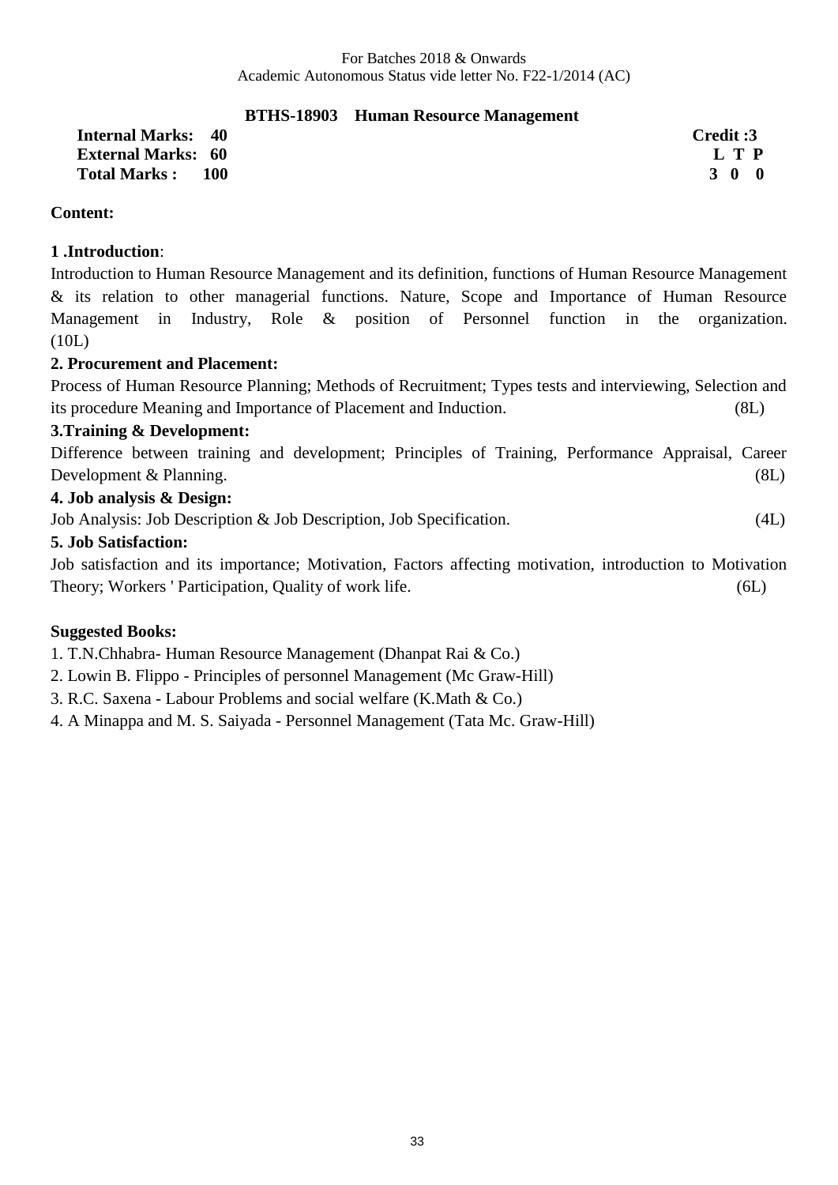For Batches 2018 & Onwards
Academic Autonomous Status vide letter No. F22-1/2014 (AC)

## BTHS-18903 Human Resource Management

**Internal Marks: 40** | **Credit :3**
**External Marks: 60** | **L T P**
**Total Marks : 100** | **3 0 0**

**Content:**

**1 .Introduction**:
Introduction to Human Resource Management and its definition, functions of Human Resource Management & its relation to other managerial functions. Nature, Scope and Importance of Human Resource Management in Industry, Role & position of Personnel function in the organization. (10L)

**2. Procurement and Placement:**
Process of Human Resource Planning; Methods of Recruitment; Types tests and interviewing, Selection and its procedure Meaning and Importance of Placement and Induction. (8L)

**3.Training & Development:**
Difference between training and development; Principles of Training, Performance Appraisal, Career Development & Planning. (8L)

**4. Job analysis & Design:**
Job Analysis: Job Description & Job Description, Job Specification. (4L)

**5. Job Satisfaction:**
Job satisfaction and its importance; Motivation, Factors affecting motivation, introduction to Motivation Theory; Workers ' Participation, Quality of work life. (6L)

**Suggested Books:**

1. T.N.Chhabra- Human Resource Management (Dhanpat Rai & Co.)
2. Lowin B. Flippo - Principles of personnel Management (Mc Graw-Hill)
3. R.C. Saxena - Labour Problems and social welfare (K.Math & Co.)
4. A Minappa and M. S. Saiyada - Personnel Management (Tata Mc. Graw-Hill)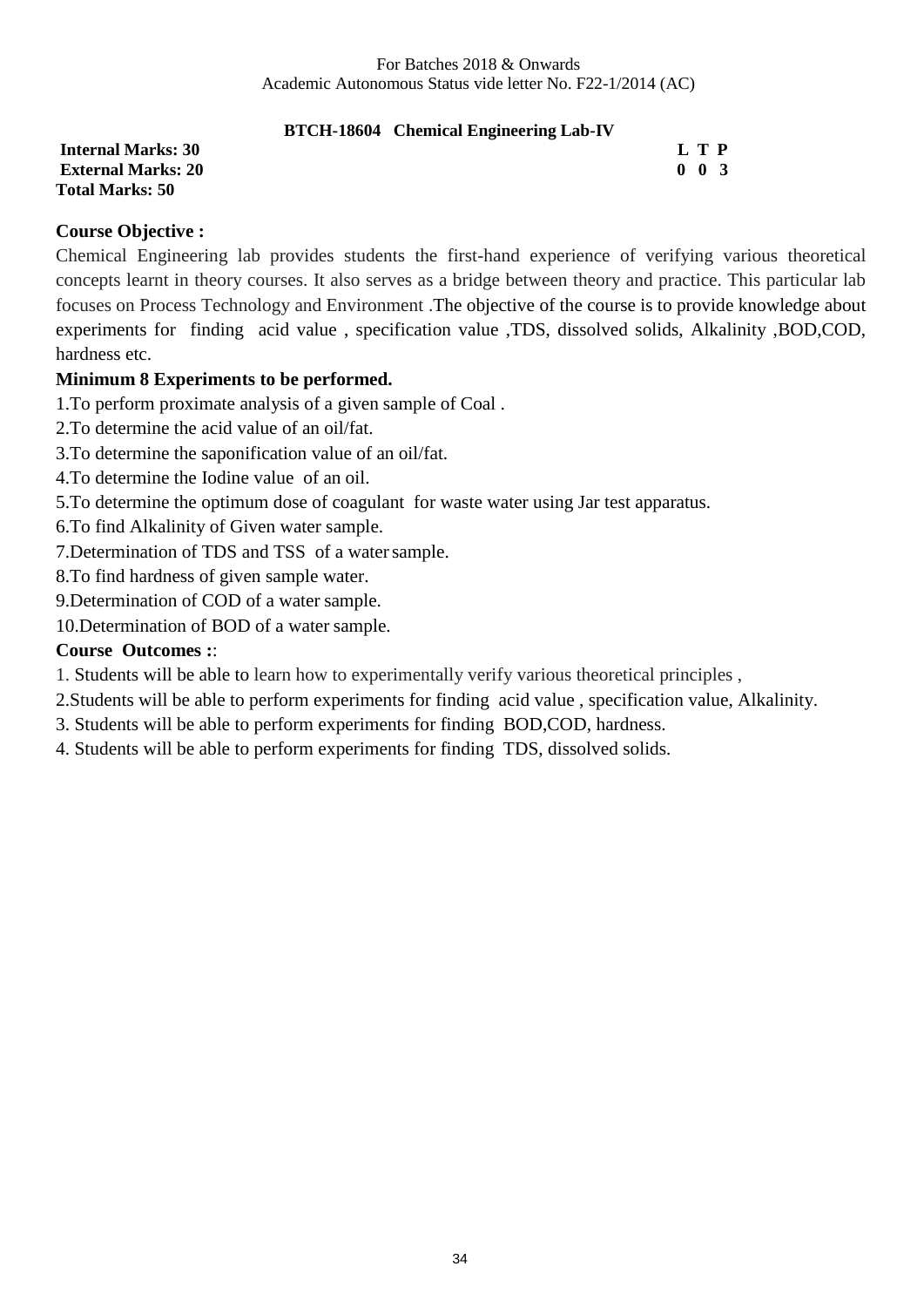For Batches 2018 & Onwards
Academic Autonomous Status vide letter No. F22-1/2014 (AC)

## BTCH-18604 Chemical Engineering Lab-IV

**Internal Marks: 30** **L T P**
**External Marks: 20** **0 0 3**
**Total Marks: 50**

**Course Objective :**

Chemical Engineering lab provides students the first-hand experience of verifying various theoretical concepts learnt in theory courses. It also serves as a bridge between theory and practice. This particular lab focuses on Process Technology and Environment .The objective of the course is to provide knowledge about experiments for finding acid value , specification value ,TDS, dissolved solids, Alkalinity ,BOD,COD, hardness etc.

**Minimum 8 Experiments to be performed.**

1.To perform proximate analysis of a given sample of Coal .

2.To determine the acid value of an oil/fat.

3.To determine the saponification value of an oil/fat.

4.To determine the Iodine value of an oil.

5.To determine the optimum dose of coagulant for waste water using Jar test apparatus.

6.To find Alkalinity of Given water sample.

7.Determination of TDS and TSS of a water sample.

8.To find hardness of given sample water.

9.Determination of COD of a water sample.

10.Determination of BOD of a water sample.

**Course Outcomes :**:

1. Students will be able to learn how to experimentally verify various theoretical principles ,

2.Students will be able to perform experiments for finding acid value , specification value, Alkalinity.

3. Students will be able to perform experiments for finding BOD,COD, hardness.

4. Students will be able to perform experiments for finding TDS, dissolved solids.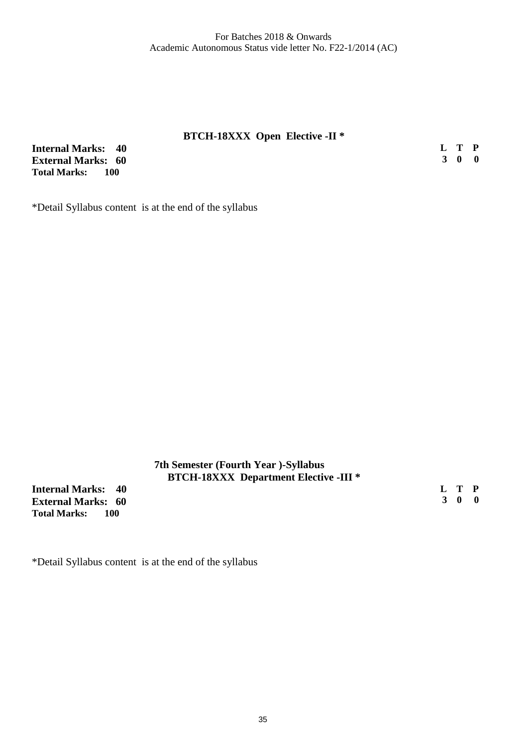## BTCH-18XXX Open Elective -II *

**Internal Marks: 40**
**External Marks: 60**
**Total Marks: 100**

| L | T | P |
|---|---|---|
| 3 | 0 | 0 |

*Detail Syllabus content is at the end of the syllabus

## 7th Semester (Fourth Year )-Syllabus

## BTCH-18XXX Department Elective -III *

**Internal Marks: 40**
**External Marks: 60**
**Total Marks: 100**

| L | T | P |
|---|---|---|
| 3 | 0 | 0 |

*Detail Syllabus content is at the end of the syllabus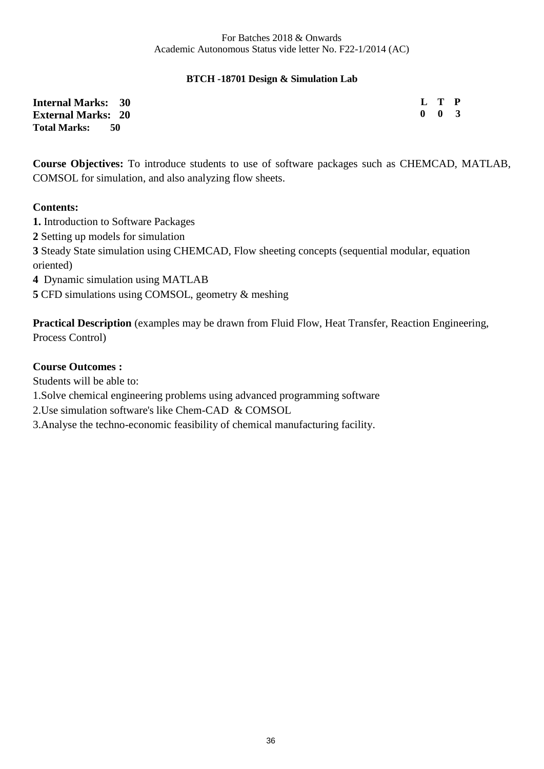For Batches 2018 & Onwards
Academic Autonomous Status vide letter No. F22-1/2014 (AC)

## BTCH -18701 Design & Simulation Lab

**Internal Marks: 30**
**External Marks: 20**
**Total Marks: 50**

| L | T | P |
|---|---|---|
| 0 | 0 | 3 |

**Course Objectives:** To introduce students to use of software packages such as CHEMCAD, MATLAB, COMSOL for simulation, and also analyzing flow sheets.

**Contents:**

**1.** Introduction to Software Packages
**2** Setting up models for simulation
**3** Steady State simulation using CHEMCAD, Flow sheeting concepts (sequential modular, equation oriented)
**4** Dynamic simulation using MATLAB
**5** CFD simulations using COMSOL, geometry & meshing

**Practical Description** (examples may be drawn from Fluid Flow, Heat Transfer, Reaction Engineering, Process Control)

**Course Outcomes :**

Students will be able to:
1.Solve chemical engineering problems using advanced programming software
2.Use simulation software's like Chem-CAD & COMSOL
3.Analyse the techno-economic feasibility of chemical manufacturing facility.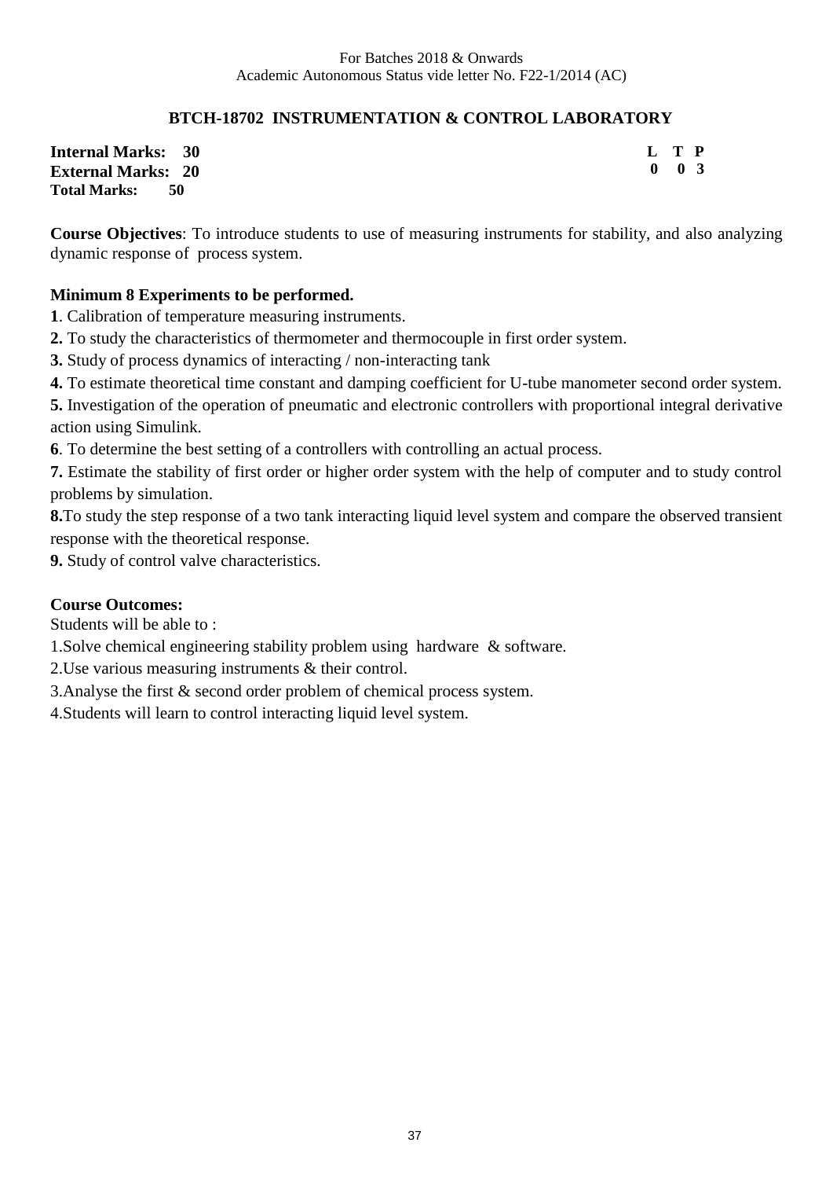For Batches 2018 & Onwards
Academic Autonomous Status vide letter No. F22-1/2014 (AC)

## BTCH-18702 INSTRUMENTATION & CONTROL LABORATORY

**Internal Marks: 30**
**External Marks: 20**
**Total Marks: 50**

| L | T | P |
|---|---|---|
| 0 | 0 | 3 |

**Course Objectives**: To introduce students to use of measuring instruments for stability, and also analyzing dynamic response of process system.

**Minimum 8 Experiments to be performed.**

**1**. Calibration of temperature measuring instruments.

**2.** To study the characteristics of thermometer and thermocouple in first order system.

**3.** Study of process dynamics of interacting / non-interacting tank

**4.** To estimate theoretical time constant and damping coefficient for U-tube manometer second order system.

**5.** Investigation of the operation of pneumatic and electronic controllers with proportional integral derivative action using Simulink.

**6**. To determine the best setting of a controllers with controlling an actual process.

**7.** Estimate the stability of first order or higher order system with the help of computer and to study control problems by simulation.

**8.**To study the step response of a two tank interacting liquid level system and compare the observed transient response with the theoretical response.

**9.** Study of control valve characteristics.

**Course Outcomes:**

Students will be able to :

1.Solve chemical engineering stability problem using hardware & software.

2.Use various measuring instruments & their control.

3.Analyse the first & second order problem of chemical process system.

4.Students will learn to control interacting liquid level system.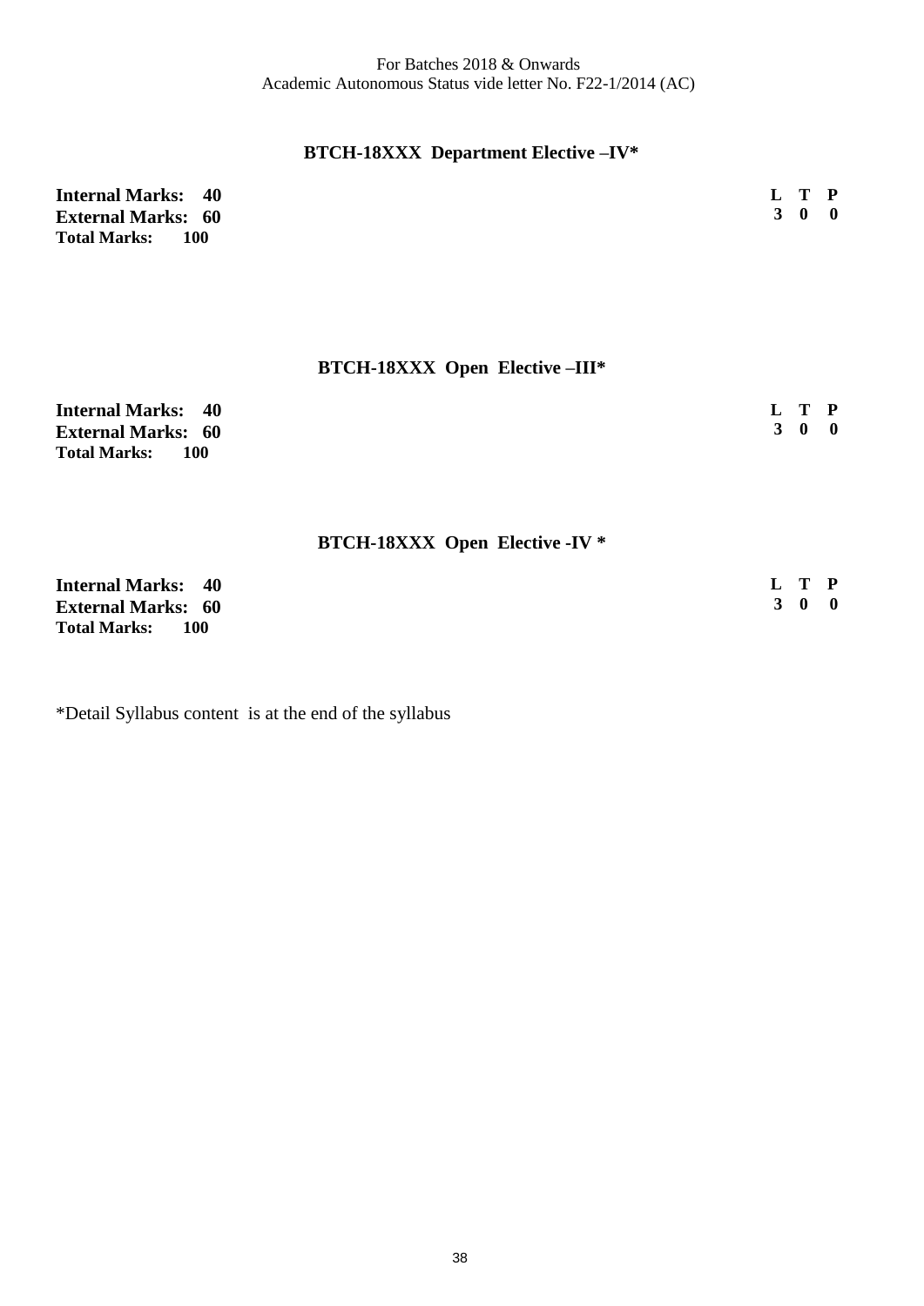## BTCH-18XXX Department Elective –IV*

**Internal Marks: 40**
**External Marks: 60**
**Total Marks: 100**

| L | T | P |
|---|---|---|
| 3 | 0 | 0 |

## BTCH-18XXX Open Elective –III*

**Internal Marks: 40**
**External Marks: 60**
**Total Marks: 100**

| L | T | P |
|---|---|---|
| 3 | 0 | 0 |

## BTCH-18XXX Open Elective -IV *

**Internal Marks: 40**
**External Marks: 60**
**Total Marks: 100**

| L | T | P |
|---|---|---|
| 3 | 0 | 0 |

*Detail Syllabus content is at the end of the syllabus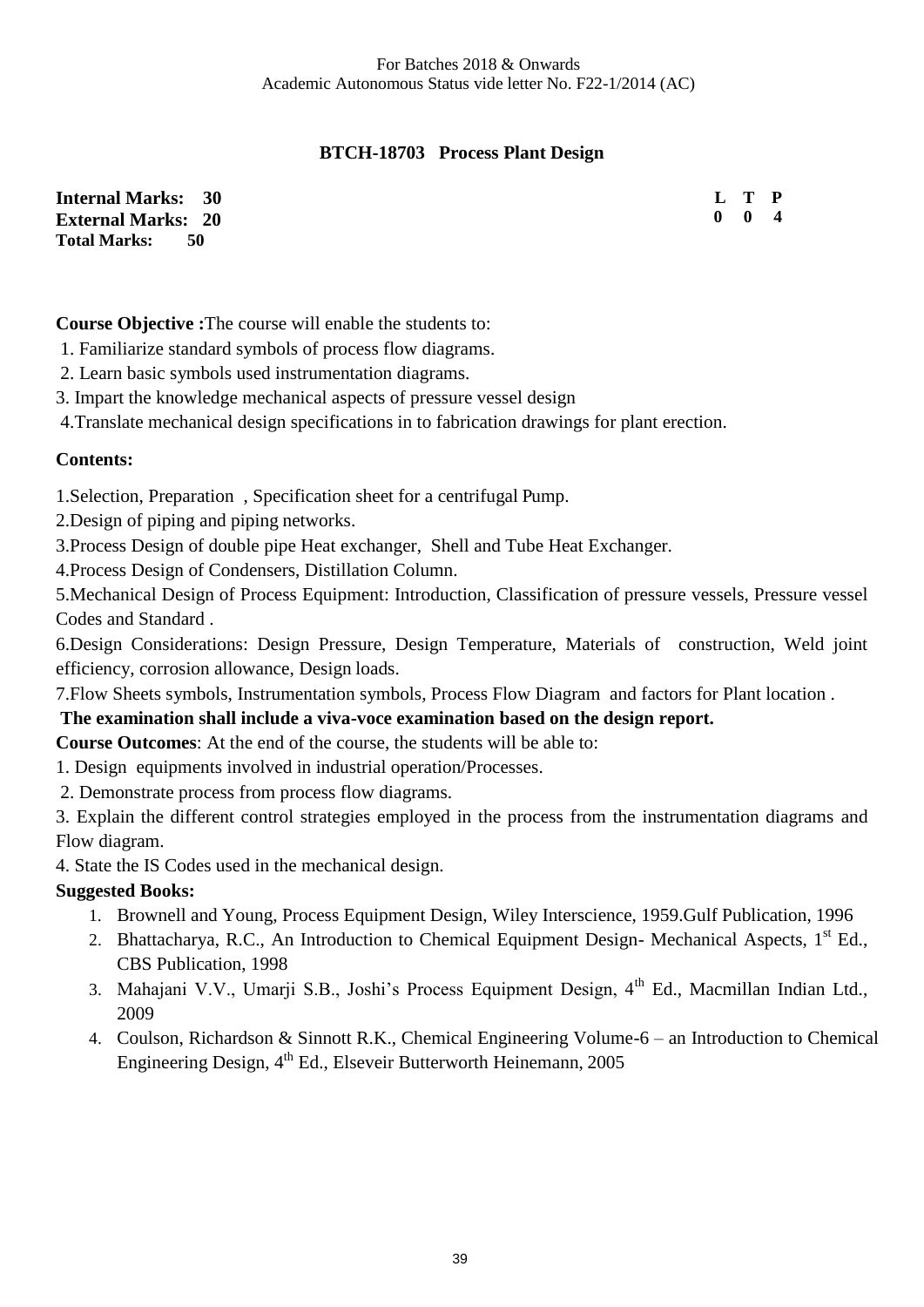For Batches 2018 & Onwards
Academic Autonomous Status vide letter No. F22-1/2014 (AC)

## BTCH-18703 Process Plant Design

**Internal Marks: 30**
**External Marks: 20**
**Total Marks: 50**

| L | T | P |
|---|---|---|
| 0 | 0 | 4 |

**Course Objective :** The course will enable the students to:

1. Familiarize standard symbols of process flow diagrams.
2. Learn basic symbols used instrumentation diagrams.
3. Impart the knowledge mechanical aspects of pressure vessel design
4. Translate mechanical design specifications in to fabrication drawings for plant erection.

**Contents:**

1. Selection, Preparation , Specification sheet for a centrifugal Pump.
2. Design of piping and piping networks.
3. Process Design of double pipe Heat exchanger, Shell and Tube Heat Exchanger.
4. Process Design of Condensers, Distillation Column.
5. Mechanical Design of Process Equipment: Introduction, Classification of pressure vessels, Pressure vessel Codes and Standard .
6. Design Considerations: Design Pressure, Design Temperature, Materials of construction, Weld joint efficiency, corrosion allowance, Design loads.
7. Flow Sheets symbols, Instrumentation symbols, Process Flow Diagram and factors for Plant location .

**The examination shall include a viva-voce examination based on the design report.**

**Course Outcomes**: At the end of the course, the students will be able to:

1. Design equipments involved in industrial operation/Processes.
2. Demonstrate process from process flow diagrams.
3. Explain the different control strategies employed in the process from the instrumentation diagrams and Flow diagram.
4. State the IS Codes used in the mechanical design.

**Suggested Books:**

1. Brownell and Young, Process Equipment Design, Wiley Interscience, 1959.Gulf Publication, 1996
2. Bhattacharya, R.C., An Introduction to Chemical Equipment Design- Mechanical Aspects, 1st Ed., CBS Publication, 1998
3. Mahajani V.V., Umarji S.B., Joshi's Process Equipment Design, 4th Ed., Macmillan Indian Ltd., 2009
4. Coulson, Richardson & Sinnott R.K., Chemical Engineering Volume-6 – an Introduction to Chemical Engineering Design, 4th Ed., Elseveir Butterworth Heinemann, 2005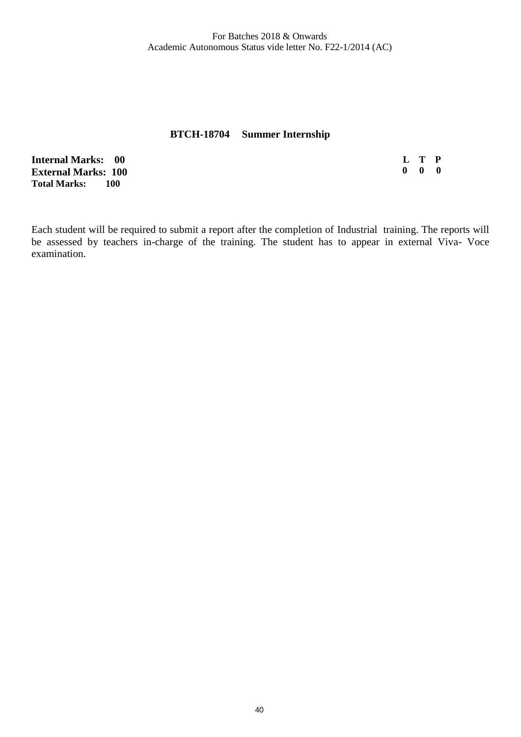## BTCH-18704 Summer Internship

| | | | |
|---|---|---|---|
| **Internal Marks: 00** | **L** | **T** | **P** |
| **External Marks: 100** | **0** | **0** | **0** |
| **Total Marks: 100** | | | |

Each student will be required to submit a report after the completion of Industrial training. The reports will be assessed by teachers in-charge of the training. The student has to appear in external Viva- Voce examination.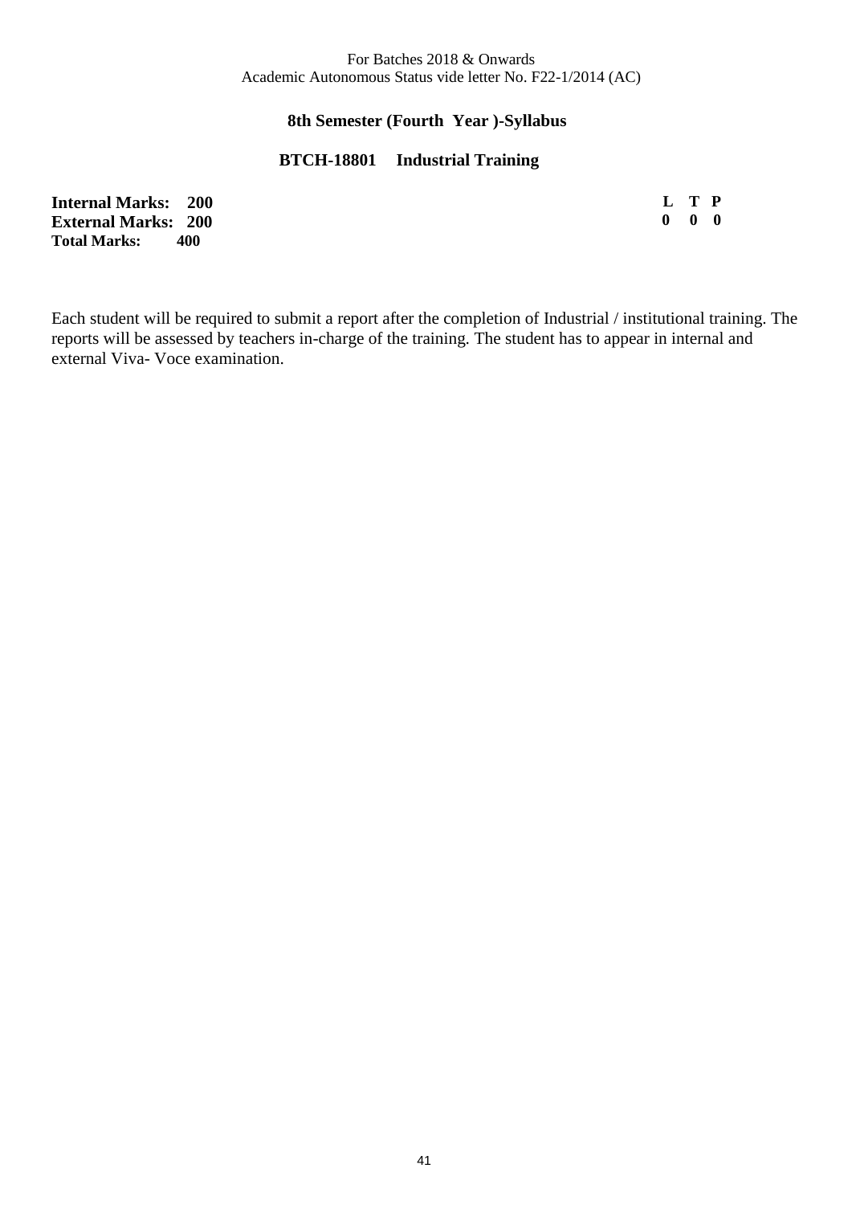For Batches 2018 & Onwards
Academic Autonomous Status vide letter No. F22-1/2014 (AC)

## 8th Semester (Fourth Year )-Syllabus

### BTCH-18801 Industrial Training

**Internal Marks: 200**
**External Marks: 200**
**Total Marks: 400**

| L | T | P |
|---|---|---|
| 0 | 0 | 0 |

Each student will be required to submit a report after the completion of Industrial / institutional training. The reports will be assessed by teachers in-charge of the training. The student has to appear in internal and external Viva- Voce examination.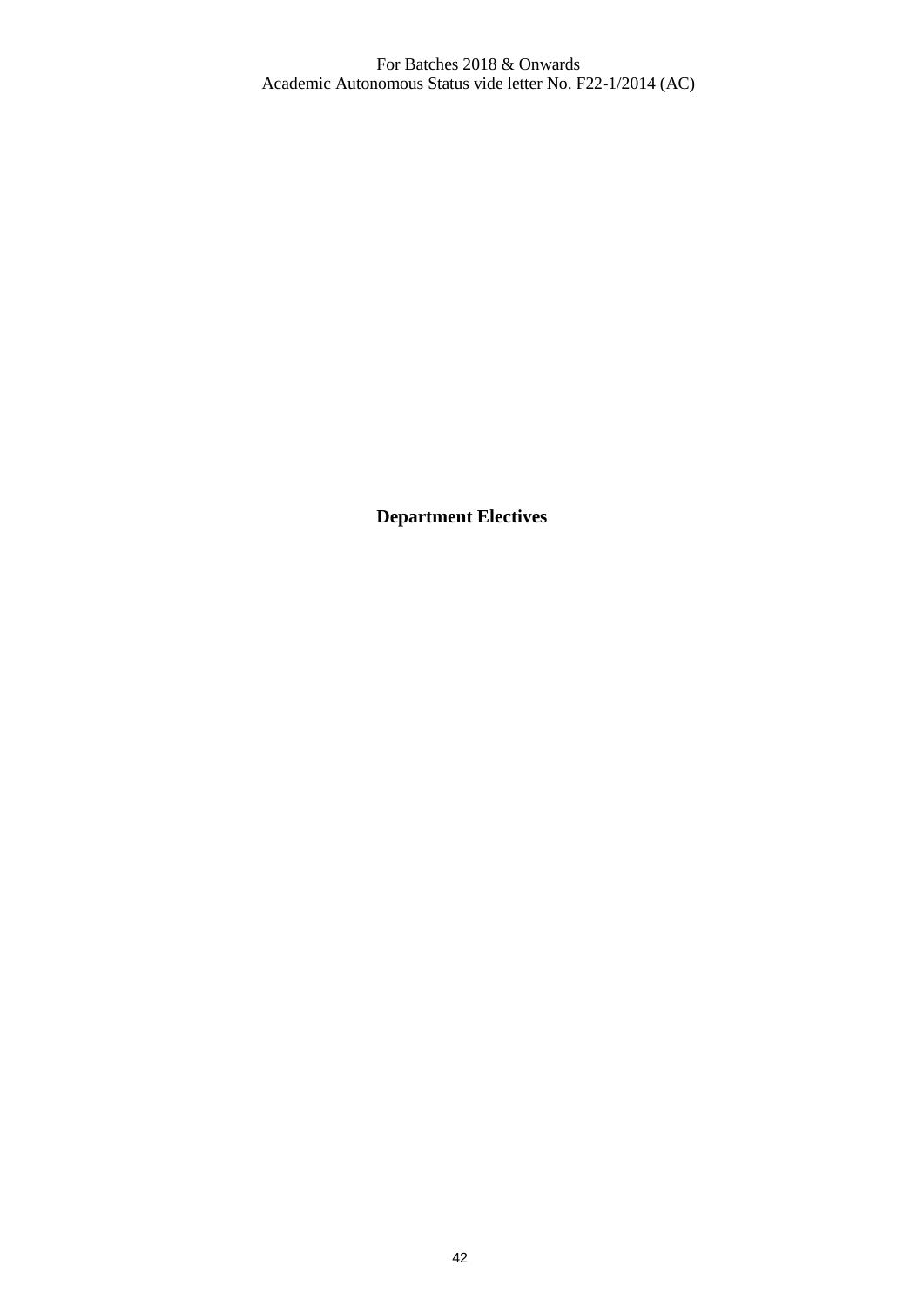**Department Electives**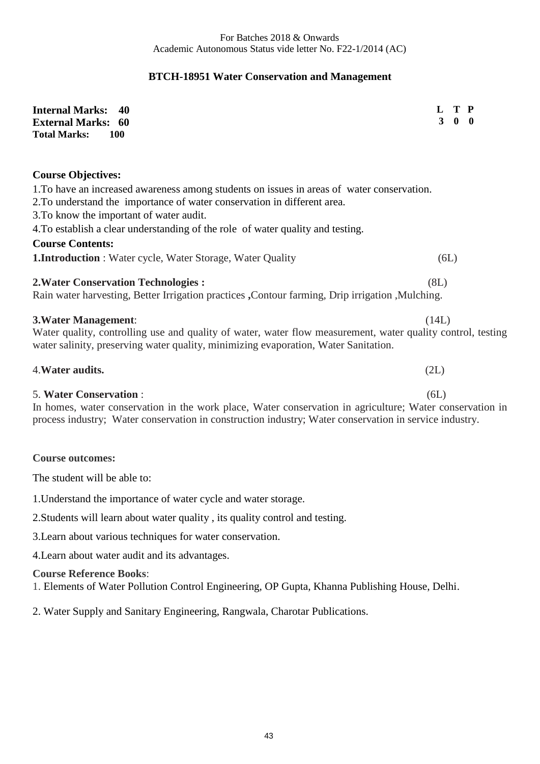For Batches 2018 & Onwards
Academic Autonomous Status vide letter No. F22-1/2014 (AC)

## BTCH-18951 Water Conservation and Management

**Internal Marks: 40**
**External Marks: 60**
**Total Marks: 100**

| L | T | P |
|---|---|---|
| 3 | 0 | 0 |

**Course Objectives:**

1.To have an increased awareness among students on issues in areas of water conservation.
2.To understand the importance of water conservation in different area.
3.To know the important of water audit.
4.To establish a clear understanding of the role of water quality and testing.

**Course Contents:**

**1.Introduction** : Water cycle, Water Storage, Water Quality (6L)

**2.Water Conservation Technologies :** (8L)
Rain water harvesting, Better Irrigation practices **,**Contour farming, Drip irrigation ,Mulching.

**3.Water Management**: (14L)
Water quality, controlling use and quality of water, water flow measurement, water quality control, testing water salinity, preserving water quality, minimizing evaporation, Water Sanitation.

4.**Water audits.** (2L)

5. **Water Conservation** : (6L)
In homes, water conservation in the work place, Water conservation in agriculture; Water conservation in process industry; Water conservation in construction industry; Water conservation in service industry.

**Course outcomes:**

The student will be able to:

1.Understand the importance of water cycle and water storage.

2.Students will learn about water quality , its quality control and testing.

3.Learn about various techniques for water conservation.

4.Learn about water audit and its advantages.

**Course Reference Books**:
1. Elements of Water Pollution Control Engineering, OP Gupta, Khanna Publishing House, Delhi.

2. Water Supply and Sanitary Engineering, Rangwala, Charotar Publications.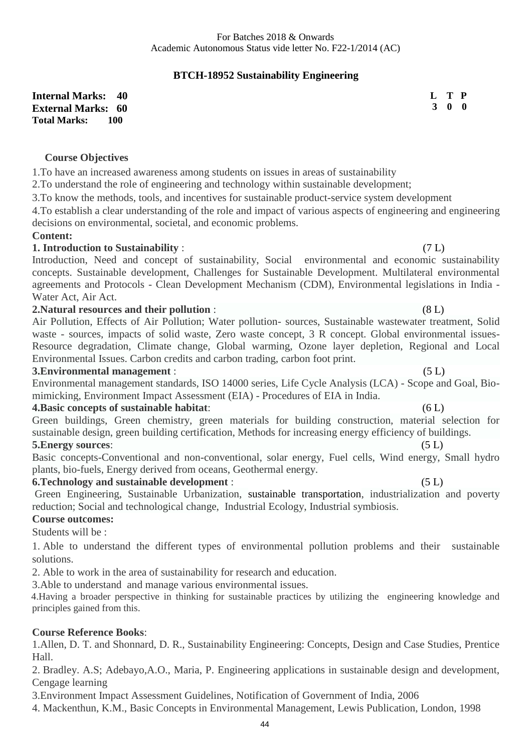For Batches 2018 & Onwards
Academic Autonomous Status vide letter No. F22-1/2014 (AC)

## BTCH-18952 Sustainability Engineering

**Internal Marks: 40**
**External Marks: 60**
**Total Marks: 100**

| L | T | P |
|---|---|---|
| 3 | 0 | 0 |

### Course Objectives

1. To have an increased awareness among students on issues in areas of sustainability
2. To understand the role of engineering and technology within sustainable development;
3. To know the methods, tools, and incentives for sustainable product-service system development
4. To establish a clear understanding of the role and impact of various aspects of engineering and engineering decisions on environmental, societal, and economic problems.

**Content:**

**1. Introduction to Sustainability** : (7 L)

Introduction, Need and concept of sustainability, Social environmental and economic sustainability concepts. Sustainable development, Challenges for Sustainable Development. Multilateral environmental agreements and Protocols - Clean Development Mechanism (CDM), Environmental legislations in India - Water Act, Air Act.

**2. Natural resources and their pollution** : (8 L)

Air Pollution, Effects of Air Pollution; Water pollution- sources, Sustainable wastewater treatment, Solid waste - sources, impacts of solid waste, Zero waste concept, 3 R concept. Global environmental issues- Resource degradation, Climate change, Global warming, Ozone layer depletion, Regional and Local Environmental Issues. Carbon credits and carbon trading, carbon foot print.

**3. Environmental management** : (5 L)

Environmental management standards, ISO 14000 series, Life Cycle Analysis (LCA) - Scope and Goal, Bio-mimicking, Environment Impact Assessment (EIA) - Procedures of EIA in India.

**4. Basic concepts of sustainable habitat**: (6 L)

Green buildings, Green chemistry, green materials for building construction, material selection for sustainable design, green building certification, Methods for increasing energy efficiency of buildings.

**5. Energy sources**: (5 L)

Basic concepts-Conventional and non-conventional, solar energy, Fuel cells, Wind energy, Small hydro plants, bio-fuels, Energy derived from oceans, Geothermal energy.

**6. Technology and sustainable development** : (5 L)

Green Engineering, Sustainable Urbanization, sustainable transportation, industrialization and poverty reduction; Social and technological change, Industrial Ecology, Industrial symbiosis.

**Course outcomes:**

Students will be :

1. Able to understand the different types of environmental pollution problems and their sustainable solutions.
2. Able to work in the area of sustainability for research and education.
3. Able to understand and manage various environmental issues.
4. Having a broader perspective in thinking for sustainable practices by utilizing the engineering knowledge and principles gained from this.

**Course Reference Books**:

1. Allen, D. T. and Shonnard, D. R., Sustainability Engineering: Concepts, Design and Case Studies, Prentice Hall.
2. Bradley. A.S; Adebayo,A.O., Maria, P. Engineering applications in sustainable design and development, Cengage learning
3. Environment Impact Assessment Guidelines, Notification of Government of India, 2006
4. Mackenthun, K.M., Basic Concepts in Environmental Management, Lewis Publication, London, 1998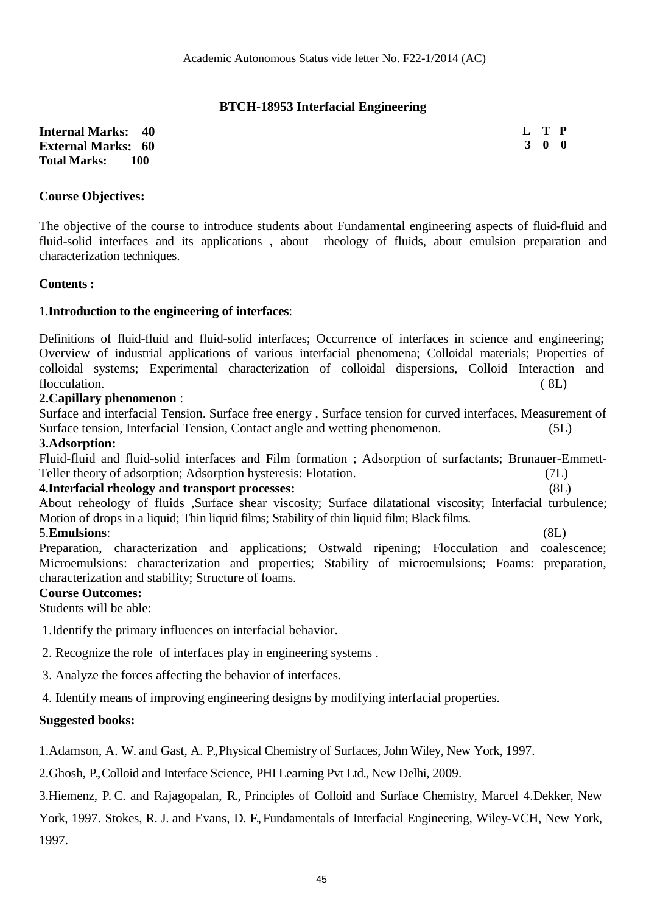Academic Autonomous Status vide letter No. F22-1/2014 (AC)

## BTCH-18953 Interfacial Engineering

**Internal Marks: 40**
**External Marks: 60**
**Total Marks: 100**

| L | T | P |
|---|---|---|
| 3 | 0 | 0 |

**Course Objectives:**

The objective of the course to introduce students about Fundamental engineering aspects of fluid-fluid and fluid-solid interfaces and its applications , about rheology of fluids, about emulsion preparation and characterization techniques.

**Contents :**

1.**Introduction to the engineering of interfaces**:

Definitions of fluid-fluid and fluid-solid interfaces; Occurrence of interfaces in science and engineering; Overview of industrial applications of various interfacial phenomena; Colloidal materials; Properties of colloidal systems; Experimental characterization of colloidal dispersions, Colloid Interaction and flocculation. ( 8L)

**2.Capillary phenomenon** :

Surface and interfacial Tension. Surface free energy , Surface tension for curved interfaces, Measurement of Surface tension, Interfacial Tension, Contact angle and wetting phenomenon. (5L)

**3.Adsorption:**

Fluid-fluid and fluid-solid interfaces and Film formation ; Adsorption of surfactants; Brunauer-Emmett-Teller theory of adsorption; Adsorption hysteresis: Flotation. (7L)

**4.Interfacial rheology and transport processes:** (8L)

About reheology of fluids ,Surface shear viscosity; Surface dilatational viscosity; Interfacial turbulence; Motion of drops in a liquid; Thin liquid films; Stability of thin liquid film; Black films.

5.**Emulsions**: (8L)

Preparation, characterization and applications; Ostwald ripening; Flocculation and coalescence; Microemulsions: characterization and properties; Stability of microemulsions; Foams: preparation, characterization and stability; Structure of foams.

**Course Outcomes:**

Students will be able:

1.Identify the primary influences on interfacial behavior.

2. Recognize the role of interfaces play in engineering systems .

3. Analyze the forces affecting the behavior of interfaces.

4. Identify means of improving engineering designs by modifying interfacial properties.

**Suggested books:**

1.Adamson, A. W. and Gast, A. P., Physical Chemistry of Surfaces, John Wiley, New York, 1997.

2.Ghosh, P., Colloid and Interface Science, PHI Learning Pvt Ltd., New Delhi, 2009.

3.Hiemenz, P. C. and Rajagopalan, R., Principles of Colloid and Surface Chemistry, Marcel 4.Dekker, New York, 1997. Stokes, R. J. and Evans, D. F., Fundamentals of Interfacial Engineering, Wiley-VCH, New York, 1997.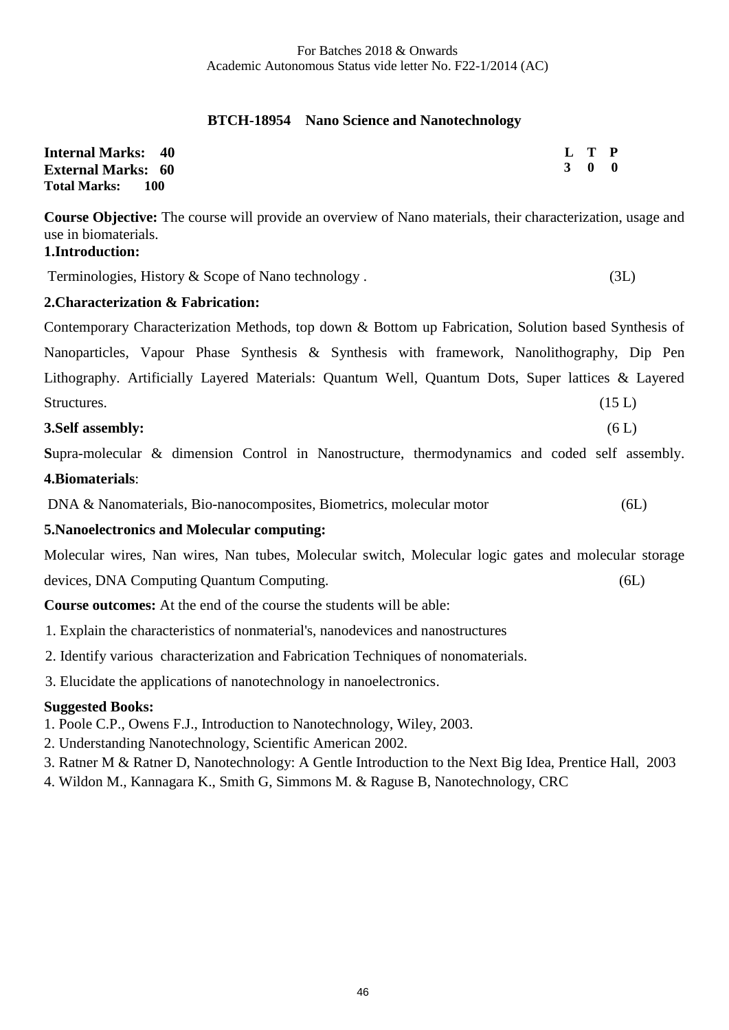# BTCH-18954 Nano Science and Nanotechnology

**Internal Marks: 40**
**External Marks: 60**
**Total Marks: 100**

| L | T | P |
|---|---|---|
| 3 | 0 | 0 |

**Course Objective:** The course will provide an overview of Nano materials, their characterization, usage and use in biomaterials.

**1.Introduction:**

Terminologies, History & Scope of Nano technology . (3L)

**2.Characterization & Fabrication:**

Contemporary Characterization Methods, top down & Bottom up Fabrication, Solution based Synthesis of Nanoparticles, Vapour Phase Synthesis & Synthesis with framework, Nanolithography, Dip Pen Lithography. Artificially Layered Materials: Quantum Well, Quantum Dots, Super lattices & Layered Structures. (15 L)

**3.Self assembly:** (6 L)

**S**upra-molecular & dimension Control in Nanostructure, thermodynamics and coded self assembly.

**4.Biomaterials**:

DNA & Nanomaterials, Bio-nanocomposites, Biometrics, molecular motor (6L)

**5.Nanoelectronics and Molecular computing:**

Molecular wires, Nan wires, Nan tubes, Molecular switch, Molecular logic gates and molecular storage devices, DNA Computing Quantum Computing. (6L)

**Course outcomes:** At the end of the course the students will be able:

1. Explain the characteristics of nonmaterial's, nanodevices and nanostructures
2. Identify various characterization and Fabrication Techniques of nonomaterials.
3. Elucidate the applications of nanotechnology in nanoelectronics.

**Suggested Books:**

1. Poole C.P., Owens F.J., Introduction to Nanotechnology, Wiley, 2003.
2. Understanding Nanotechnology, Scientific American 2002.
3. Ratner M & Ratner D, Nanotechnology: A Gentle Introduction to the Next Big Idea, Prentice Hall, 2003
4. Wildon M., Kannagara K., Smith G, Simmons M. & Raguse B, Nanotechnology, CRC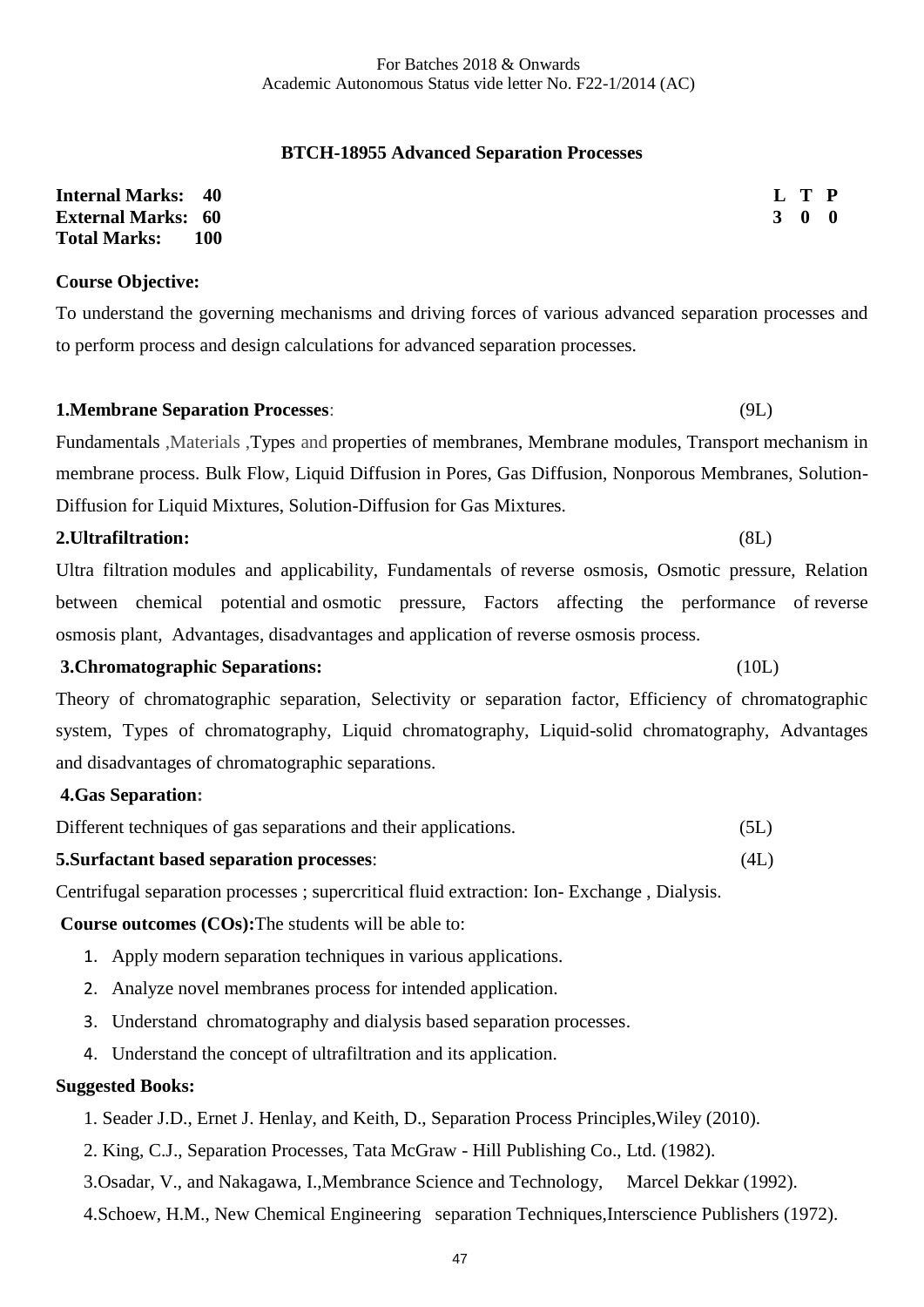For Batches 2018 & Onwards
Academic Autonomous Status vide letter No. F22-1/2014 (AC)

## BTCH-18955 Advanced Separation Processes

**Internal Marks: 40**
**External Marks: 60**
**Total Marks: 100**

| L | T | P |
|---|---|---|
| 3 | 0 | 0 |

**Course Objective:**

To understand the governing mechanisms and driving forces of various advanced separation processes and to perform process and design calculations for advanced separation processes.

**1.Membrane Separation Processes**: (9L)

Fundamentals ,Materials ,Types and properties of membranes, Membrane modules, Transport mechanism in membrane process. Bulk Flow, Liquid Diffusion in Pores, Gas Diffusion, Nonporous Membranes, Solution-Diffusion for Liquid Mixtures, Solution-Diffusion for Gas Mixtures.

**2.Ultrafiltration:** (8L)

Ultra filtration modules and applicability, Fundamentals of reverse osmosis, Osmotic pressure, Relation between chemical potential and osmotic pressure, Factors affecting the performance of reverse osmosis plant, Advantages, disadvantages and application of reverse osmosis process.

**3.Chromatographic Separations:** (10L)

Theory of chromatographic separation, Selectivity or separation factor, Efficiency of chromatographic system, Types of chromatography, Liquid chromatography, Liquid-solid chromatography, Advantages and disadvantages of chromatographic separations.

**4.Gas Separation:**

Different techniques of gas separations and their applications. (5L)

**5.Surfactant based separation processes**: (4L)

Centrifugal separation processes ; supercritical fluid extraction: Ion- Exchange , Dialysis.

**Course outcomes (COs):** The students will be able to:

1. Apply modern separation techniques in various applications.
2. Analyze novel membranes process for intended application.
3. Understand chromatography and dialysis based separation processes.
4. Understand the concept of ultrafiltration and its application.

**Suggested Books:**

1. Seader J.D., Ernet J. Henlay, and Keith, D., Separation Process Principles,Wiley (2010).
2. King, C.J., Separation Processes, Tata McGraw - Hill Publishing Co., Ltd. (1982).
3. Osadar, V., and Nakagawa, I.,Membrance Science and Technology, Marcel Dekkar (1992).
4. Schoew, H.M., New Chemical Engineering separation Techniques,Interscience Publishers (1972).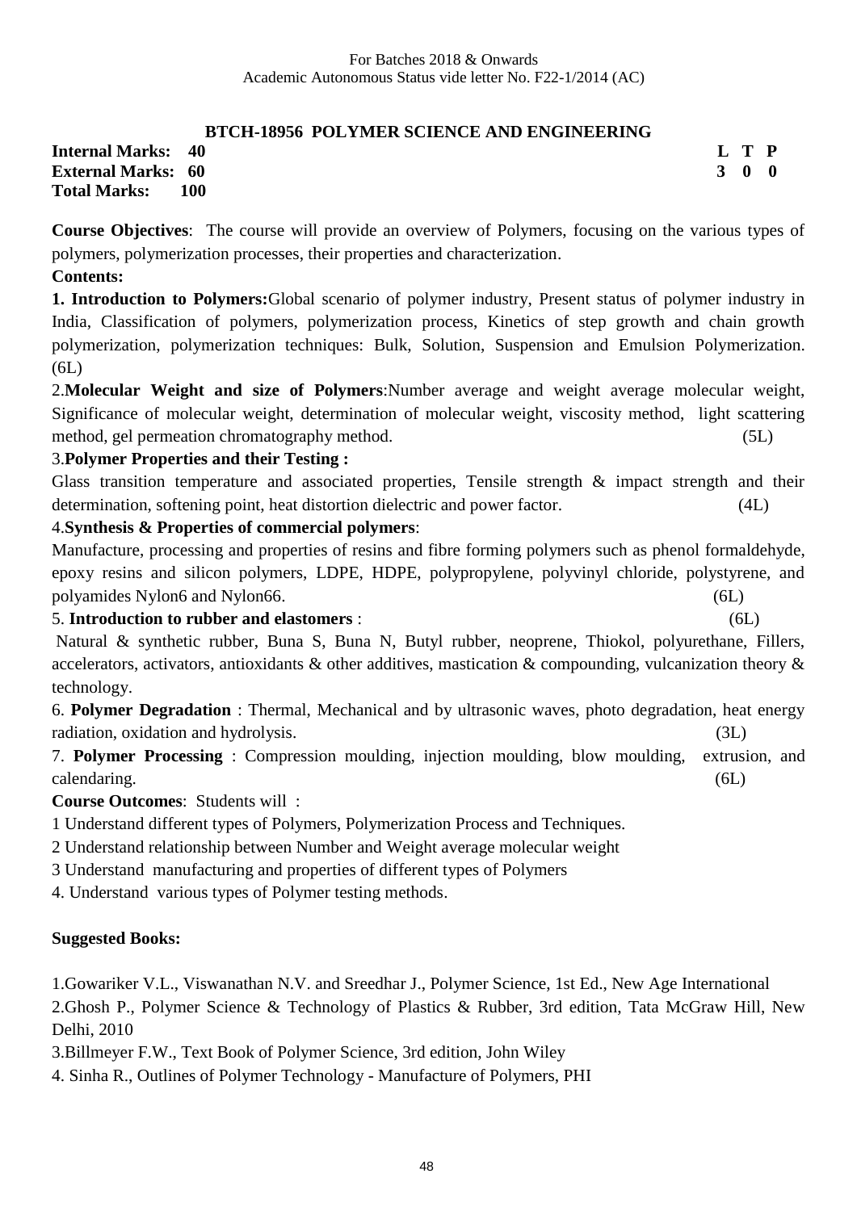## BTCH-18956 POLYMER SCIENCE AND ENGINEERING

**Internal Marks: 40**
**External Marks: 60**
**Total Marks: 100**

| L | T | P |
|---|---|---|
| 3 | 0 | 0 |

**Course Objectives**: The course will provide an overview of Polymers, focusing on the various types of polymers, polymerization processes, their properties and characterization.

**Contents:**

**1. Introduction to Polymers:** Global scenario of polymer industry, Present status of polymer industry in India, Classification of polymers, polymerization process, Kinetics of step growth and chain growth polymerization, polymerization techniques: Bulk, Solution, Suspension and Emulsion Polymerization. (6L)

2.**Molecular Weight and size of Polymers**: Number average and weight average molecular weight, Significance of molecular weight, determination of molecular weight, viscosity method, light scattering method, gel permeation chromatography method. (5L)

3.**Polymer Properties and their Testing :**
Glass transition temperature and associated properties, Tensile strength & impact strength and their determination, softening point, heat distortion dielectric and power factor. (4L)

4.**Synthesis & Properties of commercial polymers**:
Manufacture, processing and properties of resins and fibre forming polymers such as phenol formaldehyde, epoxy resins and silicon polymers, LDPE, HDPE, polypropylene, polyvinyl chloride, polystyrene, and polyamides Nylon6 and Nylon66. (6L)

5. **Introduction to rubber and elastomers** : (6L)
Natural & synthetic rubber, Buna S, Buna N, Butyl rubber, neoprene, Thiokol, polyurethane, Fillers, accelerators, activators, antioxidants & other additives, mastication & compounding, vulcanization theory & technology.

6. **Polymer Degradation** : Thermal, Mechanical and by ultrasonic waves, photo degradation, heat energy radiation, oxidation and hydrolysis. (3L)

7. **Polymer Processing** : Compression moulding, injection moulding, blow moulding, extrusion, and calendaring. (6L)

**Course Outcomes**: Students will :

1 Understand different types of Polymers, Polymerization Process and Techniques.
2 Understand relationship between Number and Weight average molecular weight
3 Understand manufacturing and properties of different types of Polymers
4. Understand various types of Polymer testing methods.

**Suggested Books:**

1.Gowariker V.L., Viswanathan N.V. and Sreedhar J., Polymer Science, 1st Ed., New Age International
2.Ghosh P., Polymer Science & Technology of Plastics & Rubber, 3rd edition, Tata McGraw Hill, New Delhi, 2010
3.Billmeyer F.W., Text Book of Polymer Science, 3rd edition, John Wiley
4. Sinha R., Outlines of Polymer Technology - Manufacture of Polymers, PHI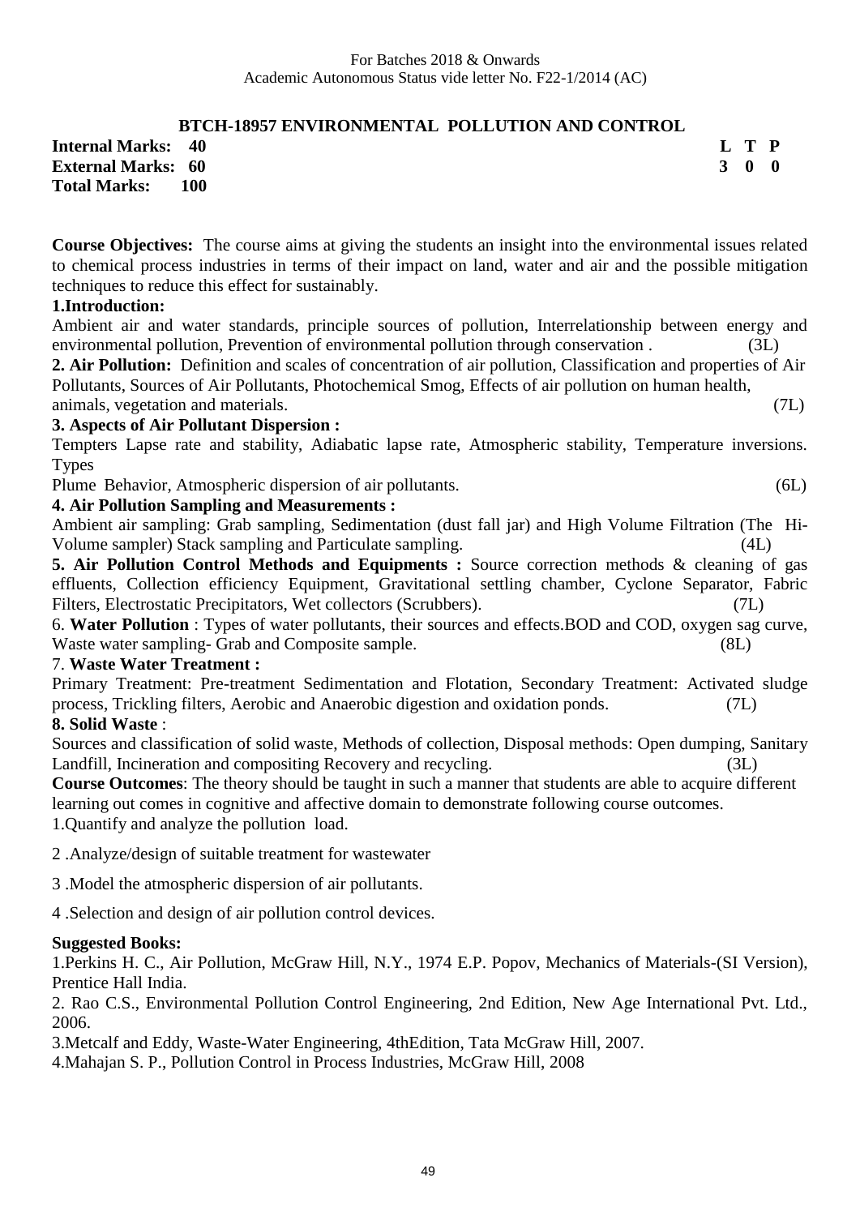For Batches 2018 & Onwards
Academic Autonomous Status vide letter No. F22-1/2014 (AC)

## BTCH-18957 ENVIRONMENTAL POLLUTION AND CONTROL

**Internal Marks: 40**
**External Marks: 60**
**Total Marks: 100**

| L | T | P |
|---|---|---|
| 3 | 0 | 0 |

**Course Objectives:** The course aims at giving the students an insight into the environmental issues related to chemical process industries in terms of their impact on land, water and air and the possible mitigation techniques to reduce this effect for sustainably.

**1.Introduction:**
Ambient air and water standards, principle sources of pollution, Interrelationship between energy and environmental pollution, Prevention of environmental pollution through conservation . (3L)

**2. Air Pollution:** Definition and scales of concentration of air pollution, Classification and properties of Air Pollutants, Sources of Air Pollutants, Photochemical Smog, Effects of air pollution on human health, animals, vegetation and materials. (7L)

**3. Aspects of Air Pollutant Dispersion :**
Tempters Lapse rate and stability, Adiabatic lapse rate, Atmospheric stability, Temperature inversions. Types
Plume Behavior, Atmospheric dispersion of air pollutants. (6L)

**4. Air Pollution Sampling and Measurements :**
Ambient air sampling: Grab sampling, Sedimentation (dust fall jar) and High Volume Filtration (The Hi-Volume sampler) Stack sampling and Particulate sampling. (4L)

**5. Air Pollution Control Methods and Equipments :** Source correction methods & cleaning of gas effluents, Collection efficiency Equipment, Gravitational settling chamber, Cyclone Separator, Fabric Filters, Electrostatic Precipitators, Wet collectors (Scrubbers). (7L)

6. **Water Pollution** : Types of water pollutants, their sources and effects.BOD and COD, oxygen sag curve, Waste water sampling- Grab and Composite sample. (8L)

7. **Waste Water Treatment :**
Primary Treatment: Pre-treatment Sedimentation and Flotation, Secondary Treatment: Activated sludge process, Trickling filters, Aerobic and Anaerobic digestion and oxidation ponds. (7L)

**8. Solid Waste** :
Sources and classification of solid waste, Methods of collection, Disposal methods: Open dumping, Sanitary Landfill, Incineration and compositing Recovery and recycling. (3L)

**Course Outcomes**: The theory should be taught in such a manner that students are able to acquire different learning out comes in cognitive and affective domain to demonstrate following course outcomes.

1.Quantify and analyze the pollution load.

2 .Analyze/design of suitable treatment for wastewater

3 .Model the atmospheric dispersion of air pollutants.

4 .Selection and design of air pollution control devices.

**Suggested Books:**

1.Perkins H. C., Air Pollution, McGraw Hill, N.Y., 1974 E.P. Popov, Mechanics of Materials-(SI Version), Prentice Hall India.

2. Rao C.S., Environmental Pollution Control Engineering, 2nd Edition, New Age International Pvt. Ltd., 2006.

3.Metcalf and Eddy, Waste-Water Engineering, 4thEdition, Tata McGraw Hill, 2007.

4.Mahajan S. P., Pollution Control in Process Industries, McGraw Hill, 2008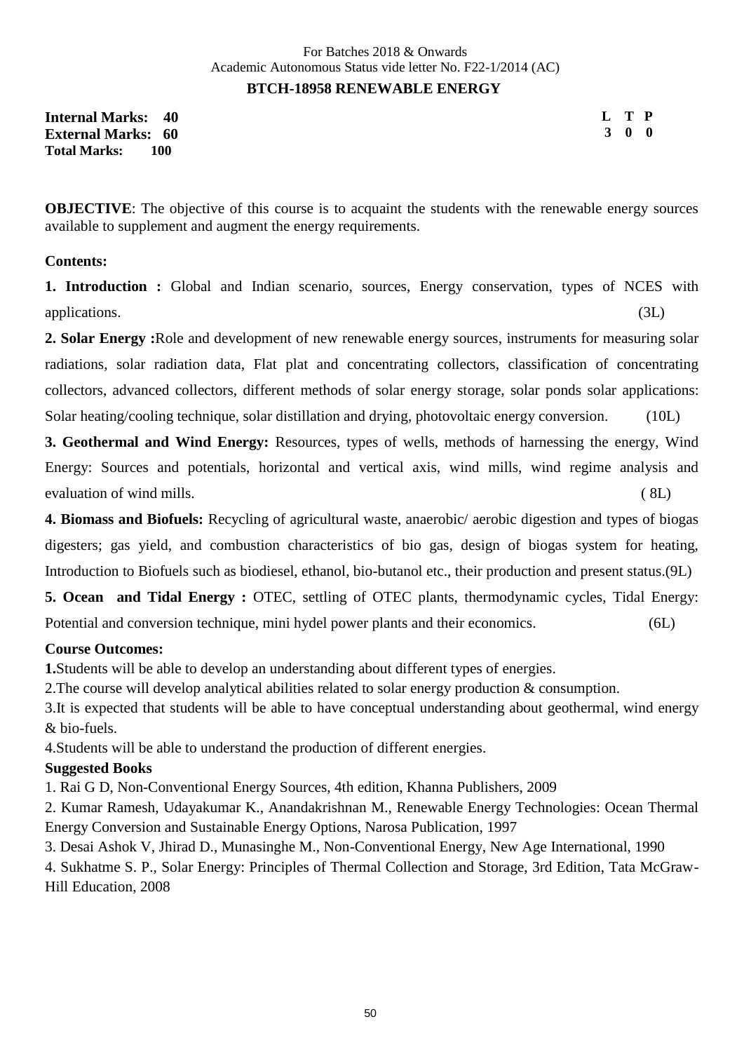For Batches 2018 & Onwards
Academic Autonomous Status vide letter No. F22-1/2014 (AC)

# BTCH-18958 RENEWABLE ENERGY

**Internal Marks: 40**
**External Marks: 60**
**Total Marks: 100**

| L | T | P |
|---|---|---|
| 3 | 0 | 0 |

**OBJECTIVE**: The objective of this course is to acquaint the students with the renewable energy sources available to supplement and augment the energy requirements.

**Contents:**

**1. Introduction :** Global and Indian scenario, sources, Energy conservation, types of NCES with applications. (3L)

**2. Solar Energy :**Role and development of new renewable energy sources, instruments for measuring solar radiations, solar radiation data, Flat plat and concentrating collectors, classification of concentrating collectors, advanced collectors, different methods of solar energy storage, solar ponds solar applications: Solar heating/cooling technique, solar distillation and drying, photovoltaic energy conversion. (10L)

**3. Geothermal and Wind Energy:** Resources, types of wells, methods of harnessing the energy, Wind Energy: Sources and potentials, horizontal and vertical axis, wind mills, wind regime analysis and evaluation of wind mills. ( 8L)

**4. Biomass and Biofuels:** Recycling of agricultural waste, anaerobic/ aerobic digestion and types of biogas digesters; gas yield, and combustion characteristics of bio gas, design of biogas system for heating, Introduction to Biofuels such as biodiesel, ethanol, bio-butanol etc., their production and present status.(9L)

**5. Ocean and Tidal Energy :** OTEC, settling of OTEC plants, thermodynamic cycles, Tidal Energy: Potential and conversion technique, mini hydel power plants and their economics. (6L)

**Course Outcomes:**

**1.**Students will be able to develop an understanding about different types of energies.

2.The course will develop analytical abilities related to solar energy production & consumption.

3.It is expected that students will be able to have conceptual understanding about geothermal, wind energy & bio-fuels.

4.Students will be able to understand the production of different energies.

**Suggested Books**

1. Rai G D, Non-Conventional Energy Sources, 4th edition, Khanna Publishers, 2009
2. Kumar Ramesh, Udayakumar K., Anandakrishnan M., Renewable Energy Technologies: Ocean Thermal Energy Conversion and Sustainable Energy Options, Narosa Publication, 1997
3. Desai Ashok V, Jhirad D., Munasinghe M., Non-Conventional Energy, New Age International, 1990
4. Sukhatme S. P., Solar Energy: Principles of Thermal Collection and Storage, 3rd Edition, Tata McGraw-Hill Education, 2008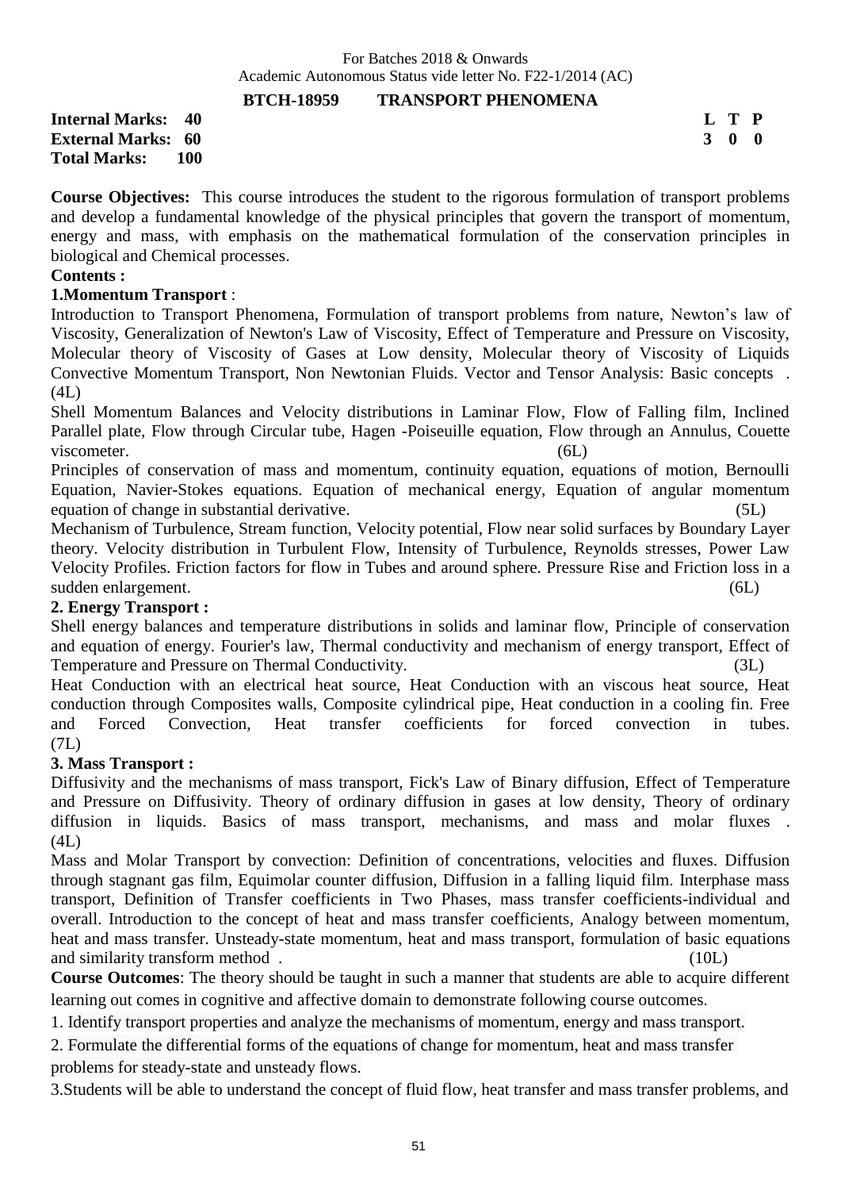For Batches 2018 & Onwards
Academic Autonomous Status vide letter No. F22-1/2014 (AC)

## BTCH-18959 TRANSPORT PHENOMENA

**Internal Marks: 40**
**External Marks: 60**
**Total Marks: 100**

| L | T | P |
|---|---|---|
| 3 | 0 | 0 |

**Course Objectives:** This course introduces the student to the rigorous formulation of transport problems and develop a fundamental knowledge of the physical principles that govern the transport of momentum, energy and mass, with emphasis on the mathematical formulation of the conservation principles in biological and Chemical processes.

**Contents :**

**1.Momentum Transport** :

Introduction to Transport Phenomena, Formulation of transport problems from nature, Newton's law of Viscosity, Generalization of Newton's Law of Viscosity, Effect of Temperature and Pressure on Viscosity, Molecular theory of Viscosity of Gases at Low density, Molecular theory of Viscosity of Liquids Convective Momentum Transport, Non Newtonian Fluids. Vector and Tensor Analysis: Basic concepts . (4L)

Shell Momentum Balances and Velocity distributions in Laminar Flow, Flow of Falling film, Inclined Parallel plate, Flow through Circular tube, Hagen -Poiseuille equation, Flow through an Annulus, Couette viscometer. (6L)

Principles of conservation of mass and momentum, continuity equation, equations of motion, Bernoulli Equation, Navier-Stokes equations. Equation of mechanical energy, Equation of angular momentum equation of change in substantial derivative. (5L)

Mechanism of Turbulence, Stream function, Velocity potential, Flow near solid surfaces by Boundary Layer theory. Velocity distribution in Turbulent Flow, Intensity of Turbulence, Reynolds stresses, Power Law Velocity Profiles. Friction factors for flow in Tubes and around sphere. Pressure Rise and Friction loss in a sudden enlargement. (6L)

**2. Energy Transport :**

Shell energy balances and temperature distributions in solids and laminar flow, Principle of conservation and equation of energy. Fourier's law, Thermal conductivity and mechanism of energy transport, Effect of Temperature and Pressure on Thermal Conductivity. (3L)

Heat Conduction with an electrical heat source, Heat Conduction with an viscous heat source, Heat conduction through Composites walls, Composite cylindrical pipe, Heat conduction in a cooling fin. Free and Forced Convection, Heat transfer coefficients for forced convection in tubes. (7L)

**3. Mass Transport :**

Diffusivity and the mechanisms of mass transport, Fick's Law of Binary diffusion, Effect of Temperature and Pressure on Diffusivity. Theory of ordinary diffusion in gases at low density, Theory of ordinary diffusion in liquids. Basics of mass transport, mechanisms, and mass and molar fluxes . (4L)

Mass and Molar Transport by convection: Definition of concentrations, velocities and fluxes. Diffusion through stagnant gas film, Equimolar counter diffusion, Diffusion in a falling liquid film. Interphase mass transport, Definition of Transfer coefficients in Two Phases, mass transfer coefficients-individual and overall. Introduction to the concept of heat and mass transfer coefficients, Analogy between momentum, heat and mass transfer. Unsteady-state momentum, heat and mass transport, formulation of basic equations and similarity transform method . (10L)

**Course Outcomes**: The theory should be taught in such a manner that students are able to acquire different learning out comes in cognitive and affective domain to demonstrate following course outcomes.

1. Identify transport properties and analyze the mechanisms of momentum, energy and mass transport.
2. Formulate the differential forms of the equations of change for momentum, heat and mass transfer problems for steady-state and unsteady flows.
3. Students will be able to understand the concept of fluid flow, heat transfer and mass transfer problems, and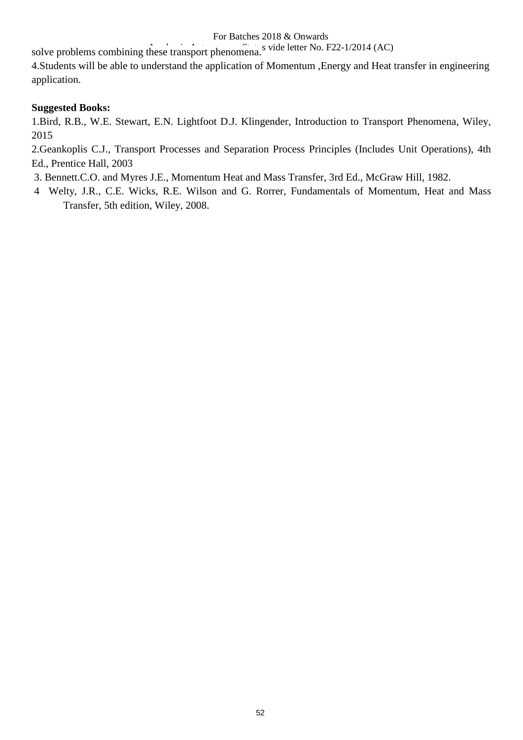solve problems combining these transport phenomena.

4.Students will be able to understand the application of Momentum ,Energy and Heat transfer in engineering application.

**Suggested Books:**

1.Bird, R.B., W.E. Stewart, E.N. Lightfoot D.J. Klingender, Introduction to Transport Phenomena, Wiley, 2015

2.Geankoplis C.J., Transport Processes and Separation Process Principles (Includes Unit Operations), 4th Ed., Prentice Hall, 2003

3. Bennett.C.O. and Myres J.E., Momentum Heat and Mass Transfer, 3rd Ed., McGraw Hill, 1982.

4 Welty, J.R., C.E. Wicks, R.E. Wilson and G. Rorrer, Fundamentals of Momentum, Heat and Mass Transfer, 5th edition, Wiley, 2008.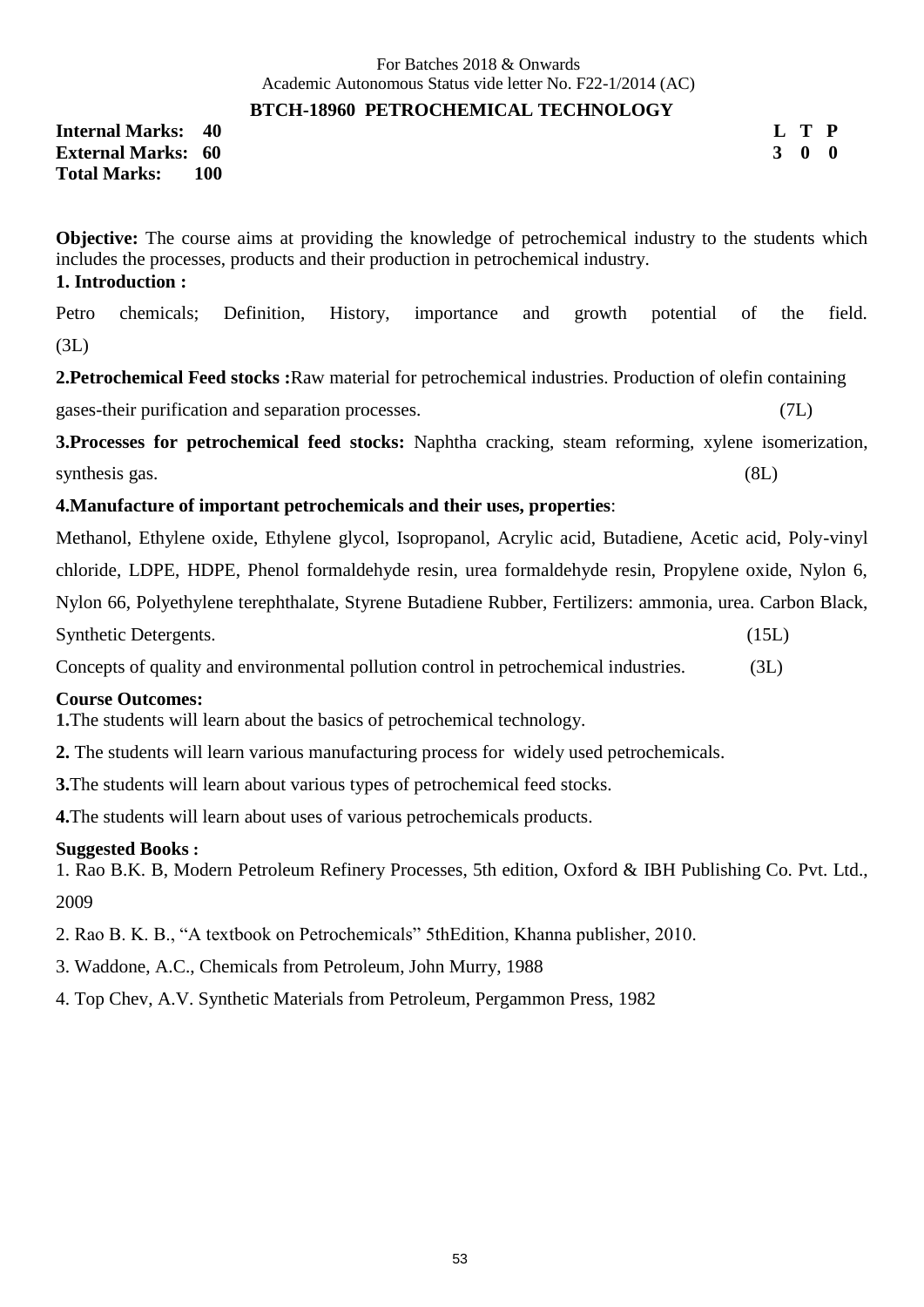For Batches 2018 & Onwards
Academic Autonomous Status vide letter No. F22-1/2014 (AC)

## BTCH-18960 PETROCHEMICAL TECHNOLOGY

| | | | L | T | P |
|---|---|---|---|---|---|
| **Internal Marks:** | **40** | | **3** | **0** | **0** |
| **External Marks:** | **60** | | | | |
| **Total Marks:** | **100** | | | | |

**Objective:** The course aims at providing the knowledge of petrochemical industry to the students which includes the processes, products and their production in petrochemical industry.

**1. Introduction :**

Petro chemicals; Definition, History, importance and growth potential of the field. (3L)

**2.Petrochemical Feed stocks :**Raw material for petrochemical industries. Production of olefin containing gases-their purification and separation processes. (7L)

**3.Processes for petrochemical feed stocks:** Naphtha cracking, steam reforming, xylene isomerization, synthesis gas. (8L)

**4.Manufacture of important petrochemicals and their uses, properties**:

Methanol, Ethylene oxide, Ethylene glycol, Isopropanol, Acrylic acid, Butadiene, Acetic acid, Poly-vinyl chloride, LDPE, HDPE, Phenol formaldehyde resin, urea formaldehyde resin, Propylene oxide, Nylon 6, Nylon 66, Polyethylene terephthalate, Styrene Butadiene Rubber, Fertilizers: ammonia, urea. Carbon Black, Synthetic Detergents. (15L)

Concepts of quality and environmental pollution control in petrochemical industries. (3L)

**Course Outcomes:**

**1.**The students will learn about the basics of petrochemical technology.

**2.** The students will learn various manufacturing process for widely used petrochemicals.

**3.**The students will learn about various types of petrochemical feed stocks.

**4.**The students will learn about uses of various petrochemicals products.

**Suggested Books :**

1. Rao B.K. B, Modern Petroleum Refinery Processes, 5th edition, Oxford & IBH Publishing Co. Pvt. Ltd., 2009
2. Rao B. K. B., "A textbook on Petrochemicals" 5thEdition, Khanna publisher, 2010.
3. Waddone, A.C., Chemicals from Petroleum, John Murry, 1988
4. Top Chev, A.V. Synthetic Materials from Petroleum, Pergammon Press, 1982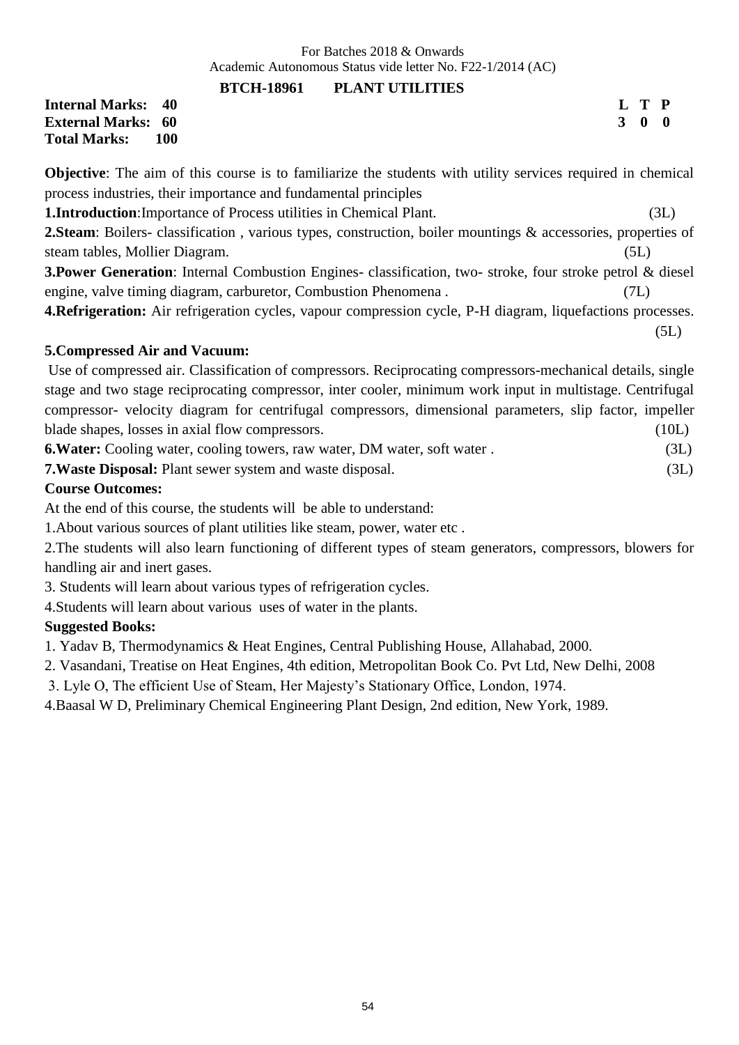For Batches 2018 & Onwards
Academic Autonomous Status vide letter No. F22-1/2014 (AC)

## BTCH-18961 PLANT UTILITIES

**Internal Marks: 40**
**External Marks: 60**
**Total Marks: 100**

| L | T | P |
|---|---|---|
| 3 | 0 | 0 |

**Objective**: The aim of this course is to familiarize the students with utility services required in chemical process industries, their importance and fundamental principles

**1.Introduction**:Importance of Process utilities in Chemical Plant. (3L)

**2.Steam**: Boilers- classification , various types, construction, boiler mountings & accessories, properties of steam tables, Mollier Diagram. (5L)

**3.Power Generation**: Internal Combustion Engines- classification, two- stroke, four stroke petrol & diesel engine, valve timing diagram, carburetor, Combustion Phenomena . (7L)

**4.Refrigeration:** Air refrigeration cycles, vapour compression cycle, P-H diagram, liquefactions processes. (5L)

**5.Compressed Air and Vacuum:**

Use of compressed air. Classification of compressors. Reciprocating compressors-mechanical details, single stage and two stage reciprocating compressor, inter cooler, minimum work input in multistage. Centrifugal compressor- velocity diagram for centrifugal compressors, dimensional parameters, slip factor, impeller blade shapes, losses in axial flow compressors. (10L)

**6.Water:** Cooling water, cooling towers, raw water, DM water, soft water . (3L)

**7.Waste Disposal:** Plant sewer system and waste disposal. (3L)

**Course Outcomes:**

At the end of this course, the students will be able to understand:

1.About various sources of plant utilities like steam, power, water etc .

2.The students will also learn functioning of different types of steam generators, compressors, blowers for handling air and inert gases.

3. Students will learn about various types of refrigeration cycles.

4.Students will learn about various uses of water in the plants.

**Suggested Books:**

1. Yadav B, Thermodynamics & Heat Engines, Central Publishing House, Allahabad, 2000.
2. Vasandani, Treatise on Heat Engines, 4th edition, Metropolitan Book Co. Pvt Ltd, New Delhi, 2008
3. Lyle O, The efficient Use of Steam, Her Majesty's Stationary Office, London, 1974.
4. Baasal W D, Preliminary Chemical Engineering Plant Design, 2nd edition, New York, 1989.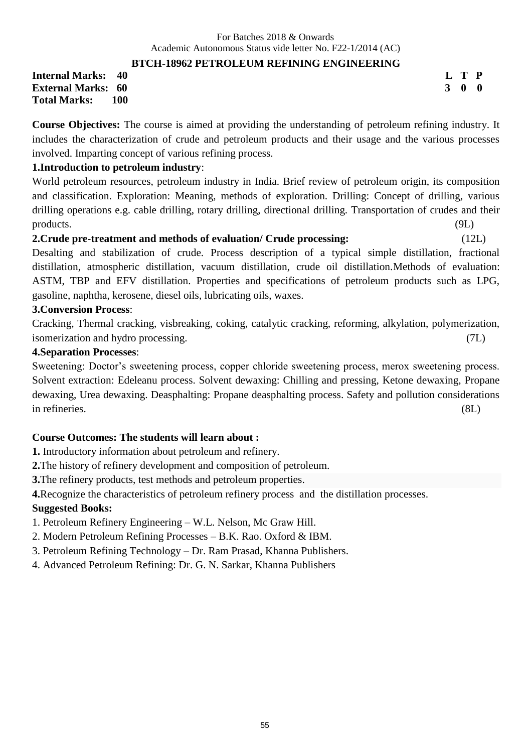For Batches 2018 & Onwards
Academic Autonomous Status vide letter No. F22-1/2014 (AC)

## BTCH-18962 PETROLEUM REFINING ENGINEERING

**Internal Marks: 40**
**External Marks: 60**
**Total Marks: 100**

| L | T | P |
|---|---|---|
| 3 | 0 | 0 |

**Course Objectives:** The course is aimed at providing the understanding of petroleum refining industry. It includes the characterization of crude and petroleum products and their usage and the various processes involved. Imparting concept of various refining process.

**1.Introduction to petroleum industry**:
World petroleum resources, petroleum industry in India. Brief review of petroleum origin, its composition and classification. Exploration: Meaning, methods of exploration. Drilling: Concept of drilling, various drilling operations e.g. cable drilling, rotary drilling, directional drilling. Transportation of crudes and their products. (9L)

**2.Crude pre-treatment and methods of evaluation/ Crude processing:** (12L)
Desalting and stabilization of crude. Process description of a typical simple distillation, fractional distillation, atmospheric distillation, vacuum distillation, crude oil distillation.Methods of evaluation: ASTM, TBP and EFV distillation. Properties and specifications of petroleum products such as LPG, gasoline, naphtha, kerosene, diesel oils, lubricating oils, waxes.

**3.Conversion Process**:
Cracking, Thermal cracking, visbreaking, coking, catalytic cracking, reforming, alkylation, polymerization, isomerization and hydro processing. (7L)

**4.Separation Processes**:
Sweetening: Doctor's sweetening process, copper chloride sweetening process, merox sweetening process. Solvent extraction: Edeleanu process. Solvent dewaxing: Chilling and pressing, Ketone dewaxing, Propane dewaxing, Urea dewaxing. Deasphalting: Propane deasphalting process. Safety and pollution considerations in refineries. (8L)

**Course Outcomes: The students will learn about :**

**1.** Introductory information about petroleum and refinery.
**2.**The history of refinery development and composition of petroleum.
**3.**The refinery products, test methods and petroleum properties.
**4.**Recognize the characteristics of petroleum refinery process and the distillation processes.

**Suggested Books:**

1. Petroleum Refinery Engineering – W.L. Nelson, Mc Graw Hill.
2. Modern Petroleum Refining Processes – B.K. Rao. Oxford & IBM.
3. Petroleum Refining Technology – Dr. Ram Prasad, Khanna Publishers.
4. Advanced Petroleum Refining: Dr. G. N. Sarkar, Khanna Publishers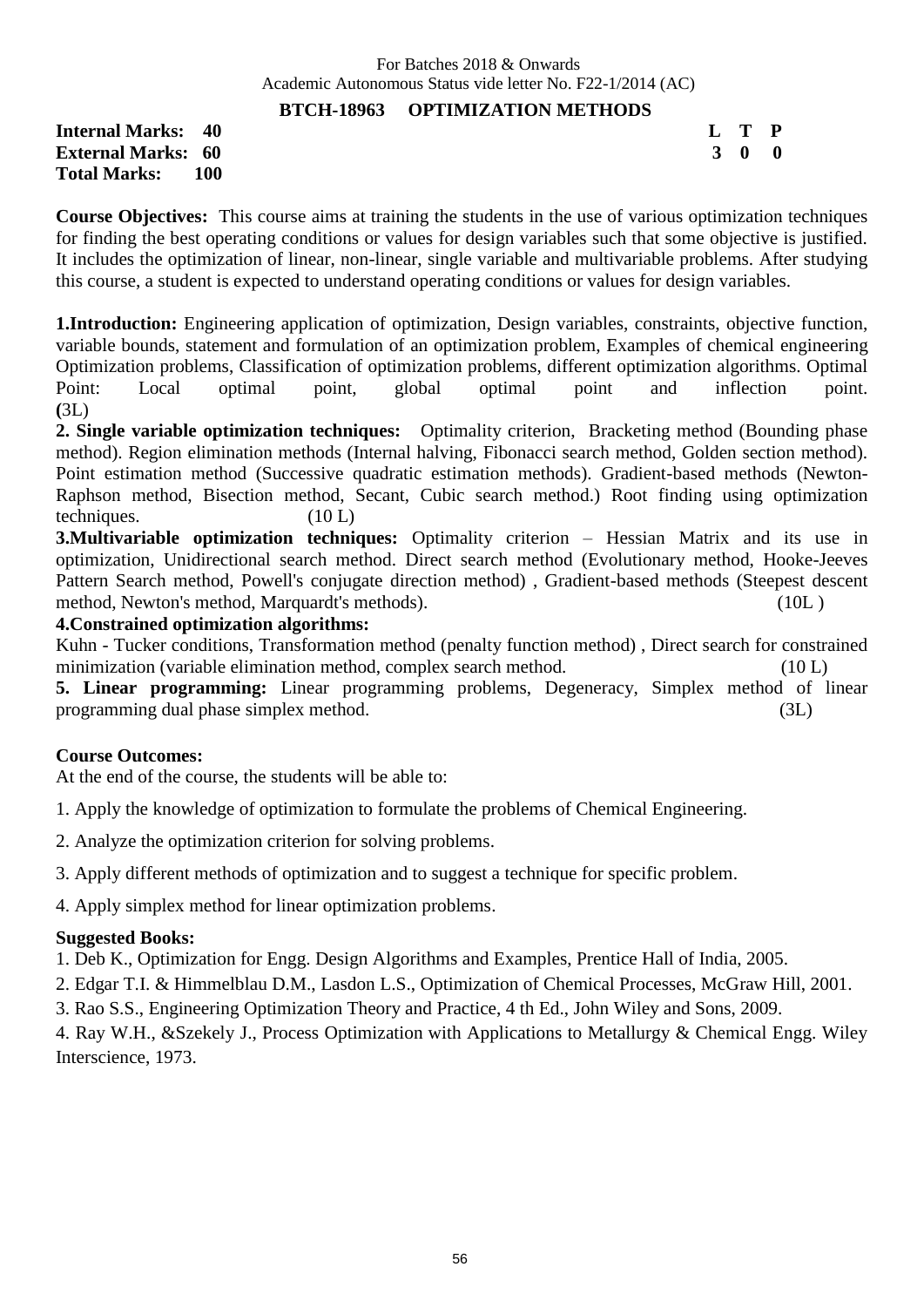For Batches 2018 & Onwards
Academic Autonomous Status vide letter No. F22-1/2014 (AC)

## BTCH-18963 OPTIMIZATION METHODS

**Internal Marks: 40** | **L T P**
**External Marks: 60** | **3 0 0**
**Total Marks: 100**

**Course Objectives:** This course aims at training the students in the use of various optimization techniques for finding the best operating conditions or values for design variables such that some objective is justified. It includes the optimization of linear, non-linear, single variable and multivariable problems. After studying this course, a student is expected to understand operating conditions or values for design variables.

**1.Introduction:** Engineering application of optimization, Design variables, constraints, objective function, variable bounds, statement and formulation of an optimization problem, Examples of chemical engineering Optimization problems, Classification of optimization problems, different optimization algorithms. Optimal Point: Local optimal point, global optimal point and inflection point. **(**3L)

**2. Single variable optimization techniques:** Optimality criterion, Bracketing method (Bounding phase method). Region elimination methods (Internal halving, Fibonacci search method, Golden section method). Point estimation method (Successive quadratic estimation methods). Gradient-based methods (Newton-Raphson method, Bisection method, Secant, Cubic search method.) Root finding using optimization techniques. (10 L)

**3.Multivariable optimization techniques:** Optimality criterion – Hessian Matrix and its use in optimization, Unidirectional search method. Direct search method (Evolutionary method, Hooke-Jeeves Pattern Search method, Powell's conjugate direction method) , Gradient-based methods (Steepest descent method, Newton's method, Marquardt's methods). (10L )

**4.Constrained optimization algorithms:**
Kuhn - Tucker conditions, Transformation method (penalty function method) , Direct search for constrained minimization (variable elimination method, complex search method. (10 L)

**5. Linear programming:** Linear programming problems, Degeneracy, Simplex method of linear programming dual phase simplex method. (3L)

**Course Outcomes:**
At the end of the course, the students will be able to:

1. Apply the knowledge of optimization to formulate the problems of Chemical Engineering.
2. Analyze the optimization criterion for solving problems.
3. Apply different methods of optimization and to suggest a technique for specific problem.
4. Apply simplex method for linear optimization problems.

**Suggested Books:**
1. Deb K., Optimization for Engg. Design Algorithms and Examples, Prentice Hall of India, 2005.
2. Edgar T.I. & Himmelblau D.M., Lasdon L.S., Optimization of Chemical Processes, McGraw Hill, 2001.
3. Rao S.S., Engineering Optimization Theory and Practice, 4 th Ed., John Wiley and Sons, 2009.
4. Ray W.H., &Szekely J., Process Optimization with Applications to Metallurgy & Chemical Engg. Wiley Interscience, 1973.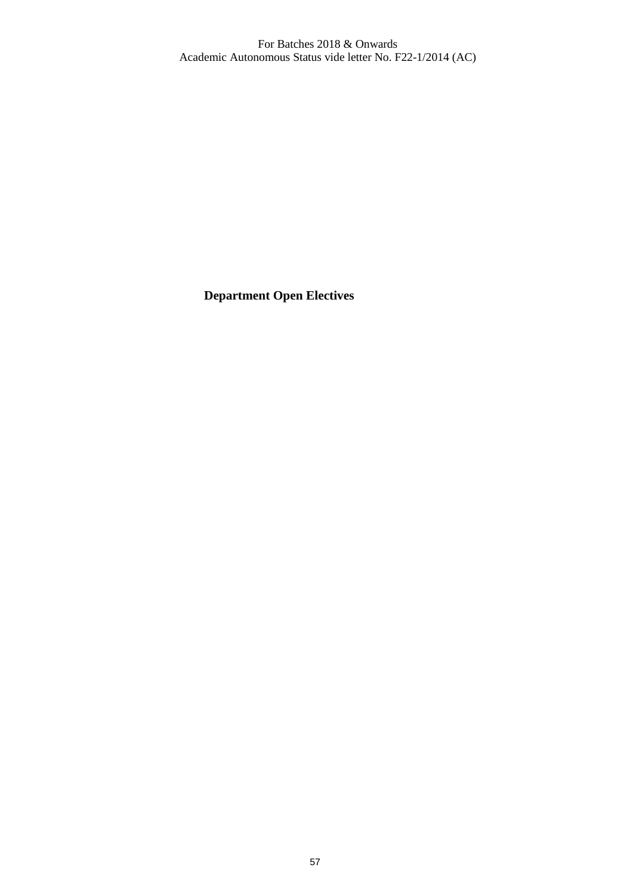# Department Open Electives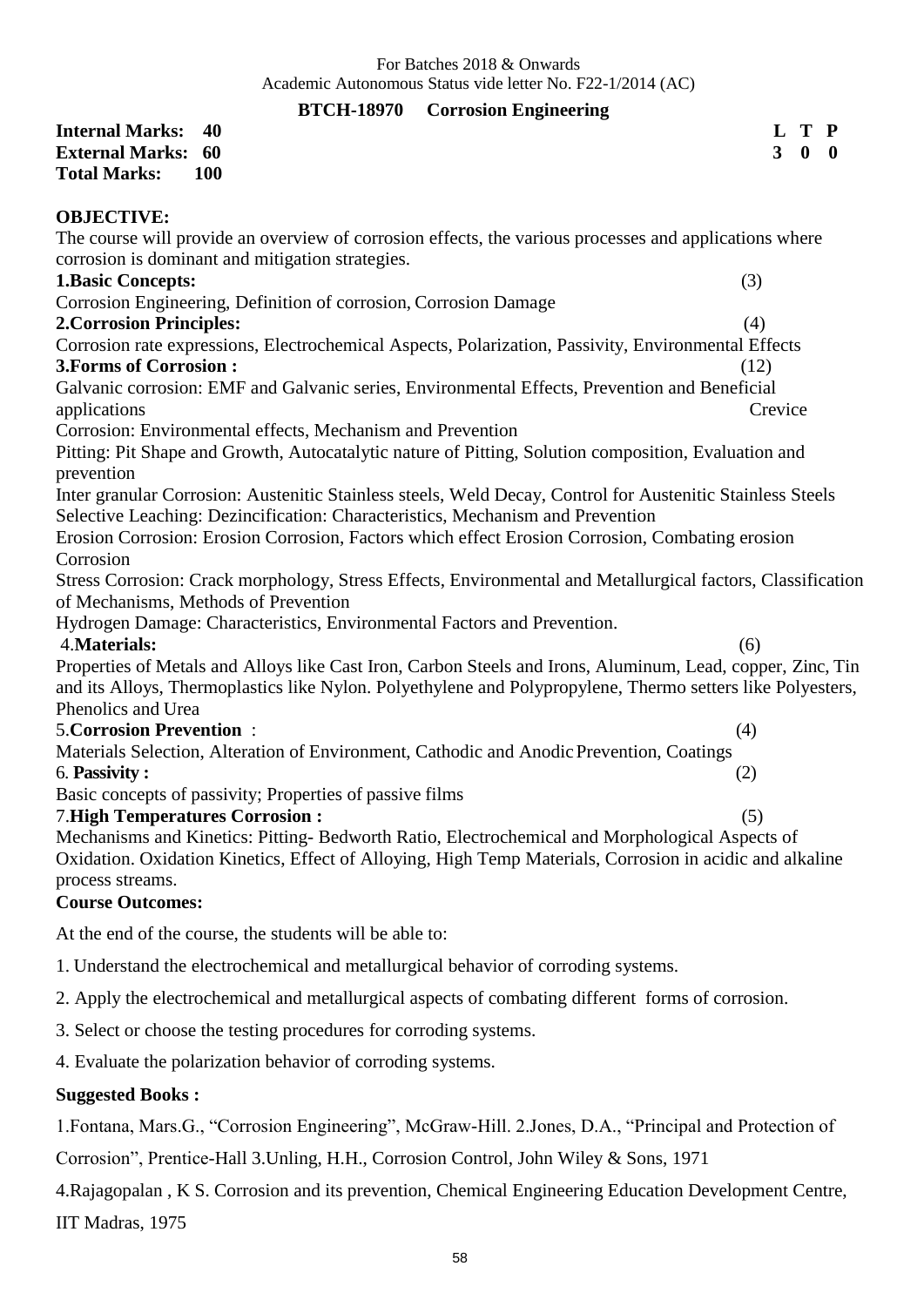For Batches 2018 & Onwards
Academic Autonomous Status vide letter No. F22-1/2014 (AC)

## BTCH-18970 Corrosion Engineering

**Internal Marks: 40**
**External Marks: 60**
**Total Marks: 100**

| L | T | P |
|---|---|---|
| 3 | 0 | 0 |

**OBJECTIVE:**

The course will provide an overview of corrosion effects, the various processes and applications where corrosion is dominant and mitigation strategies.

**1.Basic Concepts:** (3)

Corrosion Engineering, Definition of corrosion, Corrosion Damage

**2.Corrosion Principles:** (4)

Corrosion rate expressions, Electrochemical Aspects, Polarization, Passivity, Environmental Effects

**3.Forms of Corrosion :** (12)

Galvanic corrosion: EMF and Galvanic series, Environmental Effects, Prevention and Beneficial applications Crevice Corrosion: Environmental effects, Mechanism and Prevention

Pitting: Pit Shape and Growth, Autocatalytic nature of Pitting, Solution composition, Evaluation and prevention

Inter granular Corrosion: Austenitic Stainless steels, Weld Decay, Control for Austenitic Stainless Steels

Selective Leaching: Dezincification: Characteristics, Mechanism and Prevention

Erosion Corrosion: Erosion Corrosion, Factors which effect Erosion Corrosion, Combating erosion Corrosion

Stress Corrosion: Crack morphology, Stress Effects, Environmental and Metallurgical factors, Classification of Mechanisms, Methods of Prevention

Hydrogen Damage: Characteristics, Environmental Factors and Prevention.

4.**Materials:** (6)

Properties of Metals and Alloys like Cast Iron, Carbon Steels and Irons, Aluminum, Lead, copper, Zinc, Tin and its Alloys, Thermoplastics like Nylon. Polyethylene and Polypropylene, Thermo setters like Polyesters, Phenolics and Urea

5.**Corrosion Prevention** : (4)

Materials Selection, Alteration of Environment, Cathodic and Anodic Prevention, Coatings

6. **Passivity :** (2)

Basic concepts of passivity; Properties of passive films

7.**High Temperatures Corrosion :** (5)

Mechanisms and Kinetics: Pitting- Bedworth Ratio, Electrochemical and Morphological Aspects of Oxidation. Oxidation Kinetics, Effect of Alloying, High Temp Materials, Corrosion in acidic and alkaline process streams.

**Course Outcomes:**

At the end of the course, the students will be able to:

1. Understand the electrochemical and metallurgical behavior of corroding systems.
2. Apply the electrochemical and metallurgical aspects of combating different forms of corrosion.
3. Select or choose the testing procedures for corroding systems.
4. Evaluate the polarization behavior of corroding systems.

**Suggested Books :**

1.Fontana, Mars.G., "Corrosion Engineering", McGraw-Hill. 2.Jones, D.A., "Principal and Protection of Corrosion", Prentice-Hall 3.Unling, H.H., Corrosion Control, John Wiley & Sons, 1971

4.Rajagopalan , K S. Corrosion and its prevention, Chemical Engineering Education Development Centre, IIT Madras, 1975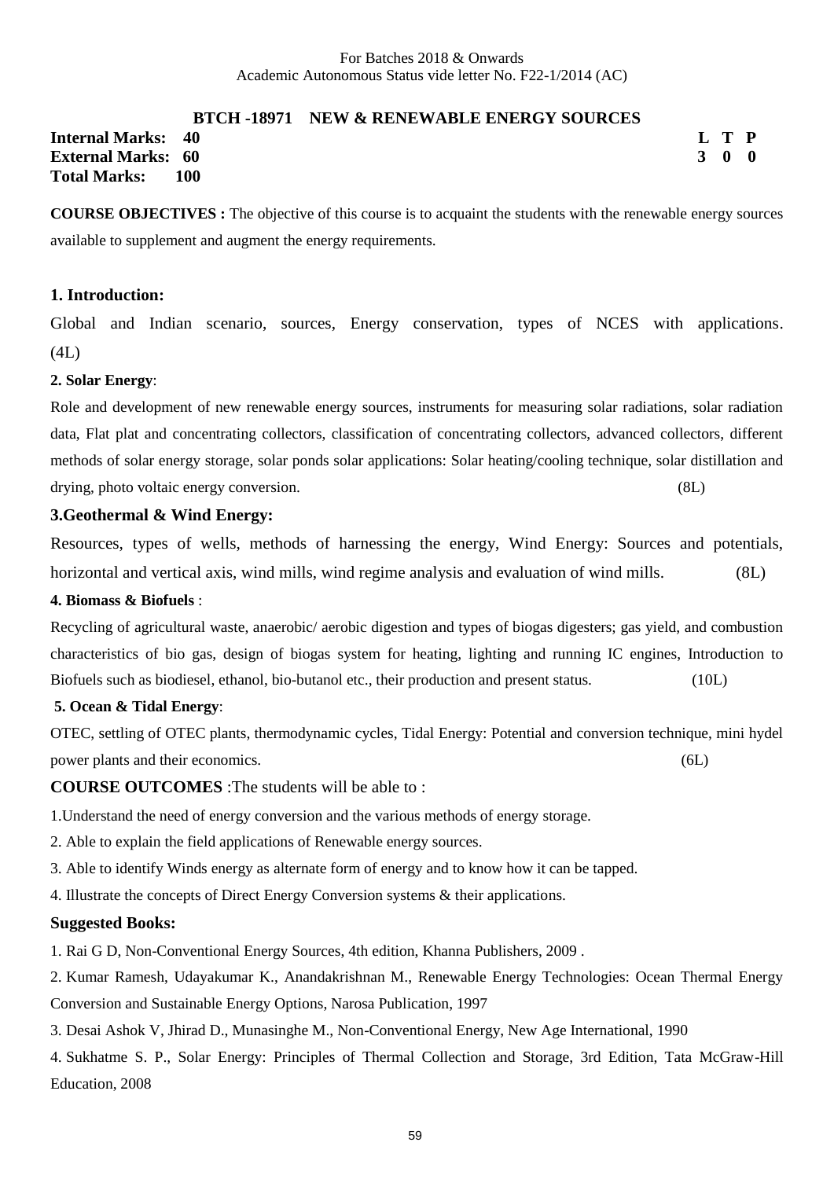For Batches 2018 & Onwards
Academic Autonomous Status vide letter No. F22-1/2014 (AC)

## BTCH -18971 NEW & RENEWABLE ENERGY SOURCES

**Internal Marks: 40**
**External Marks: 60**
**Total Marks: 100**

| L | T | P |
|---|---|---|
| 3 | 0 | 0 |

**COURSE OBJECTIVES :** The objective of this course is to acquaint the students with the renewable energy sources available to supplement and augment the energy requirements.

### 1. Introduction:

Global and Indian scenario, sources, Energy conservation, types of NCES with applications. (4L)

### 2. Solar Energy:

Role and development of new renewable energy sources, instruments for measuring solar radiations, solar radiation data, Flat plat and concentrating collectors, classification of concentrating collectors, advanced collectors, different methods of solar energy storage, solar ponds solar applications: Solar heating/cooling technique, solar distillation and drying, photo voltaic energy conversion. (8L)

### 3.Geothermal & Wind Energy:

Resources, types of wells, methods of harnessing the energy, Wind Energy: Sources and potentials, horizontal and vertical axis, wind mills, wind regime analysis and evaluation of wind mills. (8L)

### 4. Biomass & Biofuels :

Recycling of agricultural waste, anaerobic/ aerobic digestion and types of biogas digesters; gas yield, and combustion characteristics of bio gas, design of biogas system for heating, lighting and running IC engines, Introduction to Biofuels such as biodiesel, ethanol, bio-butanol etc., their production and present status. (10L)

### 5. Ocean & Tidal Energy:

OTEC, settling of OTEC plants, thermodynamic cycles, Tidal Energy: Potential and conversion technique, mini hydel power plants and their economics. (6L)

**COURSE OUTCOMES** :The students will be able to :

1.Understand the need of energy conversion and the various methods of energy storage.

2. Able to explain the field applications of Renewable energy sources.

3. Able to identify Winds energy as alternate form of energy and to know how it can be tapped.

4. Illustrate the concepts of Direct Energy Conversion systems & their applications.

### Suggested Books:

1. Rai G D, Non-Conventional Energy Sources, 4th edition, Khanna Publishers, 2009 .
2. Kumar Ramesh, Udayakumar K., Anandakrishnan M., Renewable Energy Technologies: Ocean Thermal Energy Conversion and Sustainable Energy Options, Narosa Publication, 1997
3. Desai Ashok V, Jhirad D., Munasinghe M., Non-Conventional Energy, New Age International, 1990
4. Sukhatme S. P., Solar Energy: Principles of Thermal Collection and Storage, 3rd Edition, Tata McGraw-Hill Education, 2008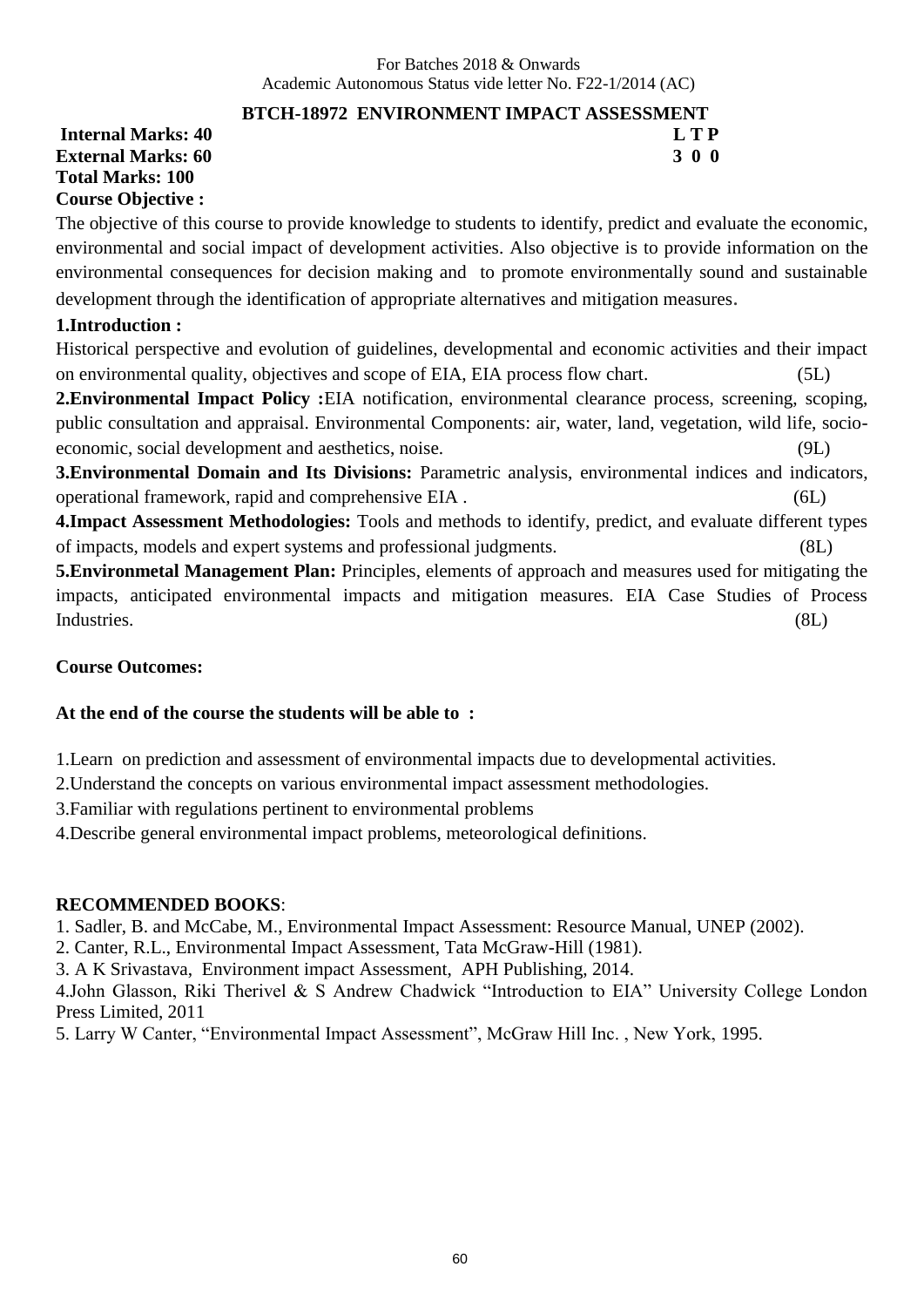For Batches 2018 & Onwards
Academic Autonomous Status vide letter No. F22-1/2014 (AC)

## BTCH-18972 ENVIRONMENT IMPACT ASSESSMENT

**Internal Marks: 40** **L T P**
**External Marks: 60** **3 0 0**
**Total Marks: 100**

**Course Objective :**

The objective of this course to provide knowledge to students to identify, predict and evaluate the economic, environmental and social impact of development activities. Also objective is to provide information on the environmental consequences for decision making and to promote environmentally sound and sustainable development through the identification of appropriate alternatives and mitigation measures.

**1.Introduction :**

Historical perspective and evolution of guidelines, developmental and economic activities and their impact on environmental quality, objectives and scope of EIA, EIA process flow chart. (5L)

**2.Environmental Impact Policy :**EIA notification, environmental clearance process, screening, scoping, public consultation and appraisal. Environmental Components: air, water, land, vegetation, wild life, socio-economic, social development and aesthetics, noise. (9L)

**3.Environmental Domain and Its Divisions:** Parametric analysis, environmental indices and indicators, operational framework, rapid and comprehensive EIA . (6L)

**4.Impact Assessment Methodologies:** Tools and methods to identify, predict, and evaluate different types of impacts, models and expert systems and professional judgments. (8L)

**5.Environmetal Management Plan:** Principles, elements of approach and measures used for mitigating the impacts, anticipated environmental impacts and mitigation measures. EIA Case Studies of Process Industries. (8L)

**Course Outcomes:**

**At the end of the course the students will be able to :**

1.Learn on prediction and assessment of environmental impacts due to developmental activities.
2.Understand the concepts on various environmental impact assessment methodologies.
3.Familiar with regulations pertinent to environmental problems
4.Describe general environmental impact problems, meteorological definitions.

**RECOMMENDED BOOKS**:

1. Sadler, B. and McCabe, M., Environmental Impact Assessment: Resource Manual, UNEP (2002).
2. Canter, R.L., Environmental Impact Assessment, Tata McGraw-Hill (1981).
3. A K Srivastava, Environment impact Assessment, APH Publishing, 2014.
4.John Glasson, Riki Therivel & S Andrew Chadwick "Introduction to EIA" University College London Press Limited, 2011
5. Larry W Canter, "Environmental Impact Assessment", McGraw Hill Inc. , New York, 1995.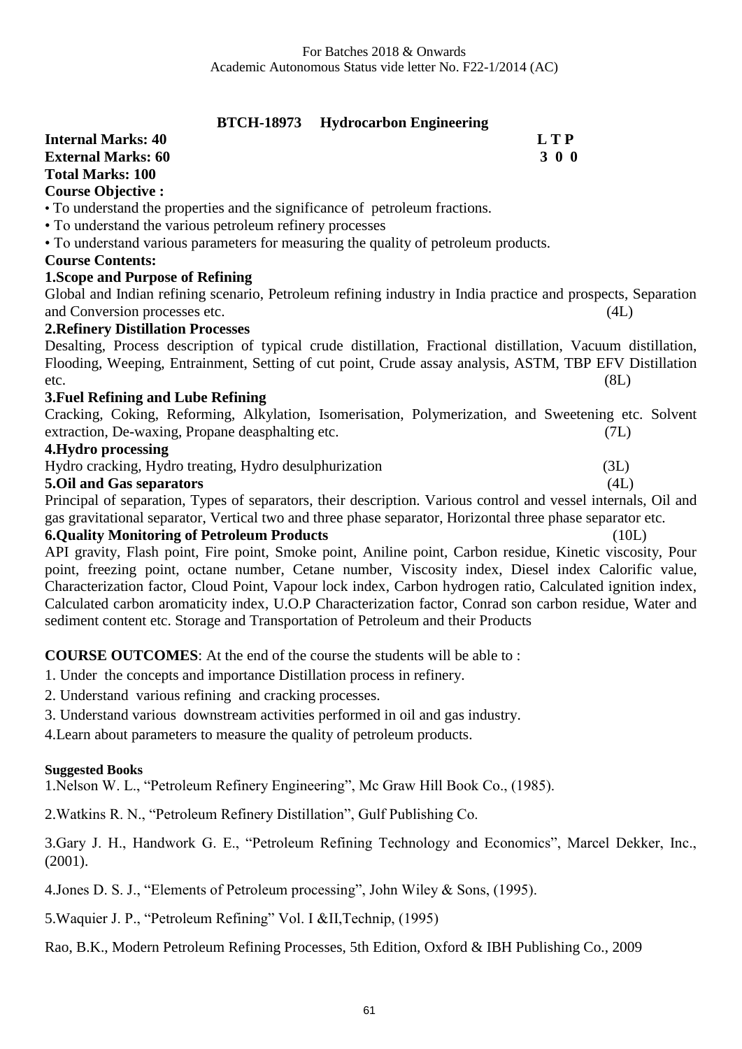For Batches 2018 & Onwards
Academic Autonomous Status vide letter No. F22-1/2014 (AC)

## BTCH-18973 Hydrocarbon Engineering

**Internal Marks: 40** **L T P**
**External Marks: 60** **3 0 0**
**Total Marks: 100**

**Course Objective :**

- To understand the properties and the significance of petroleum fractions.
- To understand the various petroleum refinery processes
- To understand various parameters for measuring the quality of petroleum products.

**Course Contents:**

**1.Scope and Purpose of Refining**

Global and Indian refining scenario, Petroleum refining industry in India practice and prospects, Separation and Conversion processes etc. (4L)

**2.Refinery Distillation Processes**

Desalting, Process description of typical crude distillation, Fractional distillation, Vacuum distillation, Flooding, Weeping, Entrainment, Setting of cut point, Crude assay analysis, ASTM, TBP EFV Distillation etc. (8L)

**3.Fuel Refining and Lube Refining**

Cracking, Coking, Reforming, Alkylation, Isomerisation, Polymerization, and Sweetening etc. Solvent extraction, De-waxing, Propane deasphalting etc. (7L)

**4.Hydro processing**

Hydro cracking, Hydro treating, Hydro desulphurization (3L)

**5.Oil and Gas separators** (4L)

Principal of separation, Types of separators, their description. Various control and vessel internals, Oil and gas gravitational separator, Vertical two and three phase separator, Horizontal three phase separator etc.

**6.Quality Monitoring of Petroleum Products** (10L)

API gravity, Flash point, Fire point, Smoke point, Aniline point, Carbon residue, Kinetic viscosity, Pour point, freezing point, octane number, Cetane number, Viscosity index, Diesel index Calorific value, Characterization factor, Cloud Point, Vapour lock index, Carbon hydrogen ratio, Calculated ignition index, Calculated carbon aromaticity index, U.O.P Characterization factor, Conrad son carbon residue, Water and sediment content etc. Storage and Transportation of Petroleum and their Products

**COURSE OUTCOMES**: At the end of the course the students will be able to :

1. Under the concepts and importance Distillation process in refinery.
2. Understand various refining and cracking processes.
3. Understand various downstream activities performed in oil and gas industry.
4. Learn about parameters to measure the quality of petroleum products.

**Suggested Books**

1.Nelson W. L., "Petroleum Refinery Engineering", Mc Graw Hill Book Co., (1985).

2.Watkins R. N., "Petroleum Refinery Distillation", Gulf Publishing Co.

3.Gary J. H., Handwork G. E., "Petroleum Refining Technology and Economics", Marcel Dekker, Inc., (2001).

4.Jones D. S. J., "Elements of Petroleum processing", John Wiley & Sons, (1995).

5.Waquier J. P., "Petroleum Refining" Vol. I &II,Technip, (1995)

Rao, B.K., Modern Petroleum Refining Processes, 5th Edition, Oxford & IBH Publishing Co., 2009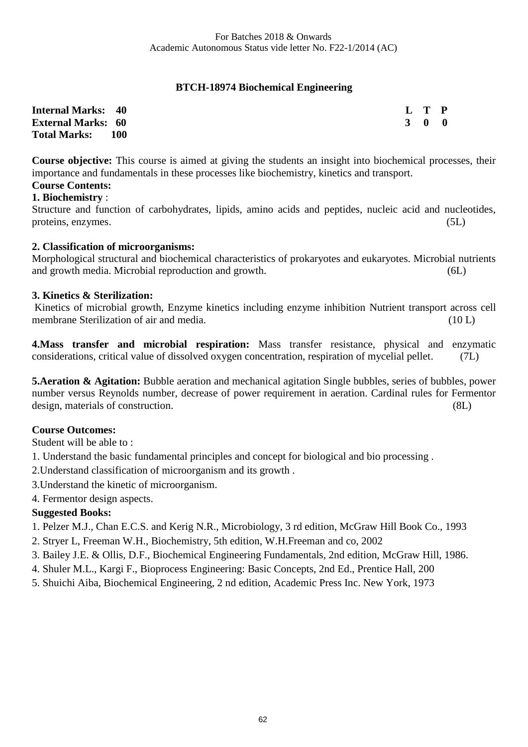For Batches 2018 & Onwards
Academic Autonomous Status vide letter No. F22-1/2014 (AC)

## BTCH-18974 Biochemical Engineering

| | | L | T | P |
|---|---|---|---|---|
| **Internal Marks:** | **40** | **3** | **0** | **0** |
| **External Marks:** | **60** | | | |
| **Total Marks:** | **100** | | | |

**Course objective:** This course is aimed at giving the students an insight into biochemical processes, their importance and fundamentals in these processes like biochemistry, kinetics and transport.

**Course Contents:**

**1. Biochemistry** :
Structure and function of carbohydrates, lipids, amino acids and peptides, nucleic acid and nucleotides, proteins, enzymes. (5L)

**2. Classification of microorganisms:**
Morphological structural and biochemical characteristics of prokaryotes and eukaryotes. Microbial nutrients and growth media. Microbial reproduction and growth. (6L)

**3. Kinetics & Sterilization:**
Kinetics of microbial growth, Enzyme kinetics including enzyme inhibition Nutrient transport across cell membrane Sterilization of air and media. (10 L)

**4.Mass transfer and microbial respiration:** Mass transfer resistance, physical and enzymatic considerations, critical value of dissolved oxygen concentration, respiration of mycelial pellet. (7L)

**5.Aeration & Agitation:** Bubble aeration and mechanical agitation Single bubbles, series of bubbles, power number versus Reynolds number, decrease of power requirement in aeration. Cardinal rules for Fermentor design, materials of construction. (8L)

**Course Outcomes:**

Student will be able to :

1. Understand the basic fundamental principles and concept for biological and bio processing .
2. Understand classification of microorganism and its growth .
3. Understand the kinetic of microorganism.
4. Fermentor design aspects.

**Suggested Books:**

1. Pelzer M.J., Chan E.C.S. and Kerig N.R., Microbiology, 3 rd edition, McGraw Hill Book Co., 1993
2. Stryer L, Freeman W.H., Biochemistry, 5th edition, W.H.Freeman and co, 2002
3. Bailey J.E. & Ollis, D.F., Biochemical Engineering Fundamentals, 2nd edition, McGraw Hill, 1986.
4. Shuler M.L., Kargi F., Bioprocess Engineering: Basic Concepts, 2nd Ed., Prentice Hall, 200
5. Shuichi Aiba, Biochemical Engineering, 2 nd edition, Academic Press Inc. New York, 1973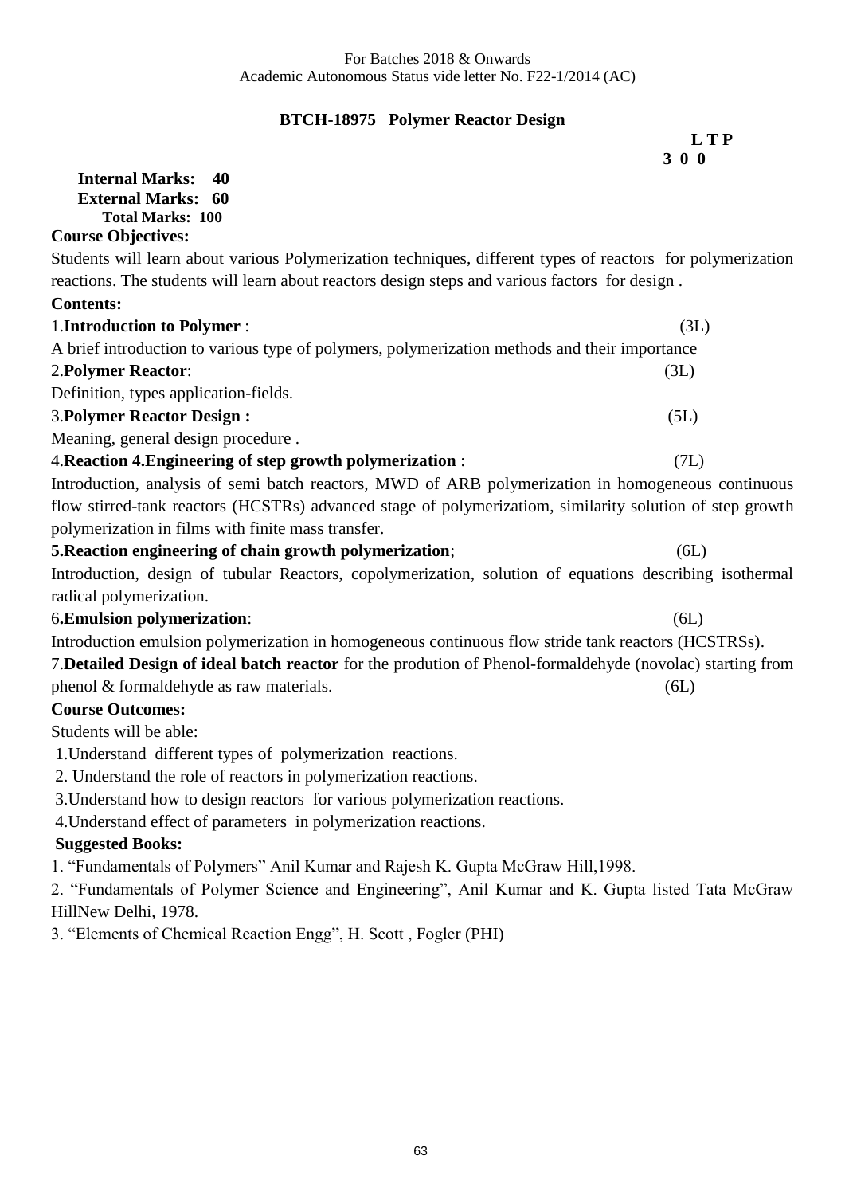For Batches 2018 & Onwards
Academic Autonomous Status vide letter No. F22-1/2014 (AC)

## BTCH-18975 Polymer Reactor Design

**L T P**
**3 0 0**

**Internal Marks: 40**
**External Marks: 60**
**Total Marks: 100**

**Course Objectives:**

Students will learn about various Polymerization techniques, different types of reactors for polymerization reactions. The students will learn about reactors design steps and various factors for design .

**Contents:**

1.**Introduction to Polymer** : (3L)

A brief introduction to various type of polymers, polymerization methods and their importance

2.**Polymer Reactor**: (3L)

Definition, types application-fields.

3.**Polymer Reactor Design :** (5L)

Meaning, general design procedure .

4.**Reaction 4.Engineering of step growth polymerization** : (7L)

Introduction, analysis of semi batch reactors, MWD of ARB polymerization in homogeneous continuous flow stirred-tank reactors (HCSTRs) advanced stage of polymerizatiom, similarity solution of step growth polymerization in films with finite mass transfer.

**5.Reaction engineering of chain growth polymerization**; (6L)

Introduction, design of tubular Reactors, copolymerization, solution of equations describing isothermal radical polymerization.

6**.Emulsion polymerization**: (6L)

Introduction emulsion polymerization in homogeneous continuous flow stride tank reactors (HCSTRSs).

7.**Detailed Design of ideal batch reactor** for the prodution of Phenol-formaldehyde (novolac) starting from phenol & formaldehyde as raw materials. (6L)

**Course Outcomes:**

Students will be able:

1.Understand different types of polymerization reactions.
2. Understand the role of reactors in polymerization reactions.
3.Understand how to design reactors for various polymerization reactions.
4.Understand effect of parameters in polymerization reactions.

**Suggested Books:**

1. "Fundamentals of Polymers" Anil Kumar and Rajesh K. Gupta McGraw Hill,1998.
2. "Fundamentals of Polymer Science and Engineering", Anil Kumar and K. Gupta listed Tata McGraw HillNew Delhi, 1978.
3. "Elements of Chemical Reaction Engg", H. Scott , Fogler (PHI)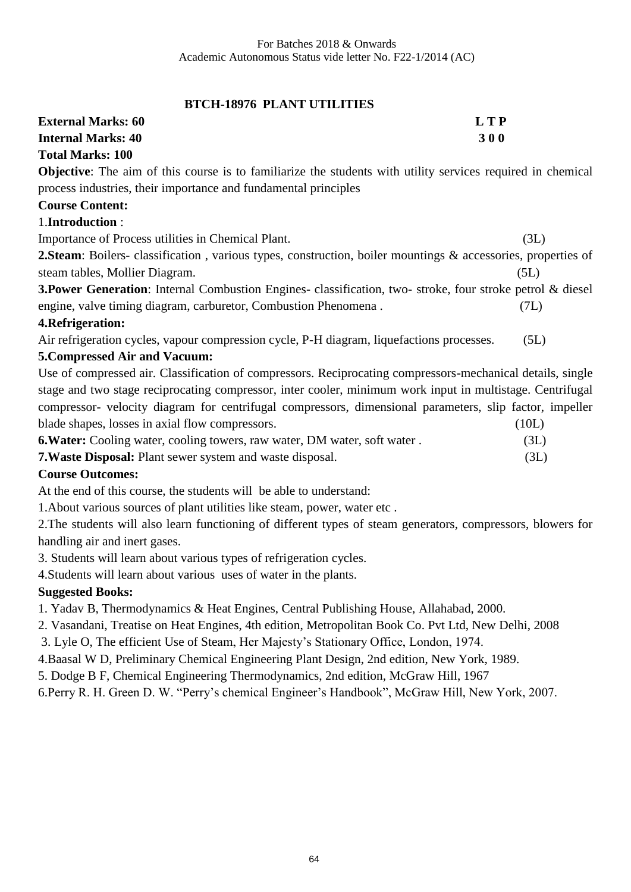For Batches 2018 & Onwards
Academic Autonomous Status vide letter No. F22-1/2014 (AC)

## BTCH-18976 PLANT UTILITIES

**External Marks: 60** **L T P**
**Internal Marks: 40** **3 0 0**
**Total Marks: 100**

**Objective**: The aim of this course is to familiarize the students with utility services required in chemical process industries, their importance and fundamental principles

**Course Content:**

1.**Introduction** :

Importance of Process utilities in Chemical Plant. (3L)

**2.Steam**: Boilers- classification , various types, construction, boiler mountings & accessories, properties of steam tables, Mollier Diagram. (5L)

**3.Power Generation**: Internal Combustion Engines- classification, two- stroke, four stroke petrol & diesel engine, valve timing diagram, carburetor, Combustion Phenomena . (7L)

**4.Refrigeration:**

Air refrigeration cycles, vapour compression cycle, P-H diagram, liquefactions processes. (5L)

**5.Compressed Air and Vacuum:**

Use of compressed air. Classification of compressors. Reciprocating compressors-mechanical details, single stage and two stage reciprocating compressor, inter cooler, minimum work input in multistage. Centrifugal compressor- velocity diagram for centrifugal compressors, dimensional parameters, slip factor, impeller blade shapes, losses in axial flow compressors. (10L)

**6.Water:** Cooling water, cooling towers, raw water, DM water, soft water . (3L)

**7.Waste Disposal:** Plant sewer system and waste disposal. (3L)

**Course Outcomes:**

At the end of this course, the students will be able to understand:

1.About various sources of plant utilities like steam, power, water etc .

2.The students will also learn functioning of different types of steam generators, compressors, blowers for handling air and inert gases.

3. Students will learn about various types of refrigeration cycles.

4.Students will learn about various uses of water in the plants.

**Suggested Books:**

1. Yadav B, Thermodynamics & Heat Engines, Central Publishing House, Allahabad, 2000.
2. Vasandani, Treatise on Heat Engines, 4th edition, Metropolitan Book Co. Pvt Ltd, New Delhi, 2008
3. Lyle O, The efficient Use of Steam, Her Majesty's Stationary Office, London, 1974.
4. Baasal W D, Preliminary Chemical Engineering Plant Design, 2nd edition, New York, 1989.
5. Dodge B F, Chemical Engineering Thermodynamics, 2nd edition, McGraw Hill, 1967
6. Perry R. H. Green D. W. "Perry's chemical Engineer's Handbook", McGraw Hill, New York, 2007.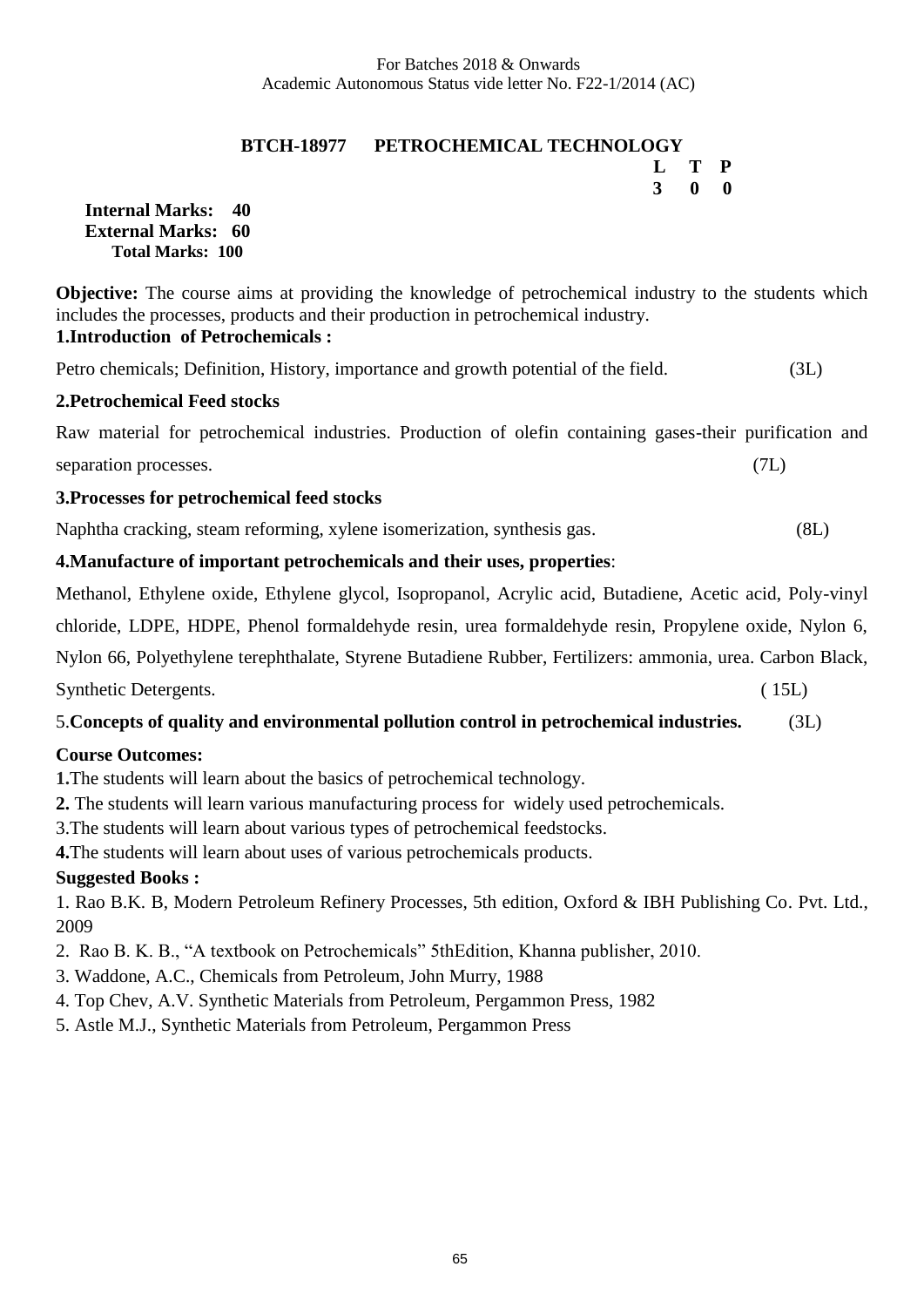For Batches 2018 & Onwards
Academic Autonomous Status vide letter No. F22-1/2014 (AC)

## BTCH-18977 PETROCHEMICAL TECHNOLOGY

| L | T | P |
|---|---|---|
| 3 | 0 | 0 |

**Internal Marks: 40**
**External Marks: 60**
**Total Marks: 100**

**Objective:** The course aims at providing the knowledge of petrochemical industry to the students which includes the processes, products and their production in petrochemical industry.

**1.Introduction of Petrochemicals :**

Petro chemicals; Definition, History, importance and growth potential of the field. (3L)

**2.Petrochemical Feed stocks**

Raw material for petrochemical industries. Production of olefin containing gases-their purification and separation processes. (7L)

**3.Processes for petrochemical feed stocks**

Naphtha cracking, steam reforming, xylene isomerization, synthesis gas. (8L)

**4.Manufacture of important petrochemicals and their uses, properties**:

Methanol, Ethylene oxide, Ethylene glycol, Isopropanol, Acrylic acid, Butadiene, Acetic acid, Poly-vinyl chloride, LDPE, HDPE, Phenol formaldehyde resin, urea formaldehyde resin, Propylene oxide, Nylon 6, Nylon 66, Polyethylene terephthalate, Styrene Butadiene Rubber, Fertilizers: ammonia, urea. Carbon Black, Synthetic Detergents. ( 15L)

5.**Concepts of quality and environmental pollution control in petrochemical industries.** (3L)

**Course Outcomes:**

**1.**The students will learn about the basics of petrochemical technology.

**2.** The students will learn various manufacturing process for widely used petrochemicals.

3.The students will learn about various types of petrochemical feedstocks.

**4.**The students will learn about uses of various petrochemicals products.

**Suggested Books :**

1. Rao B.K. B, Modern Petroleum Refinery Processes, 5th edition, Oxford & IBH Publishing Co. Pvt. Ltd., 2009
2. Rao B. K. B., "A textbook on Petrochemicals" 5thEdition, Khanna publisher, 2010.
3. Waddone, A.C., Chemicals from Petroleum, John Murry, 1988
4. Top Chev, A.V. Synthetic Materials from Petroleum, Pergammon Press, 1982
5. Astle M.J., Synthetic Materials from Petroleum, Pergammon Press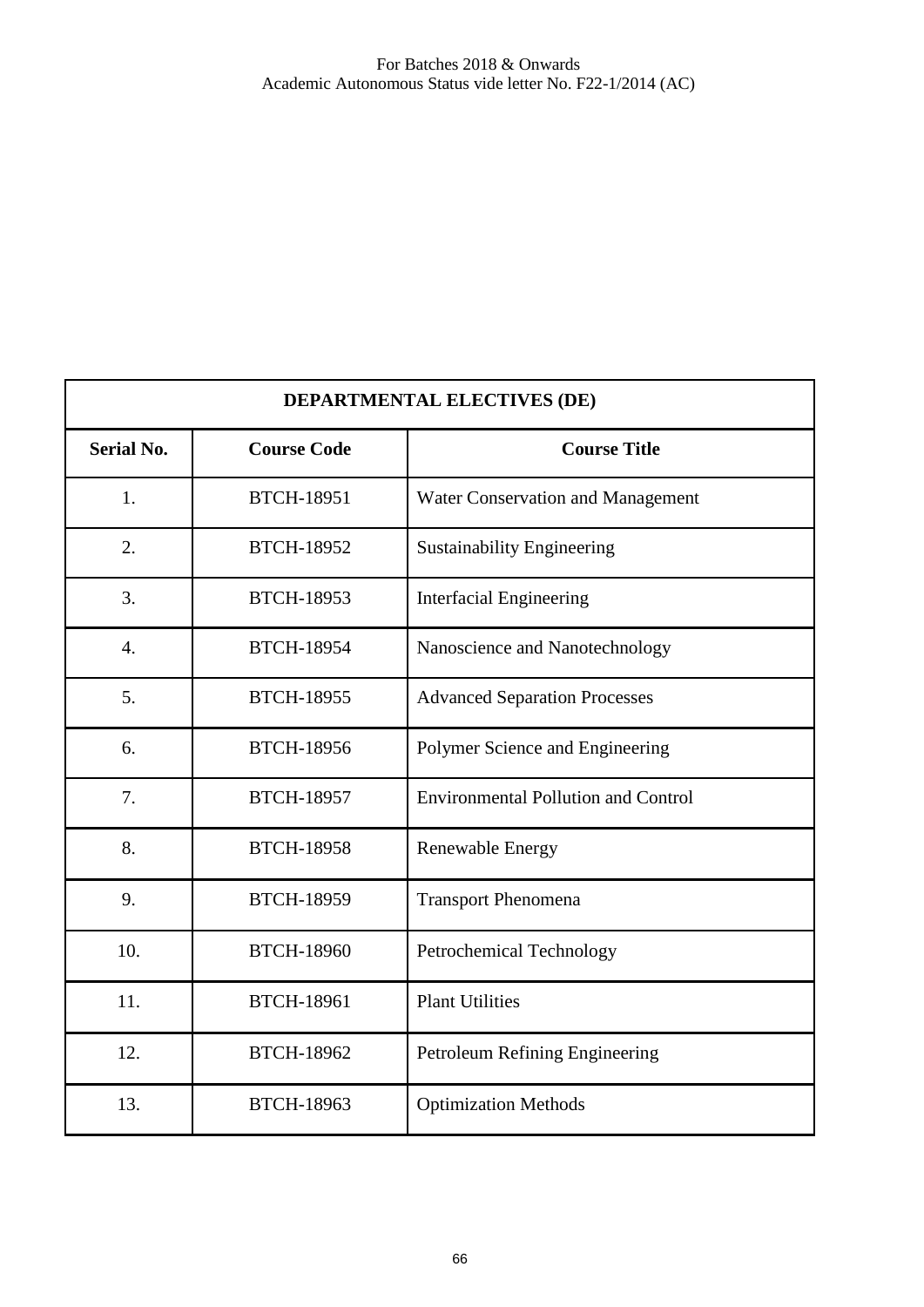| DEPARTMENTAL ELECTIVES (DE) | | |
|---|---|---|
| **Serial No.** | **Course Code** | **Course Title** |
| 1. | BTCH-18951 | Water Conservation and Management |
| 2. | BTCH-18952 | Sustainability Engineering |
| 3. | BTCH-18953 | Interfacial Engineering |
| 4. | BTCH-18954 | Nanoscience and Nanotechnology |
| 5. | BTCH-18955 | Advanced Separation Processes |
| 6. | BTCH-18956 | Polymer Science and Engineering |
| 7. | BTCH-18957 | Environmental Pollution and Control |
| 8. | BTCH-18958 | Renewable Energy |
| 9. | BTCH-18959 | Transport Phenomena |
| 10. | BTCH-18960 | Petrochemical Technology |
| 11. | BTCH-18961 | Plant Utilities |
| 12. | BTCH-18962 | Petroleum Refining Engineering |
| 13. | BTCH-18963 | Optimization Methods |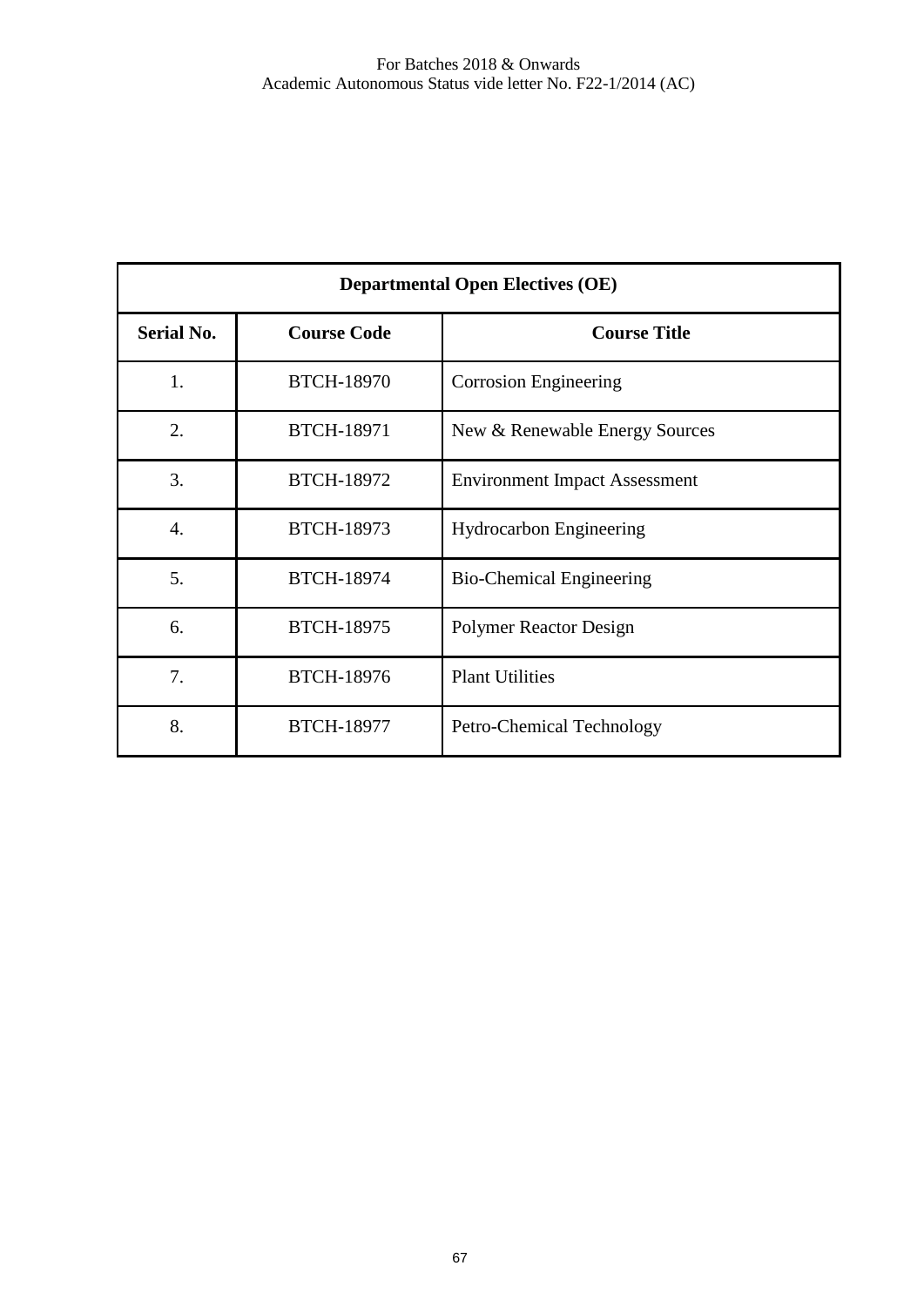| Departmental Open Electives (OE) | | |
|---|---|---|
| **Serial No.** | **Course Code** | **Course Title** |
| 1. | BTCH-18970 | Corrosion Engineering |
| 2. | BTCH-18971 | New & Renewable Energy Sources |
| 3. | BTCH-18972 | Environment Impact Assessment |
| 4. | BTCH-18973 | Hydrocarbon Engineering |
| 5. | BTCH-18974 | Bio-Chemical Engineering |
| 6. | BTCH-18975 | Polymer Reactor Design |
| 7. | BTCH-18976 | Plant Utilities |
| 8. | BTCH-18977 | Petro-Chemical Technology |